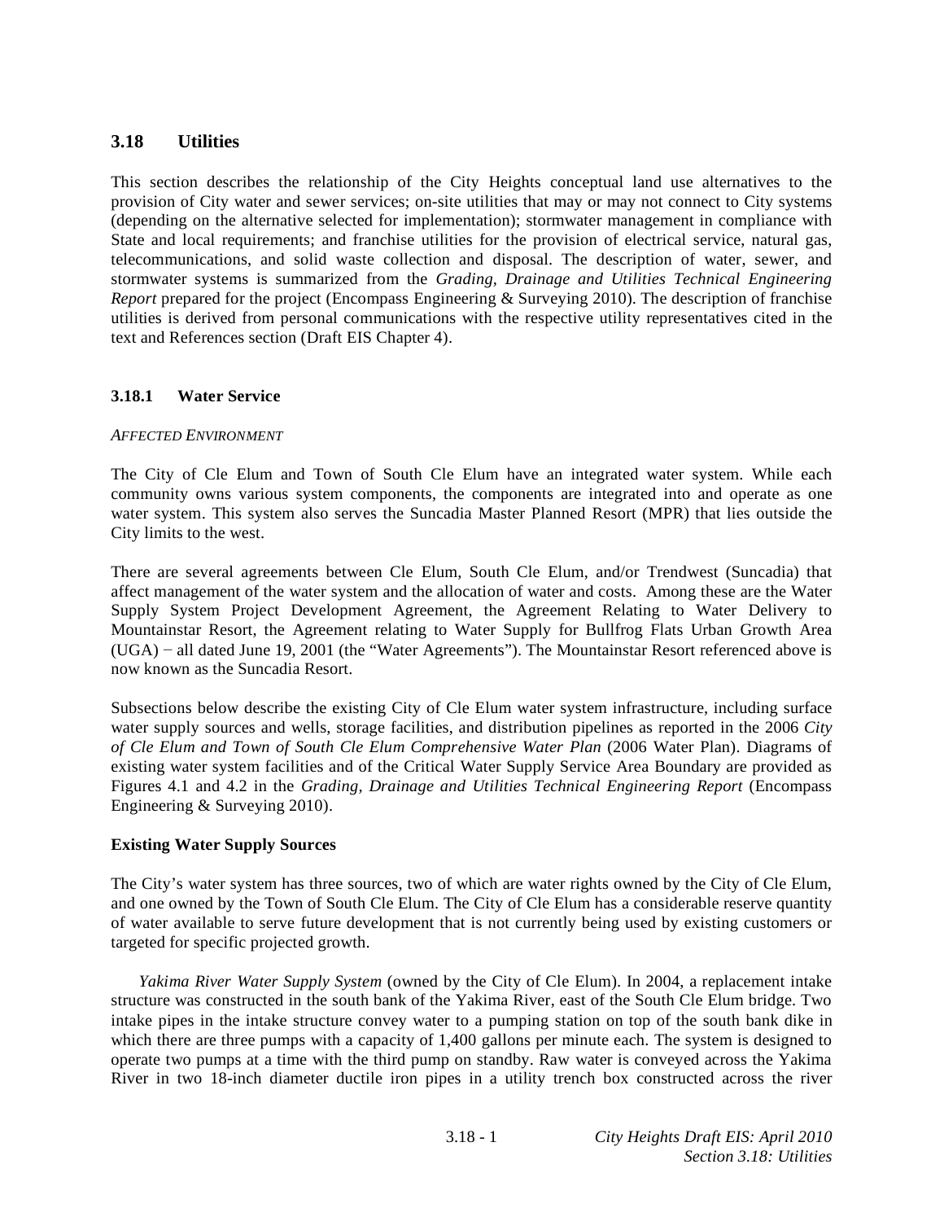## 3.18 Utilities

This section describes the relationship of the City Heights conceptual land use alternatives to the provision of City water and sewer services; on-site utilities that may or may not connect to City systems (depending on the alternative selected for implementation); stormwater management in compliance with State and local requirements; and franchise utilities for the provision of electrical service, natural gas, telecommunications, and solid waste collection and disposal. The description of water, sewer, and stormwater systems is summarized from the *Grading, Drainage and Utilities Technical Engineering Report* prepared for the project (Encompass Engineering & Surveying 2010). The description of franchise utilities is derived from personal communications with the respective utility representatives cited in the text and References section (Draft EIS Chapter 4).

### 3.18.1 Water Service

*AFFECTED ENVIRONMENT*

The City of Cle Elum and Town of South Cle Elum have an integrated water system. While each community owns various system components, the components are integrated into and operate as one water system. This system also serves the Suncadia Master Planned Resort (MPR) that lies outside the City limits to the west.

There are several agreements between Cle Elum, South Cle Elum, and/or Trendwest (Suncadia) that affect management of the water system and the allocation of water and costs. Among these are the Water Supply System Project Development Agreement, the Agreement Relating to Water Delivery to Mountainstar Resort, the Agreement relating to Water Supply for Bullfrog Flats Urban Growth Area (UGA) − all dated June 19, 2001 (the "Water Agreements"). The Mountainstar Resort referenced above is now known as the Suncadia Resort.

Subsections below describe the existing City of Cle Elum water system infrastructure, including surface water supply sources and wells, storage facilities, and distribution pipelines as reported in the 2006 *City of Cle Elum and Town of South Cle Elum Comprehensive Water Plan* (2006 Water Plan). Diagrams of existing water system facilities and of the Critical Water Supply Service Area Boundary are provided as Figures 4.1 and 4.2 in the *Grading, Drainage and Utilities Technical Engineering Report* (Encompass Engineering & Surveying 2010).

**Existing Water Supply Sources**

The City's water system has three sources, two of which are water rights owned by the City of Cle Elum, and one owned by the Town of South Cle Elum. The City of Cle Elum has a considerable reserve quantity of water available to serve future development that is not currently being used by existing customers or targeted for specific projected growth.

*Yakima River Water Supply System* (owned by the City of Cle Elum). In 2004, a replacement intake structure was constructed in the south bank of the Yakima River, east of the South Cle Elum bridge. Two intake pipes in the intake structure convey water to a pumping station on top of the south bank dike in which there are three pumps with a capacity of 1,400 gallons per minute each. The system is designed to operate two pumps at a time with the third pump on standby. Raw water is conveyed across the Yakima River in two 18-inch diameter ductile iron pipes in a utility trench box constructed across the river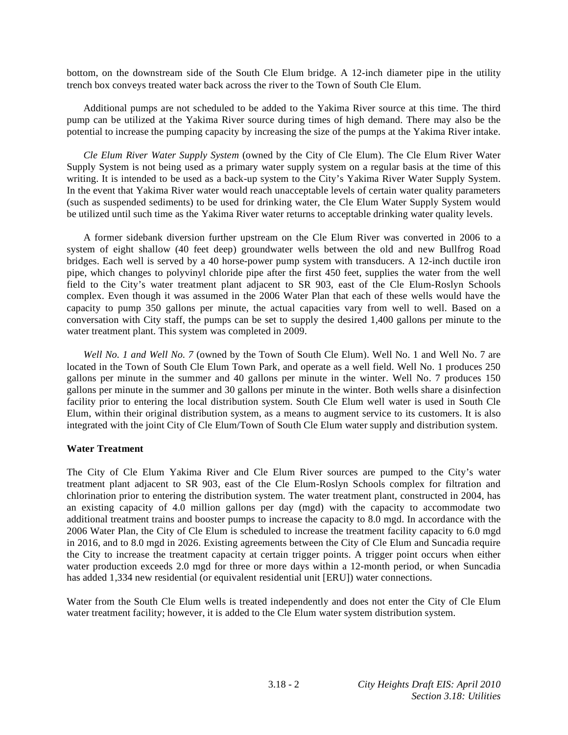bottom, on the downstream side of the South Cle Elum bridge. A 12-inch diameter pipe in the utility trench box conveys treated water back across the river to the Town of South Cle Elum.

Additional pumps are not scheduled to be added to the Yakima River source at this time. The third pump can be utilized at the Yakima River source during times of high demand. There may also be the potential to increase the pumping capacity by increasing the size of the pumps at the Yakima River intake.

*Cle Elum River Water Supply System* (owned by the City of Cle Elum). The Cle Elum River Water Supply System is not being used as a primary water supply system on a regular basis at the time of this writing. It is intended to be used as a back-up system to the City's Yakima River Water Supply System. In the event that Yakima River water would reach unacceptable levels of certain water quality parameters (such as suspended sediments) to be used for drinking water, the Cle Elum Water Supply System would be utilized until such time as the Yakima River water returns to acceptable drinking water quality levels.

A former sidebank diversion further upstream on the Cle Elum River was converted in 2006 to a system of eight shallow (40 feet deep) groundwater wells between the old and new Bullfrog Road bridges. Each well is served by a 40 horse-power pump system with transducers. A 12-inch ductile iron pipe, which changes to polyvinyl chloride pipe after the first 450 feet, supplies the water from the well field to the City's water treatment plant adjacent to SR 903, east of the Cle Elum-Roslyn Schools complex. Even though it was assumed in the 2006 Water Plan that each of these wells would have the capacity to pump 350 gallons per minute, the actual capacities vary from well to well. Based on a conversation with City staff, the pumps can be set to supply the desired 1,400 gallons per minute to the water treatment plant. This system was completed in 2009.

*Well No. 1 and Well No. 7* (owned by the Town of South Cle Elum). Well No. 1 and Well No. 7 are located in the Town of South Cle Elum Town Park, and operate as a well field. Well No. 1 produces 250 gallons per minute in the summer and 40 gallons per minute in the winter. Well No. 7 produces 150 gallons per minute in the summer and 30 gallons per minute in the winter. Both wells share a disinfection facility prior to entering the local distribution system. South Cle Elum well water is used in South Cle Elum, within their original distribution system, as a means to augment service to its customers. It is also integrated with the joint City of Cle Elum/Town of South Cle Elum water supply and distribution system.

**Water Treatment**

The City of Cle Elum Yakima River and Cle Elum River sources are pumped to the City's water treatment plant adjacent to SR 903, east of the Cle Elum-Roslyn Schools complex for filtration and chlorination prior to entering the distribution system. The water treatment plant, constructed in 2004, has an existing capacity of 4.0 million gallons per day (mgd) with the capacity to accommodate two additional treatment trains and booster pumps to increase the capacity to 8.0 mgd. In accordance with the 2006 Water Plan, the City of Cle Elum is scheduled to increase the treatment facility capacity to 6.0 mgd in 2016, and to 8.0 mgd in 2026. Existing agreements between the City of Cle Elum and Suncadia require the City to increase the treatment capacity at certain trigger points. A trigger point occurs when either water production exceeds 2.0 mgd for three or more days within a 12-month period, or when Suncadia has added 1,334 new residential (or equivalent residential unit [ERU]) water connections.

Water from the South Cle Elum wells is treated independently and does not enter the City of Cle Elum water treatment facility; however, it is added to the Cle Elum water system distribution system.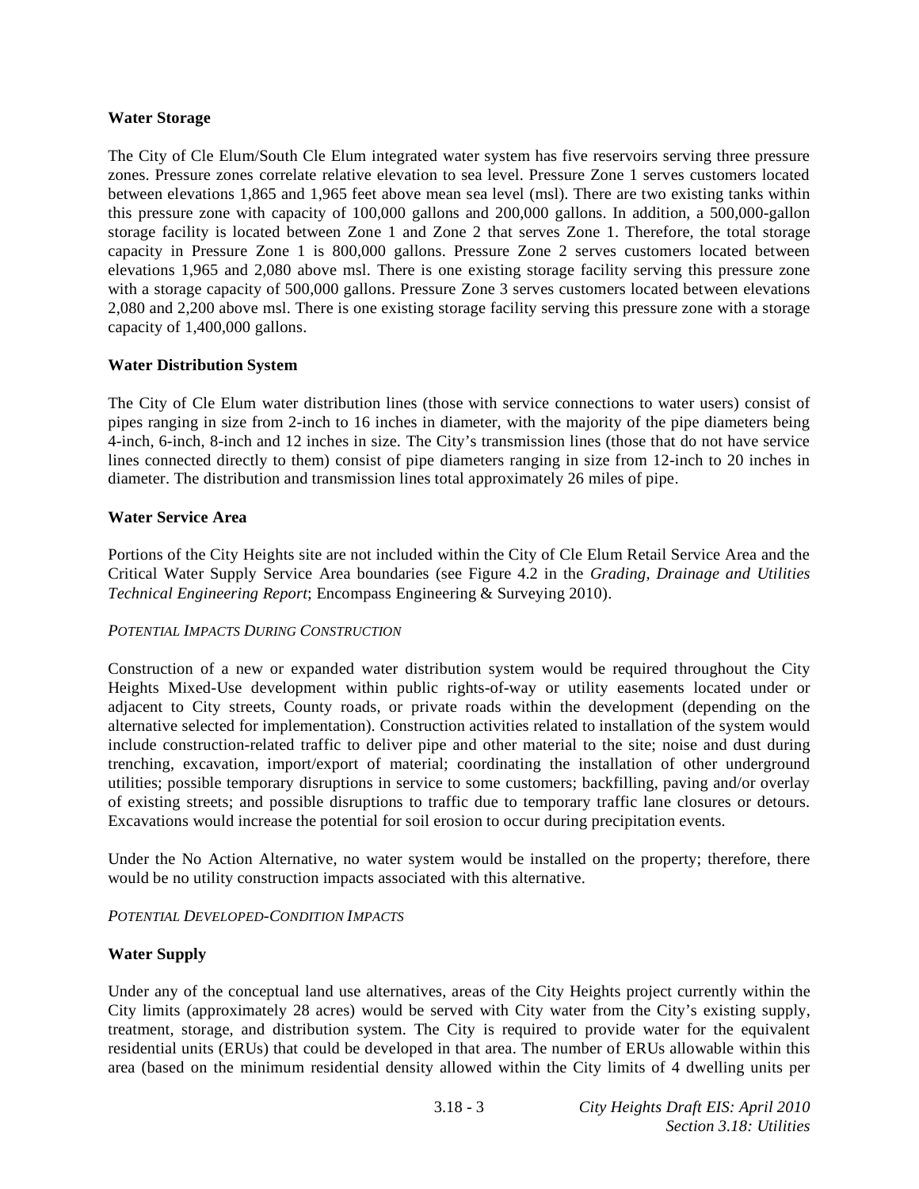**Water Storage**

The City of Cle Elum/South Cle Elum integrated water system has five reservoirs serving three pressure zones. Pressure zones correlate relative elevation to sea level. Pressure Zone 1 serves customers located between elevations 1,865 and 1,965 feet above mean sea level (msl). There are two existing tanks within this pressure zone with capacity of 100,000 gallons and 200,000 gallons. In addition, a 500,000-gallon storage facility is located between Zone 1 and Zone 2 that serves Zone 1. Therefore, the total storage capacity in Pressure Zone 1 is 800,000 gallons. Pressure Zone 2 serves customers located between elevations 1,965 and 2,080 above msl. There is one existing storage facility serving this pressure zone with a storage capacity of 500,000 gallons. Pressure Zone 3 serves customers located between elevations 2,080 and 2,200 above msl. There is one existing storage facility serving this pressure zone with a storage capacity of 1,400,000 gallons.

**Water Distribution System**

The City of Cle Elum water distribution lines (those with service connections to water users) consist of pipes ranging in size from 2-inch to 16 inches in diameter, with the majority of the pipe diameters being 4-inch, 6-inch, 8-inch and 12 inches in size. The City's transmission lines (those that do not have service lines connected directly to them) consist of pipe diameters ranging in size from 12-inch to 20 inches in diameter. The distribution and transmission lines total approximately 26 miles of pipe.

**Water Service Area**

Portions of the City Heights site are not included within the City of Cle Elum Retail Service Area and the Critical Water Supply Service Area boundaries (see Figure 4.2 in the *Grading, Drainage and Utilities Technical Engineering Report*; Encompass Engineering & Surveying 2010).

*POTENTIAL IMPACTS DURING CONSTRUCTION*

Construction of a new or expanded water distribution system would be required throughout the City Heights Mixed-Use development within public rights-of-way or utility easements located under or adjacent to City streets, County roads, or private roads within the development (depending on the alternative selected for implementation). Construction activities related to installation of the system would include construction-related traffic to deliver pipe and other material to the site; noise and dust during trenching, excavation, import/export of material; coordinating the installation of other underground utilities; possible temporary disruptions in service to some customers; backfilling, paving and/or overlay of existing streets; and possible disruptions to traffic due to temporary traffic lane closures or detours. Excavations would increase the potential for soil erosion to occur during precipitation events.

Under the No Action Alternative, no water system would be installed on the property; therefore, there would be no utility construction impacts associated with this alternative.

*POTENTIAL DEVELOPED-CONDITION IMPACTS*

**Water Supply**

Under any of the conceptual land use alternatives, areas of the City Heights project currently within the City limits (approximately 28 acres) would be served with City water from the City's existing supply, treatment, storage, and distribution system. The City is required to provide water for the equivalent residential units (ERUs) that could be developed in that area. The number of ERUs allowable within this area (based on the minimum residential density allowed within the City limits of 4 dwelling units per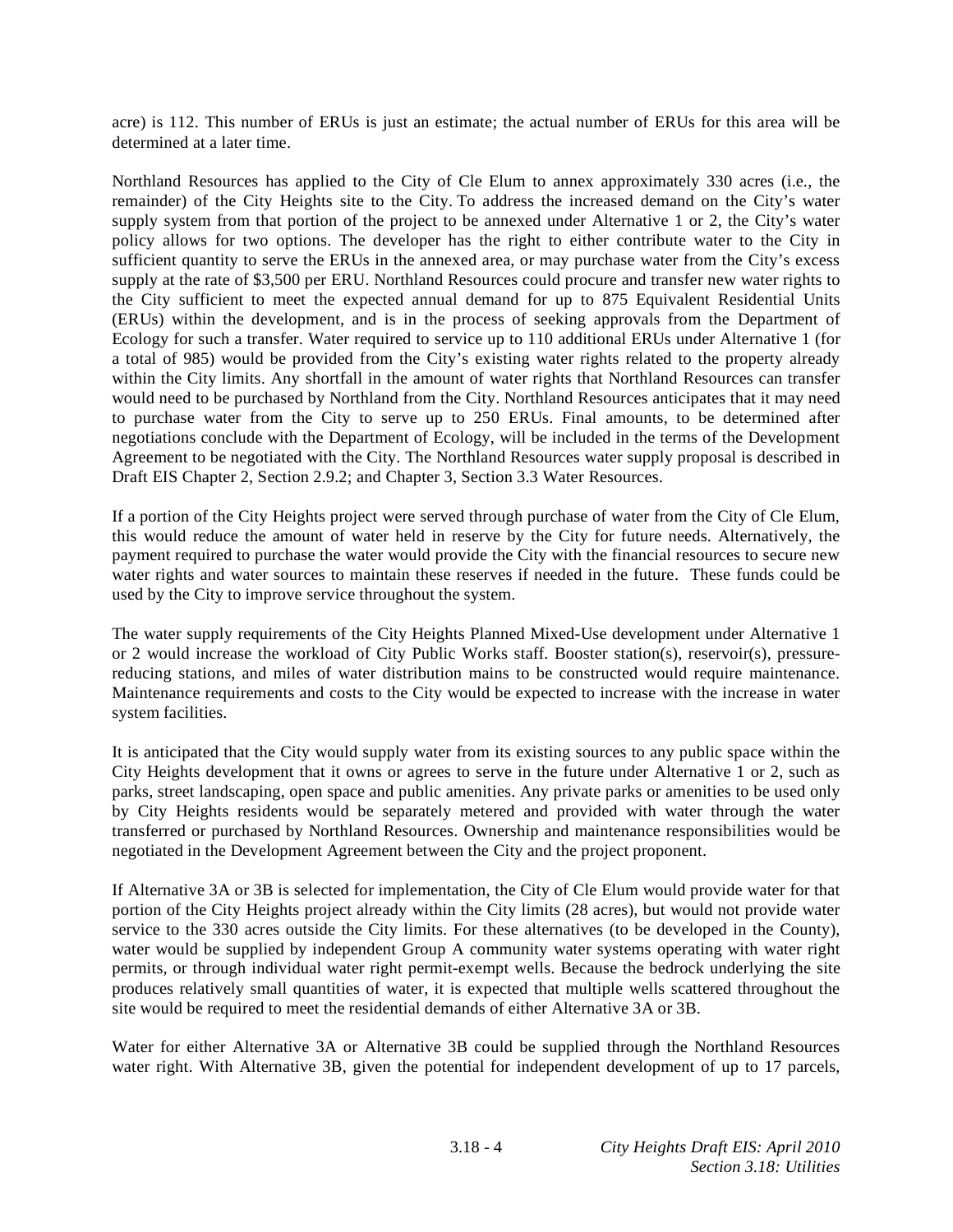acre) is 112. This number of ERUs is just an estimate; the actual number of ERUs for this area will be determined at a later time.

Northland Resources has applied to the City of Cle Elum to annex approximately 330 acres (i.e., the remainder) of the City Heights site to the City. To address the increased demand on the City's water supply system from that portion of the project to be annexed under Alternative 1 or 2, the City's water policy allows for two options. The developer has the right to either contribute water to the City in sufficient quantity to serve the ERUs in the annexed area, or may purchase water from the City's excess supply at the rate of $3,500 per ERU. Northland Resources could procure and transfer new water rights to the City sufficient to meet the expected annual demand for up to 875 Equivalent Residential Units (ERUs) within the development, and is in the process of seeking approvals from the Department of Ecology for such a transfer. Water required to service up to 110 additional ERUs under Alternative 1 (for a total of 985) would be provided from the City's existing water rights related to the property already within the City limits. Any shortfall in the amount of water rights that Northland Resources can transfer would need to be purchased by Northland from the City. Northland Resources anticipates that it may need to purchase water from the City to serve up to 250 ERUs. Final amounts, to be determined after negotiations conclude with the Department of Ecology, will be included in the terms of the Development Agreement to be negotiated with the City. The Northland Resources water supply proposal is described in Draft EIS Chapter 2, Section 2.9.2; and Chapter 3, Section 3.3 Water Resources.

If a portion of the City Heights project were served through purchase of water from the City of Cle Elum, this would reduce the amount of water held in reserve by the City for future needs. Alternatively, the payment required to purchase the water would provide the City with the financial resources to secure new water rights and water sources to maintain these reserves if needed in the future. These funds could be used by the City to improve service throughout the system.

The water supply requirements of the City Heights Planned Mixed-Use development under Alternative 1 or 2 would increase the workload of City Public Works staff. Booster station(s), reservoir(s), pressure-reducing stations, and miles of water distribution mains to be constructed would require maintenance. Maintenance requirements and costs to the City would be expected to increase with the increase in water system facilities.

It is anticipated that the City would supply water from its existing sources to any public space within the City Heights development that it owns or agrees to serve in the future under Alternative 1 or 2, such as parks, street landscaping, open space and public amenities. Any private parks or amenities to be used only by City Heights residents would be separately metered and provided with water through the water transferred or purchased by Northland Resources. Ownership and maintenance responsibilities would be negotiated in the Development Agreement between the City and the project proponent.

If Alternative 3A or 3B is selected for implementation, the City of Cle Elum would provide water for that portion of the City Heights project already within the City limits (28 acres), but would not provide water service to the 330 acres outside the City limits. For these alternatives (to be developed in the County), water would be supplied by independent Group A community water systems operating with water right permits, or through individual water right permit-exempt wells. Because the bedrock underlying the site produces relatively small quantities of water, it is expected that multiple wells scattered throughout the site would be required to meet the residential demands of either Alternative 3A or 3B.

Water for either Alternative 3A or Alternative 3B could be supplied through the Northland Resources water right. With Alternative 3B, given the potential for independent development of up to 17 parcels,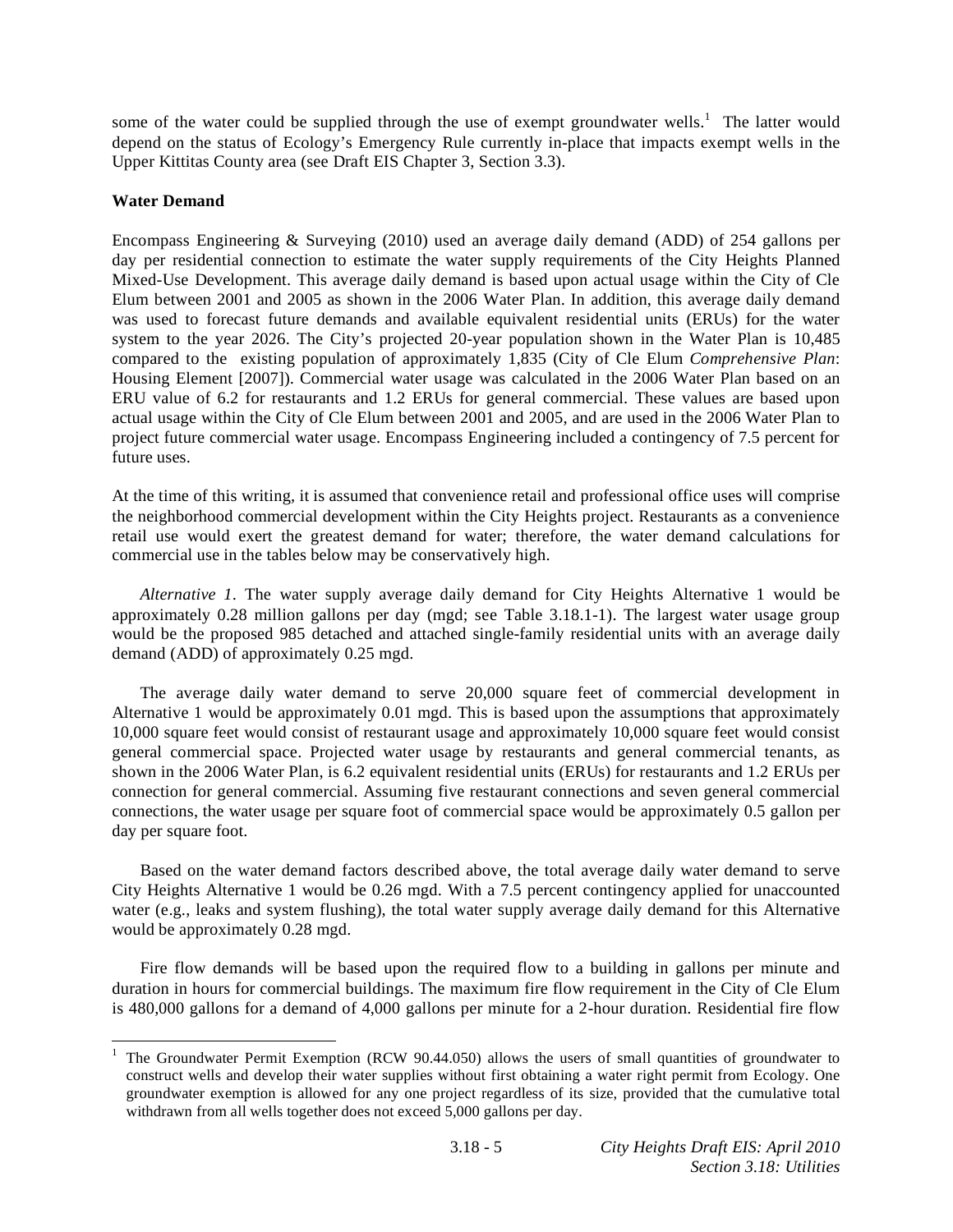some of the water could be supplied through the use of exempt groundwater wells.[1] The latter would depend on the status of Ecology's Emergency Rule currently in-place that impacts exempt wells in the Upper Kittitas County area (see Draft EIS Chapter 3, Section 3.3).

**Water Demand**

Encompass Engineering & Surveying (2010) used an average daily demand (ADD) of 254 gallons per day per residential connection to estimate the water supply requirements of the City Heights Planned Mixed-Use Development. This average daily demand is based upon actual usage within the City of Cle Elum between 2001 and 2005 as shown in the 2006 Water Plan. In addition, this average daily demand was used to forecast future demands and available equivalent residential units (ERUs) for the water system to the year 2026. The City's projected 20-year population shown in the Water Plan is 10,485 compared to the existing population of approximately 1,835 (City of Cle Elum *Comprehensive Plan*: Housing Element [2007]). Commercial water usage was calculated in the 2006 Water Plan based on an ERU value of 6.2 for restaurants and 1.2 ERUs for general commercial. These values are based upon actual usage within the City of Cle Elum between 2001 and 2005, and are used in the 2006 Water Plan to project future commercial water usage. Encompass Engineering included a contingency of 7.5 percent for future uses.

At the time of this writing, it is assumed that convenience retail and professional office uses will comprise the neighborhood commercial development within the City Heights project. Restaurants as a convenience retail use would exert the greatest demand for water; therefore, the water demand calculations for commercial use in the tables below may be conservatively high.

*Alternative 1*. The water supply average daily demand for City Heights Alternative 1 would be approximately 0.28 million gallons per day (mgd; see Table 3.18.1-1). The largest water usage group would be the proposed 985 detached and attached single-family residential units with an average daily demand (ADD) of approximately 0.25 mgd.

The average daily water demand to serve 20,000 square feet of commercial development in Alternative 1 would be approximately 0.01 mgd. This is based upon the assumptions that approximately 10,000 square feet would consist of restaurant usage and approximately 10,000 square feet would consist general commercial space. Projected water usage by restaurants and general commercial tenants, as shown in the 2006 Water Plan, is 6.2 equivalent residential units (ERUs) for restaurants and 1.2 ERUs per connection for general commercial. Assuming five restaurant connections and seven general commercial connections, the water usage per square foot of commercial space would be approximately 0.5 gallon per day per square foot.

Based on the water demand factors described above, the total average daily water demand to serve City Heights Alternative 1 would be 0.26 mgd. With a 7.5 percent contingency applied for unaccounted water (e.g., leaks and system flushing), the total water supply average daily demand for this Alternative would be approximately 0.28 mgd.

Fire flow demands will be based upon the required flow to a building in gallons per minute and duration in hours for commercial buildings. The maximum fire flow requirement in the City of Cle Elum is 480,000 gallons for a demand of 4,000 gallons per minute for a 2-hour duration. Residential fire flow

[1] The Groundwater Permit Exemption (RCW 90.44.050) allows the users of small quantities of groundwater to construct wells and develop their water supplies without first obtaining a water right permit from Ecology. One groundwater exemption is allowed for any one project regardless of its size, provided that the cumulative total withdrawn from all wells together does not exceed 5,000 gallons per day.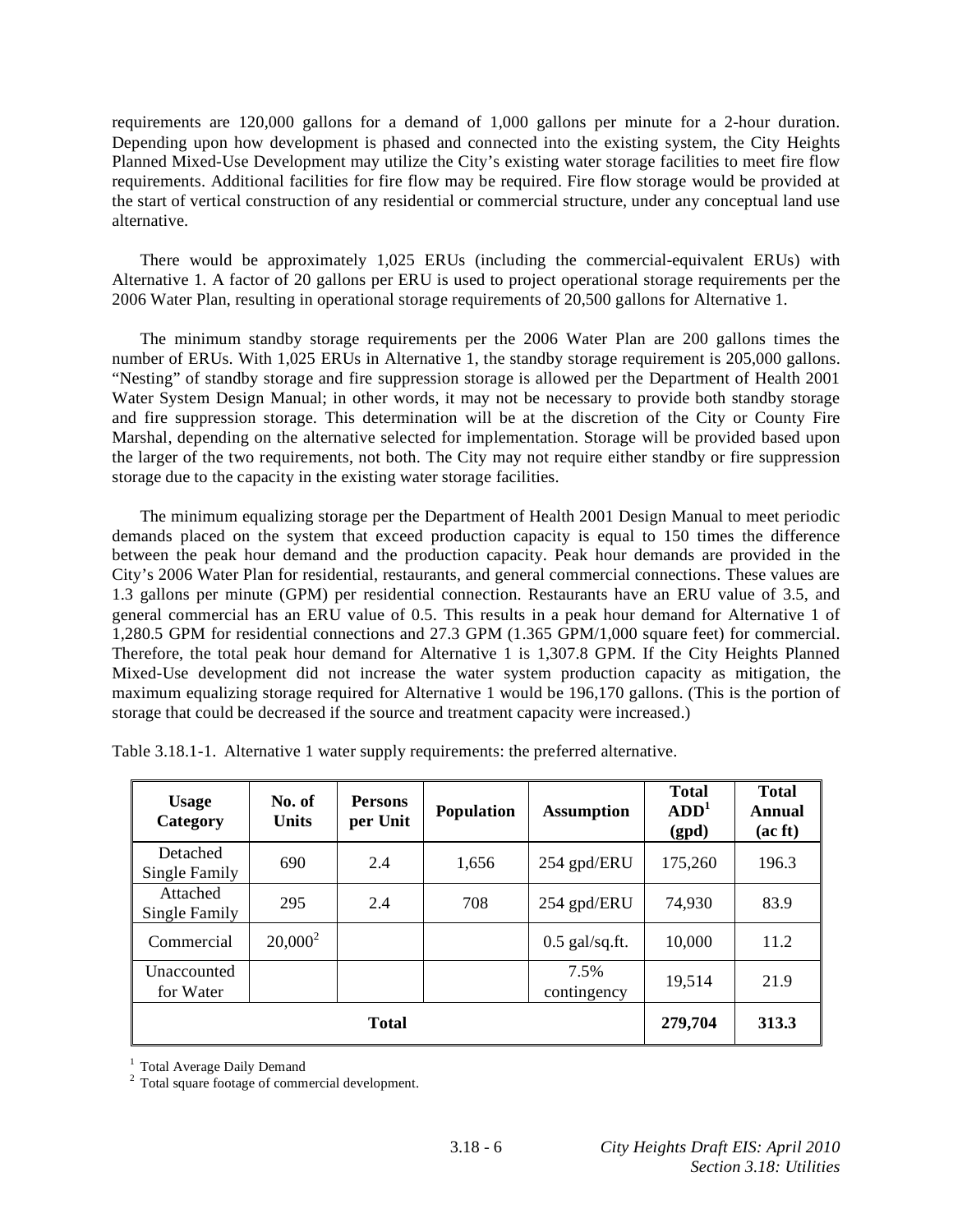requirements are 120,000 gallons for a demand of 1,000 gallons per minute for a 2-hour duration. Depending upon how development is phased and connected into the existing system, the City Heights Planned Mixed-Use Development may utilize the City's existing water storage facilities to meet fire flow requirements. Additional facilities for fire flow may be required. Fire flow storage would be provided at the start of vertical construction of any residential or commercial structure, under any conceptual land use alternative.

There would be approximately 1,025 ERUs (including the commercial-equivalent ERUs) with Alternative 1. A factor of 20 gallons per ERU is used to project operational storage requirements per the 2006 Water Plan, resulting in operational storage requirements of 20,500 gallons for Alternative 1.

The minimum standby storage requirements per the 2006 Water Plan are 200 gallons times the number of ERUs. With 1,025 ERUs in Alternative 1, the standby storage requirement is 205,000 gallons. "Nesting" of standby storage and fire suppression storage is allowed per the Department of Health 2001 Water System Design Manual; in other words, it may not be necessary to provide both standby storage and fire suppression storage. This determination will be at the discretion of the City or County Fire Marshal, depending on the alternative selected for implementation. Storage will be provided based upon the larger of the two requirements, not both. The City may not require either standby or fire suppression storage due to the capacity in the existing water storage facilities.

The minimum equalizing storage per the Department of Health 2001 Design Manual to meet periodic demands placed on the system that exceed production capacity is equal to 150 times the difference between the peak hour demand and the production capacity. Peak hour demands are provided in the City's 2006 Water Plan for residential, restaurants, and general commercial connections. These values are 1.3 gallons per minute (GPM) per residential connection. Restaurants have an ERU value of 3.5, and general commercial has an ERU value of 0.5. This results in a peak hour demand for Alternative 1 of 1,280.5 GPM for residential connections and 27.3 GPM (1.365 GPM/1,000 square feet) for commercial. Therefore, the total peak hour demand for Alternative 1 is 1,307.8 GPM. If the City Heights Planned Mixed-Use development did not increase the water system production capacity as mitigation, the maximum equalizing storage required for Alternative 1 would be 196,170 gallons. (This is the portion of storage that could be decreased if the source and treatment capacity were increased.)

Table 3.18.1-1. Alternative 1 water supply requirements: the preferred alternative.

| Usage Category | No. of Units | Persons per Unit | Population | Assumption | Total ADD[1] (gpd) | Total Annual (ac ft) |
|---|---|---|---|---|---|---|
| Detached Single Family | 690 | 2.4 | 1,656 | 254 gpd/ERU | 175,260 | 196.3 |
| Attached Single Family | 295 | 2.4 | 708 | 254 gpd/ERU | 74,930 | 83.9 |
| Commercial | 20,000[2] | | | 0.5 gal/sq.ft. | 10,000 | 11.2 |
| Unaccounted for Water | | | | 7.5% contingency | 19,514 | 21.9 |
| **Total** | | | | | **279,704** | **313.3** |

[1] Total Average Daily Demand
[2] Total square footage of commercial development.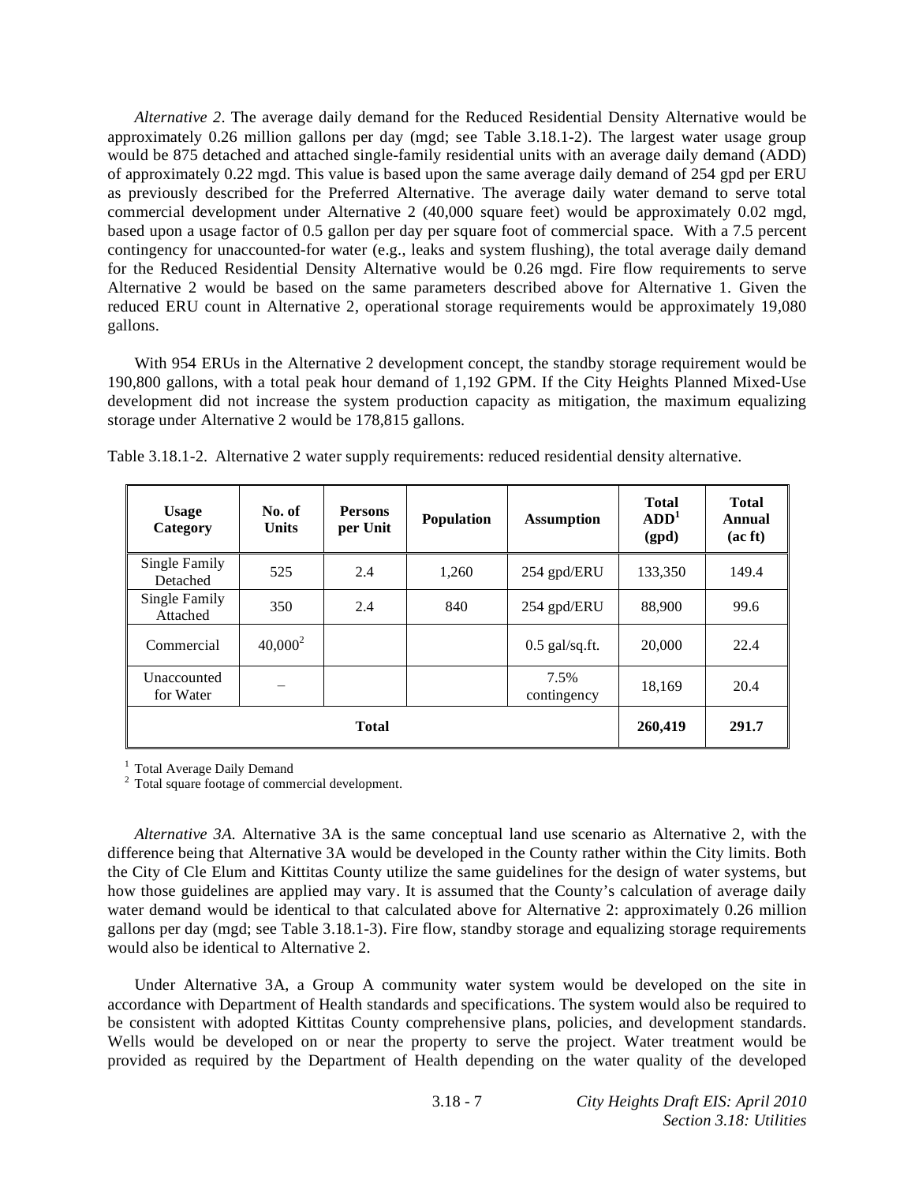*Alternative 2*. The average daily demand for the Reduced Residential Density Alternative would be approximately 0.26 million gallons per day (mgd; see Table 3.18.1-2). The largest water usage group would be 875 detached and attached single-family residential units with an average daily demand (ADD) of approximately 0.22 mgd. This value is based upon the same average daily demand of 254 gpd per ERU as previously described for the Preferred Alternative. The average daily water demand to serve total commercial development under Alternative 2 (40,000 square feet) would be approximately 0.02 mgd, based upon a usage factor of 0.5 gallon per day per square foot of commercial space. With a 7.5 percent contingency for unaccounted-for water (e.g., leaks and system flushing), the total average daily demand for the Reduced Residential Density Alternative would be 0.26 mgd. Fire flow requirements to serve Alternative 2 would be based on the same parameters described above for Alternative 1. Given the reduced ERU count in Alternative 2, operational storage requirements would be approximately 19,080 gallons.

With 954 ERUs in the Alternative 2 development concept, the standby storage requirement would be 190,800 gallons, with a total peak hour demand of 1,192 GPM. If the City Heights Planned Mixed-Use development did not increase the system production capacity as mitigation, the maximum equalizing storage under Alternative 2 would be 178,815 gallons.

Table 3.18.1-2. Alternative 2 water supply requirements: reduced residential density alternative.

| Usage Category | No. of Units | Persons per Unit | Population | Assumption | Total ADD[1] (gpd) | Total Annual (ac ft) |
|---|---|---|---|---|---|---|
| Single Family Detached | 525 | 2.4 | 1,260 | 254 gpd/ERU | 133,350 | 149.4 |
| Single Family Attached | 350 | 2.4 | 840 | 254 gpd/ERU | 88,900 | 99.6 |
| Commercial | 40,000[2] | | | 0.5 gal/sq.ft. | 20,000 | 22.4 |
| Unaccounted for Water | – | | | 7.5% contingency | 18,169 | 20.4 |
| **Total** | | | | | **260,419** | **291.7** |

[1] Total Average Daily Demand
[2] Total square footage of commercial development.

*Alternative 3A.* Alternative 3A is the same conceptual land use scenario as Alternative 2, with the difference being that Alternative 3A would be developed in the County rather within the City limits. Both the City of Cle Elum and Kittitas County utilize the same guidelines for the design of water systems, but how those guidelines are applied may vary. It is assumed that the County's calculation of average daily water demand would be identical to that calculated above for Alternative 2: approximately 0.26 million gallons per day (mgd; see Table 3.18.1-3). Fire flow, standby storage and equalizing storage requirements would also be identical to Alternative 2.

Under Alternative 3A, a Group A community water system would be developed on the site in accordance with Department of Health standards and specifications. The system would also be required to be consistent with adopted Kittitas County comprehensive plans, policies, and development standards. Wells would be developed on or near the property to serve the project. Water treatment would be provided as required by the Department of Health depending on the water quality of the developed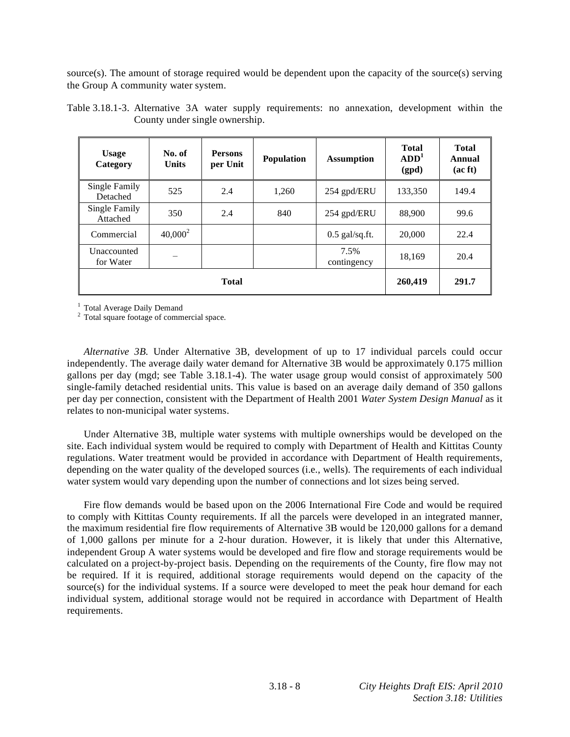source(s). The amount of storage required would be dependent upon the capacity of the source(s) serving the Group A community water system.

Table 3.18.1-3. Alternative 3A water supply requirements: no annexation, development within the County under single ownership.

| Usage Category | No. of Units | Persons per Unit | Population | Assumption | Total ADD[1] (gpd) | Total Annual (ac ft) |
|---|---|---|---|---|---|---|
| Single Family Detached | 525 | 2.4 | 1,260 | 254 gpd/ERU | 133,350 | 149.4 |
| Single Family Attached | 350 | 2.4 | 840 | 254 gpd/ERU | 88,900 | 99.6 |
| Commercial | 40,000[2] | | | 0.5 gal/sq.ft. | 20,000 | 22.4 |
| Unaccounted for Water | – | | | 7.5% contingency | 18,169 | 20.4 |
| **Total** | | | | | **260,419** | **291.7** |

[1] Total Average Daily Demand
[2] Total square footage of commercial space.

*Alternative 3B.* Under Alternative 3B, development of up to 17 individual parcels could occur independently. The average daily water demand for Alternative 3B would be approximately 0.175 million gallons per day (mgd; see Table 3.18.1-4). The water usage group would consist of approximately 500 single-family detached residential units. This value is based on an average daily demand of 350 gallons per day per connection, consistent with the Department of Health 2001 *Water System Design Manual* as it relates to non-municipal water systems.

Under Alternative 3B, multiple water systems with multiple ownerships would be developed on the site. Each individual system would be required to comply with Department of Health and Kittitas County regulations. Water treatment would be provided in accordance with Department of Health requirements, depending on the water quality of the developed sources (i.e., wells). The requirements of each individual water system would vary depending upon the number of connections and lot sizes being served.

Fire flow demands would be based upon on the 2006 International Fire Code and would be required to comply with Kittitas County requirements. If all the parcels were developed in an integrated manner, the maximum residential fire flow requirements of Alternative 3B would be 120,000 gallons for a demand of 1,000 gallons per minute for a 2-hour duration. However, it is likely that under this Alternative, independent Group A water systems would be developed and fire flow and storage requirements would be calculated on a project-by-project basis. Depending on the requirements of the County, fire flow may not be required. If it is required, additional storage requirements would depend on the capacity of the source(s) for the individual systems. If a source were developed to meet the peak hour demand for each individual system, additional storage would not be required in accordance with Department of Health requirements.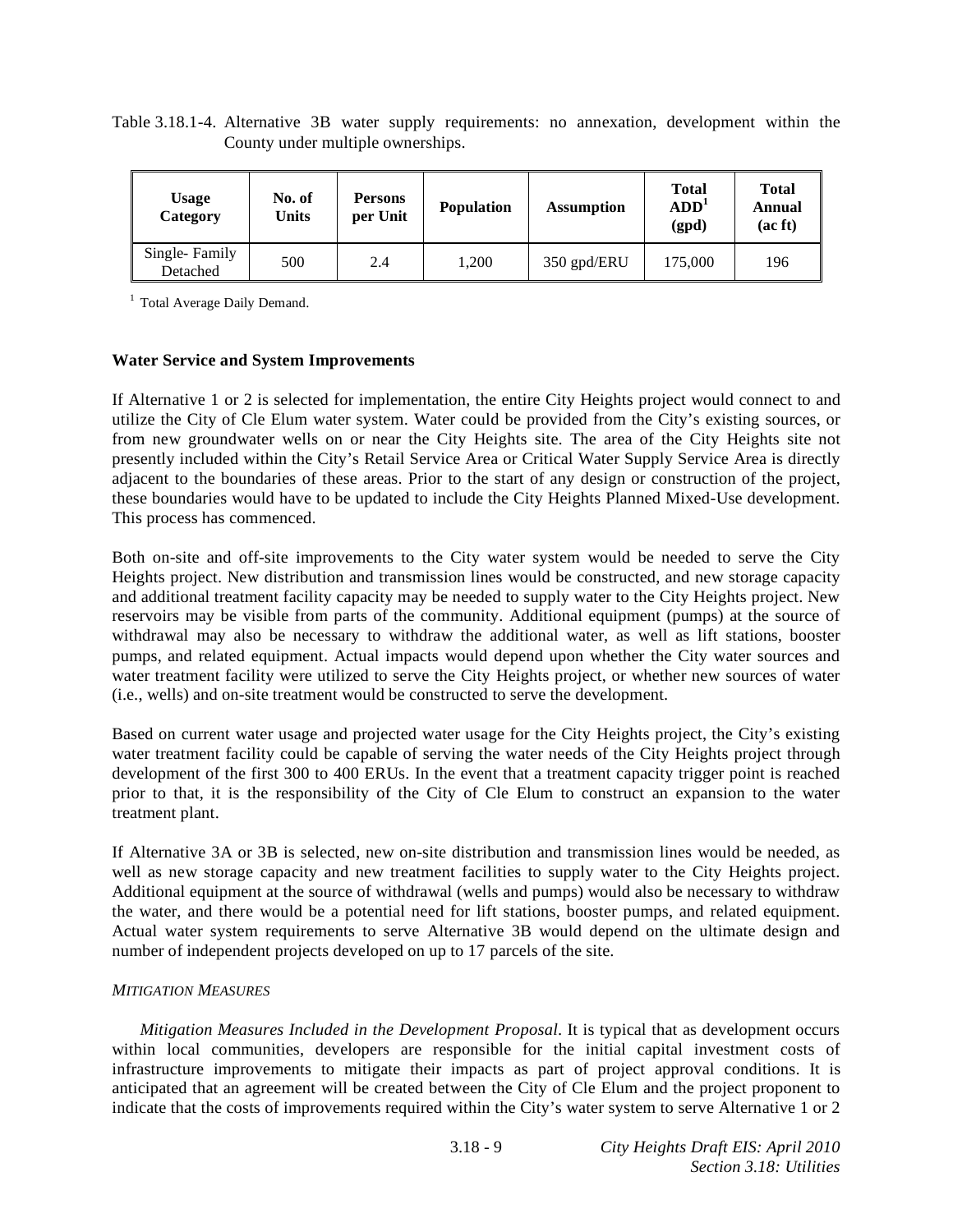Table 3.18.1-4. Alternative 3B water supply requirements: no annexation, development within the County under multiple ownerships.

| Usage Category | No. of Units | Persons per Unit | Population | Assumption | Total ADD[1] (gpd) | Total Annual (ac ft) |
|---|---|---|---|---|---|---|
| Single- Family Detached | 500 | 2.4 | 1,200 | 350 gpd/ERU | 175,000 | 196 |

[1] Total Average Daily Demand.

**Water Service and System Improvements**

If Alternative 1 or 2 is selected for implementation, the entire City Heights project would connect to and utilize the City of Cle Elum water system. Water could be provided from the City's existing sources, or from new groundwater wells on or near the City Heights site. The area of the City Heights site not presently included within the City's Retail Service Area or Critical Water Supply Service Area is directly adjacent to the boundaries of these areas. Prior to the start of any design or construction of the project, these boundaries would have to be updated to include the City Heights Planned Mixed-Use development. This process has commenced.

Both on-site and off-site improvements to the City water system would be needed to serve the City Heights project. New distribution and transmission lines would be constructed, and new storage capacity and additional treatment facility capacity may be needed to supply water to the City Heights project. New reservoirs may be visible from parts of the community. Additional equipment (pumps) at the source of withdrawal may also be necessary to withdraw the additional water, as well as lift stations, booster pumps, and related equipment. Actual impacts would depend upon whether the City water sources and water treatment facility were utilized to serve the City Heights project, or whether new sources of water (i.e., wells) and on-site treatment would be constructed to serve the development.

Based on current water usage and projected water usage for the City Heights project, the City's existing water treatment facility could be capable of serving the water needs of the City Heights project through development of the first 300 to 400 ERUs. In the event that a treatment capacity trigger point is reached prior to that, it is the responsibility of the City of Cle Elum to construct an expansion to the water treatment plant.

If Alternative 3A or 3B is selected, new on-site distribution and transmission lines would be needed, as well as new storage capacity and new treatment facilities to supply water to the City Heights project. Additional equipment at the source of withdrawal (wells and pumps) would also be necessary to withdraw the water, and there would be a potential need for lift stations, booster pumps, and related equipment. Actual water system requirements to serve Alternative 3B would depend on the ultimate design and number of independent projects developed on up to 17 parcels of the site.

*MITIGATION MEASURES*

*Mitigation Measures Included in the Development Proposal*. It is typical that as development occurs within local communities, developers are responsible for the initial capital investment costs of infrastructure improvements to mitigate their impacts as part of project approval conditions. It is anticipated that an agreement will be created between the City of Cle Elum and the project proponent to indicate that the costs of improvements required within the City's water system to serve Alternative 1 or 2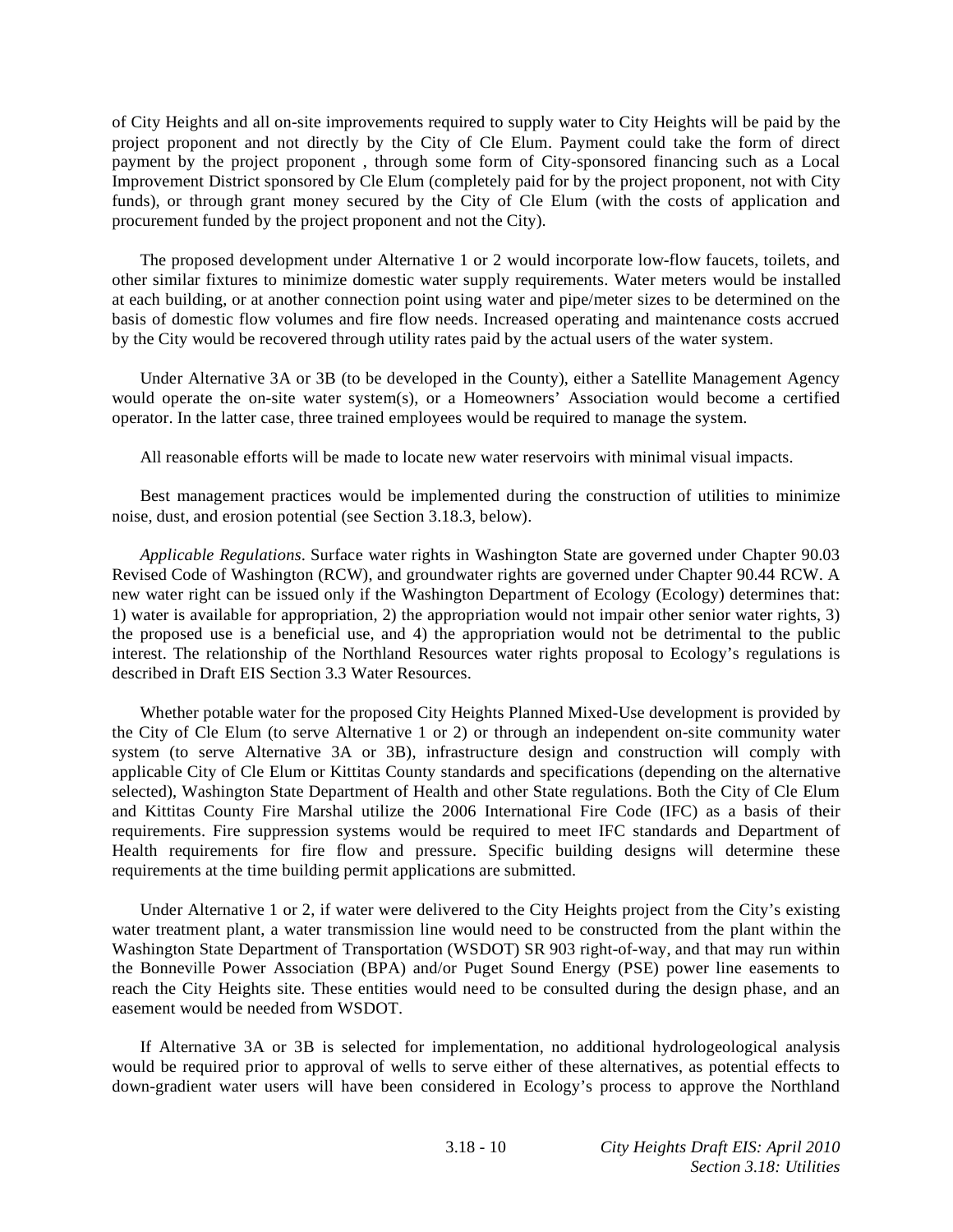of City Heights and all on-site improvements required to supply water to City Heights will be paid by the project proponent and not directly by the City of Cle Elum. Payment could take the form of direct payment by the project proponent , through some form of City-sponsored financing such as a Local Improvement District sponsored by Cle Elum (completely paid for by the project proponent, not with City funds), or through grant money secured by the City of Cle Elum (with the costs of application and procurement funded by the project proponent and not the City).

The proposed development under Alternative 1 or 2 would incorporate low-flow faucets, toilets, and other similar fixtures to minimize domestic water supply requirements. Water meters would be installed at each building, or at another connection point using water and pipe/meter sizes to be determined on the basis of domestic flow volumes and fire flow needs. Increased operating and maintenance costs accrued by the City would be recovered through utility rates paid by the actual users of the water system.

Under Alternative 3A or 3B (to be developed in the County), either a Satellite Management Agency would operate the on-site water system(s), or a Homeowners' Association would become a certified operator. In the latter case, three trained employees would be required to manage the system.

All reasonable efforts will be made to locate new water reservoirs with minimal visual impacts.

Best management practices would be implemented during the construction of utilities to minimize noise, dust, and erosion potential (see Section 3.18.3, below).

*Applicable Regulations*. Surface water rights in Washington State are governed under Chapter 90.03 Revised Code of Washington (RCW), and groundwater rights are governed under Chapter 90.44 RCW. A new water right can be issued only if the Washington Department of Ecology (Ecology) determines that: 1) water is available for appropriation, 2) the appropriation would not impair other senior water rights, 3) the proposed use is a beneficial use, and 4) the appropriation would not be detrimental to the public interest. The relationship of the Northland Resources water rights proposal to Ecology's regulations is described in Draft EIS Section 3.3 Water Resources.

Whether potable water for the proposed City Heights Planned Mixed-Use development is provided by the City of Cle Elum (to serve Alternative 1 or 2) or through an independent on-site community water system (to serve Alternative 3A or 3B), infrastructure design and construction will comply with applicable City of Cle Elum or Kittitas County standards and specifications (depending on the alternative selected), Washington State Department of Health and other State regulations. Both the City of Cle Elum and Kittitas County Fire Marshal utilize the 2006 International Fire Code (IFC) as a basis of their requirements. Fire suppression systems would be required to meet IFC standards and Department of Health requirements for fire flow and pressure. Specific building designs will determine these requirements at the time building permit applications are submitted.

Under Alternative 1 or 2, if water were delivered to the City Heights project from the City's existing water treatment plant, a water transmission line would need to be constructed from the plant within the Washington State Department of Transportation (WSDOT) SR 903 right-of-way, and that may run within the Bonneville Power Association (BPA) and/or Puget Sound Energy (PSE) power line easements to reach the City Heights site. These entities would need to be consulted during the design phase, and an easement would be needed from WSDOT.

If Alternative 3A or 3B is selected for implementation, no additional hydrologeological analysis would be required prior to approval of wells to serve either of these alternatives, as potential effects to down-gradient water users will have been considered in Ecology's process to approve the Northland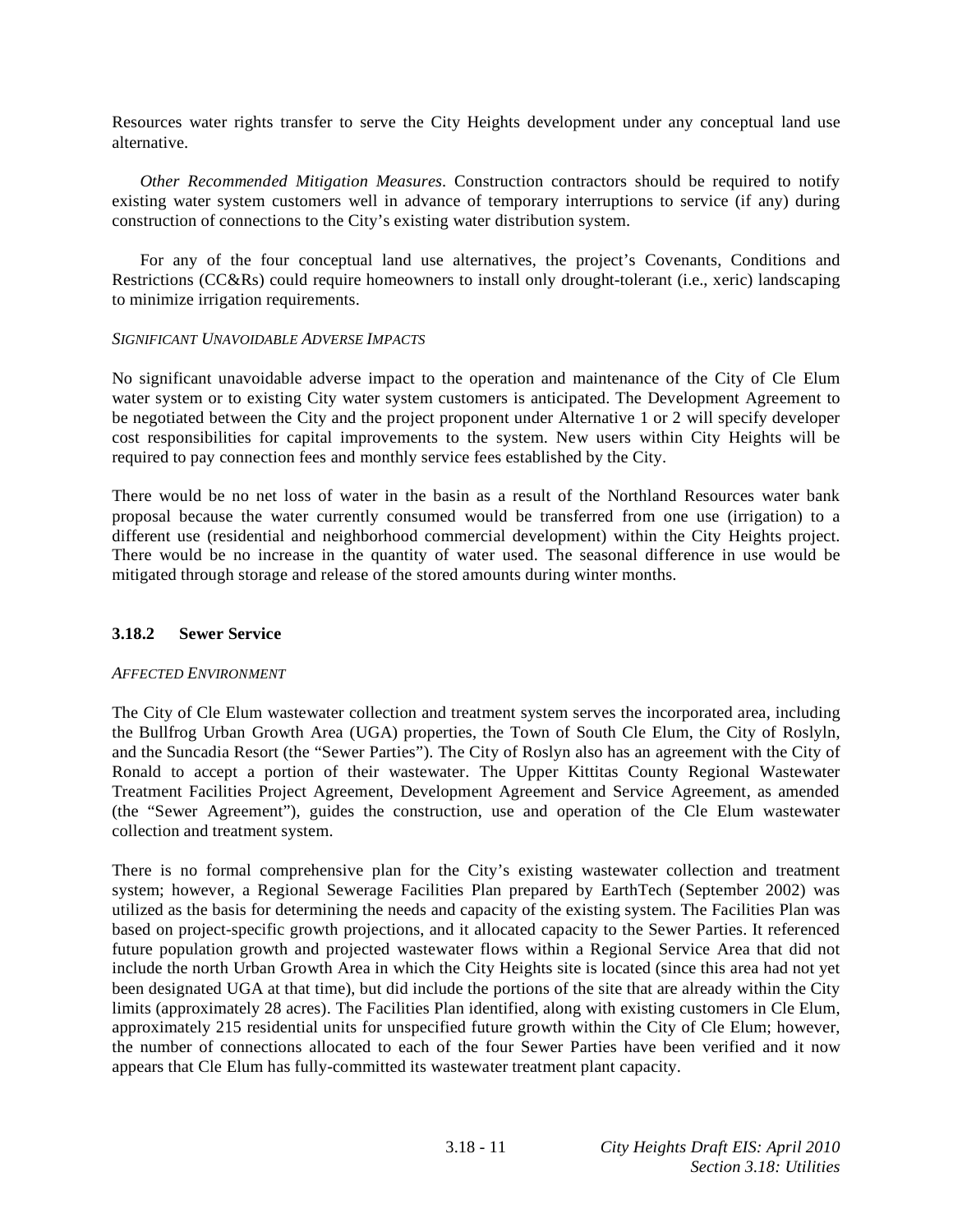Resources water rights transfer to serve the City Heights development under any conceptual land use alternative.

*Other Recommended Mitigation Measures*. Construction contractors should be required to notify existing water system customers well in advance of temporary interruptions to service (if any) during construction of connections to the City's existing water distribution system.

For any of the four conceptual land use alternatives, the project's Covenants, Conditions and Restrictions (CC&Rs) could require homeowners to install only drought-tolerant (i.e., xeric) landscaping to minimize irrigation requirements.

*SIGNIFICANT UNAVOIDABLE ADVERSE IMPACTS*

No significant unavoidable adverse impact to the operation and maintenance of the City of Cle Elum water system or to existing City water system customers is anticipated. The Development Agreement to be negotiated between the City and the project proponent under Alternative 1 or 2 will specify developer cost responsibilities for capital improvements to the system. New users within City Heights will be required to pay connection fees and monthly service fees established by the City.

There would be no net loss of water in the basin as a result of the Northland Resources water bank proposal because the water currently consumed would be transferred from one use (irrigation) to a different use (residential and neighborhood commercial development) within the City Heights project. There would be no increase in the quantity of water used. The seasonal difference in use would be mitigated through storage and release of the stored amounts during winter months.

### 3.18.2 Sewer Service

*AFFECTED ENVIRONMENT*

The City of Cle Elum wastewater collection and treatment system serves the incorporated area, including the Bullfrog Urban Growth Area (UGA) properties, the Town of South Cle Elum, the City of Roslyln, and the Suncadia Resort (the "Sewer Parties"). The City of Roslyn also has an agreement with the City of Ronald to accept a portion of their wastewater. The Upper Kittitas County Regional Wastewater Treatment Facilities Project Agreement, Development Agreement and Service Agreement, as amended (the "Sewer Agreement"), guides the construction, use and operation of the Cle Elum wastewater collection and treatment system.

There is no formal comprehensive plan for the City's existing wastewater collection and treatment system; however, a Regional Sewerage Facilities Plan prepared by EarthTech (September 2002) was utilized as the basis for determining the needs and capacity of the existing system. The Facilities Plan was based on project-specific growth projections, and it allocated capacity to the Sewer Parties. It referenced future population growth and projected wastewater flows within a Regional Service Area that did not include the north Urban Growth Area in which the City Heights site is located (since this area had not yet been designated UGA at that time), but did include the portions of the site that are already within the City limits (approximately 28 acres). The Facilities Plan identified, along with existing customers in Cle Elum, approximately 215 residential units for unspecified future growth within the City of Cle Elum; however, the number of connections allocated to each of the four Sewer Parties have been verified and it now appears that Cle Elum has fully-committed its wastewater treatment plant capacity.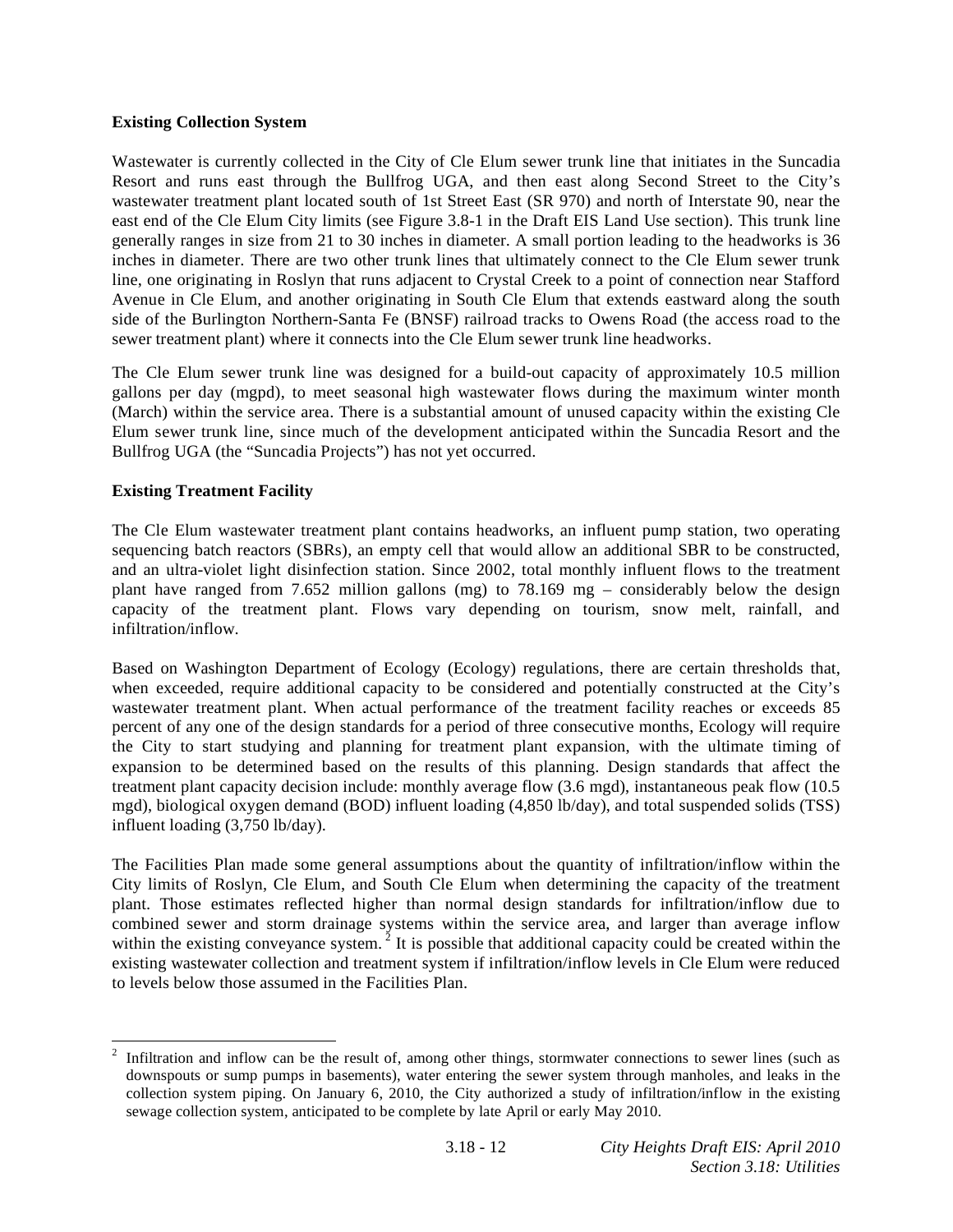**Existing Collection System**

Wastewater is currently collected in the City of Cle Elum sewer trunk line that initiates in the Suncadia Resort and runs east through the Bullfrog UGA, and then east along Second Street to the City's wastewater treatment plant located south of 1st Street East (SR 970) and north of Interstate 90, near the east end of the Cle Elum City limits (see Figure 3.8-1 in the Draft EIS Land Use section). This trunk line generally ranges in size from 21 to 30 inches in diameter. A small portion leading to the headworks is 36 inches in diameter. There are two other trunk lines that ultimately connect to the Cle Elum sewer trunk line, one originating in Roslyn that runs adjacent to Crystal Creek to a point of connection near Stafford Avenue in Cle Elum, and another originating in South Cle Elum that extends eastward along the south side of the Burlington Northern-Santa Fe (BNSF) railroad tracks to Owens Road (the access road to the sewer treatment plant) where it connects into the Cle Elum sewer trunk line headworks.

The Cle Elum sewer trunk line was designed for a build-out capacity of approximately 10.5 million gallons per day (mgpd), to meet seasonal high wastewater flows during the maximum winter month (March) within the service area. There is a substantial amount of unused capacity within the existing Cle Elum sewer trunk line, since much of the development anticipated within the Suncadia Resort and the Bullfrog UGA (the "Suncadia Projects") has not yet occurred.

**Existing Treatment Facility**

The Cle Elum wastewater treatment plant contains headworks, an influent pump station, two operating sequencing batch reactors (SBRs), an empty cell that would allow an additional SBR to be constructed, and an ultra-violet light disinfection station. Since 2002, total monthly influent flows to the treatment plant have ranged from 7.652 million gallons (mg) to 78.169 mg – considerably below the design capacity of the treatment plant. Flows vary depending on tourism, snow melt, rainfall, and infiltration/inflow.

Based on Washington Department of Ecology (Ecology) regulations, there are certain thresholds that, when exceeded, require additional capacity to be considered and potentially constructed at the City's wastewater treatment plant. When actual performance of the treatment facility reaches or exceeds 85 percent of any one of the design standards for a period of three consecutive months, Ecology will require the City to start studying and planning for treatment plant expansion, with the ultimate timing of expansion to be determined based on the results of this planning. Design standards that affect the treatment plant capacity decision include: monthly average flow (3.6 mgd), instantaneous peak flow (10.5 mgd), biological oxygen demand (BOD) influent loading (4,850 lb/day), and total suspended solids (TSS) influent loading (3,750 lb/day).

The Facilities Plan made some general assumptions about the quantity of infiltration/inflow within the City limits of Roslyn, Cle Elum, and South Cle Elum when determining the capacity of the treatment plant. Those estimates reflected higher than normal design standards for infiltration/inflow due to combined sewer and storm drainage systems within the service area, and larger than average inflow within the existing conveyance system.[2] It is possible that additional capacity could be created within the existing wastewater collection and treatment system if infiltration/inflow levels in Cle Elum were reduced to levels below those assumed in the Facilities Plan.

---

[2] Infiltration and inflow can be the result of, among other things, stormwater connections to sewer lines (such as downspouts or sump pumps in basements), water entering the sewer system through manholes, and leaks in the collection system piping. On January 6, 2010, the City authorized a study of infiltration/inflow in the existing sewage collection system, anticipated to be complete by late April or early May 2010.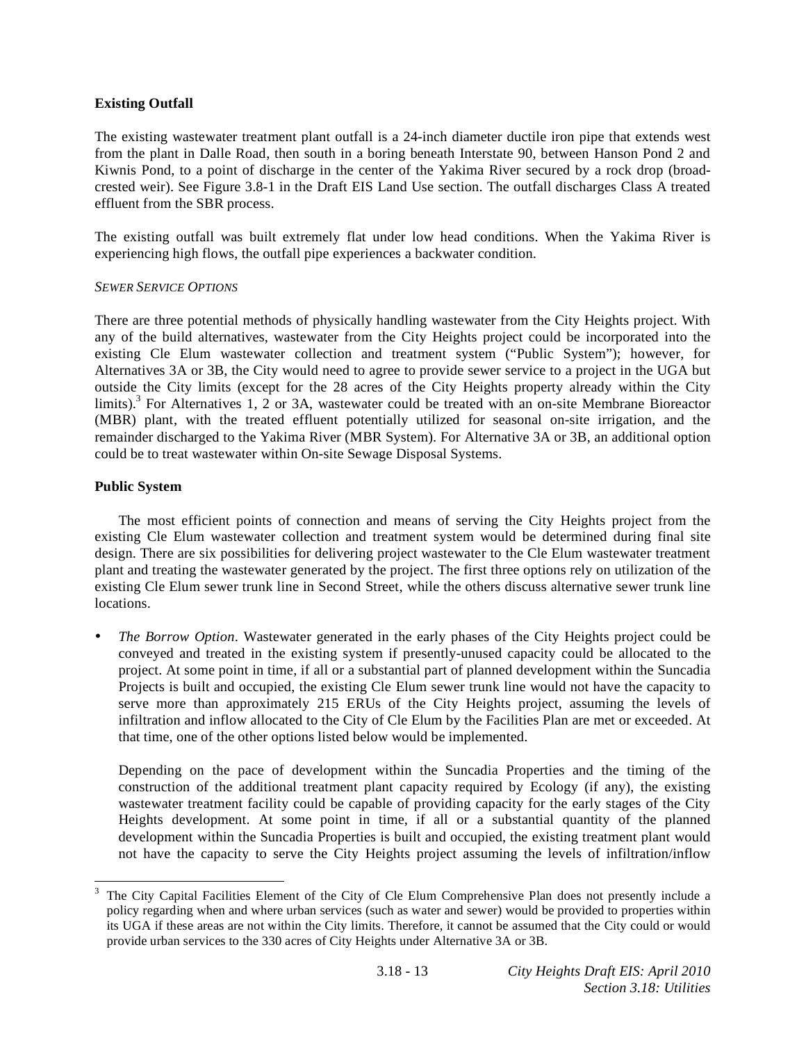**Existing Outfall**

The existing wastewater treatment plant outfall is a 24-inch diameter ductile iron pipe that extends west from the plant in Dalle Road, then south in a boring beneath Interstate 90, between Hanson Pond 2 and Kiwnis Pond, to a point of discharge in the center of the Yakima River secured by a rock drop (broad-crested weir). See Figure 3.8-1 in the Draft EIS Land Use section. The outfall discharges Class A treated effluent from the SBR process.

The existing outfall was built extremely flat under low head conditions. When the Yakima River is experiencing high flows, the outfall pipe experiences a backwater condition.

*SEWER SERVICE OPTIONS*

There are three potential methods of physically handling wastewater from the City Heights project. With any of the build alternatives, wastewater from the City Heights project could be incorporated into the existing Cle Elum wastewater collection and treatment system ("Public System"); however, for Alternatives 3A or 3B, the City would need to agree to provide sewer service to a project in the UGA but outside the City limits (except for the 28 acres of the City Heights property already within the City limits).[3] For Alternatives 1, 2 or 3A, wastewater could be treated with an on-site Membrane Bioreactor (MBR) plant, with the treated effluent potentially utilized for seasonal on-site irrigation, and the remainder discharged to the Yakima River (MBR System). For Alternative 3A or 3B, an additional option could be to treat wastewater within On-site Sewage Disposal Systems.

**Public System**

The most efficient points of connection and means of serving the City Heights project from the existing Cle Elum wastewater collection and treatment system would be determined during final site design. There are six possibilities for delivering project wastewater to the Cle Elum wastewater treatment plant and treating the wastewater generated by the project. The first three options rely on utilization of the existing Cle Elum sewer trunk line in Second Street, while the others discuss alternative sewer trunk line locations.

- *The Borrow Option*. Wastewater generated in the early phases of the City Heights project could be conveyed and treated in the existing system if presently-unused capacity could be allocated to the project. At some point in time, if all or a substantial part of planned development within the Suncadia Projects is built and occupied, the existing Cle Elum sewer trunk line would not have the capacity to serve more than approximately 215 ERUs of the City Heights project, assuming the levels of infiltration and inflow allocated to the City of Cle Elum by the Facilities Plan are met or exceeded. At that time, one of the other options listed below would be implemented.

  Depending on the pace of development within the Suncadia Properties and the timing of the construction of the additional treatment plant capacity required by Ecology (if any), the existing wastewater treatment facility could be capable of providing capacity for the early stages of the City Heights development. At some point in time, if all or a substantial quantity of the planned development within the Suncadia Properties is built and occupied, the existing treatment plant would not have the capacity to serve the City Heights project assuming the levels of infiltration/inflow

[3] The City Capital Facilities Element of the City of Cle Elum Comprehensive Plan does not presently include a policy regarding when and where urban services (such as water and sewer) would be provided to properties within its UGA if these areas are not within the City limits. Therefore, it cannot be assumed that the City could or would provide urban services to the 330 acres of City Heights under Alternative 3A or 3B.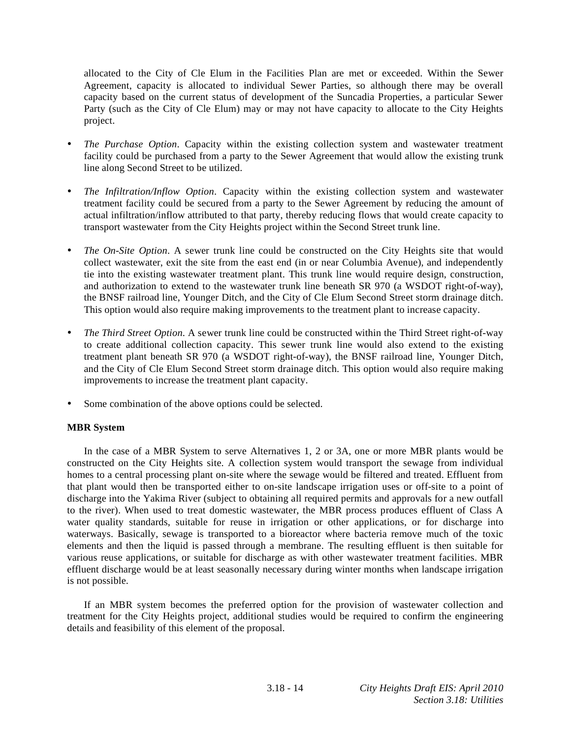allocated to the City of Cle Elum in the Facilities Plan are met or exceeded. Within the Sewer Agreement, capacity is allocated to individual Sewer Parties, so although there may be overall capacity based on the current status of development of the Suncadia Properties, a particular Sewer Party (such as the City of Cle Elum) may or may not have capacity to allocate to the City Heights project.

- *The Purchase Option*. Capacity within the existing collection system and wastewater treatment facility could be purchased from a party to the Sewer Agreement that would allow the existing trunk line along Second Street to be utilized.
- *The Infiltration/Inflow Option*. Capacity within the existing collection system and wastewater treatment facility could be secured from a party to the Sewer Agreement by reducing the amount of actual infiltration/inflow attributed to that party, thereby reducing flows that would create capacity to transport wastewater from the City Heights project within the Second Street trunk line.
- *The On-Site Option*. A sewer trunk line could be constructed on the City Heights site that would collect wastewater, exit the site from the east end (in or near Columbia Avenue), and independently tie into the existing wastewater treatment plant. This trunk line would require design, construction, and authorization to extend to the wastewater trunk line beneath SR 970 (a WSDOT right-of-way), the BNSF railroad line, Younger Ditch, and the City of Cle Elum Second Street storm drainage ditch. This option would also require making improvements to the treatment plant to increase capacity.
- *The Third Street Option*. A sewer trunk line could be constructed within the Third Street right-of-way to create additional collection capacity. This sewer trunk line would also extend to the existing treatment plant beneath SR 970 (a WSDOT right-of-way), the BNSF railroad line, Younger Ditch, and the City of Cle Elum Second Street storm drainage ditch. This option would also require making improvements to increase the treatment plant capacity.
- Some combination of the above options could be selected.

**MBR System**

In the case of a MBR System to serve Alternatives 1, 2 or 3A, one or more MBR plants would be constructed on the City Heights site. A collection system would transport the sewage from individual homes to a central processing plant on-site where the sewage would be filtered and treated. Effluent from that plant would then be transported either to on-site landscape irrigation uses or off-site to a point of discharge into the Yakima River (subject to obtaining all required permits and approvals for a new outfall to the river). When used to treat domestic wastewater, the MBR process produces effluent of Class A water quality standards, suitable for reuse in irrigation or other applications, or for discharge into waterways. Basically, sewage is transported to a bioreactor where bacteria remove much of the toxic elements and then the liquid is passed through a membrane. The resulting effluent is then suitable for various reuse applications, or suitable for discharge as with other wastewater treatment facilities. MBR effluent discharge would be at least seasonally necessary during winter months when landscape irrigation is not possible.

If an MBR system becomes the preferred option for the provision of wastewater collection and treatment for the City Heights project, additional studies would be required to confirm the engineering details and feasibility of this element of the proposal.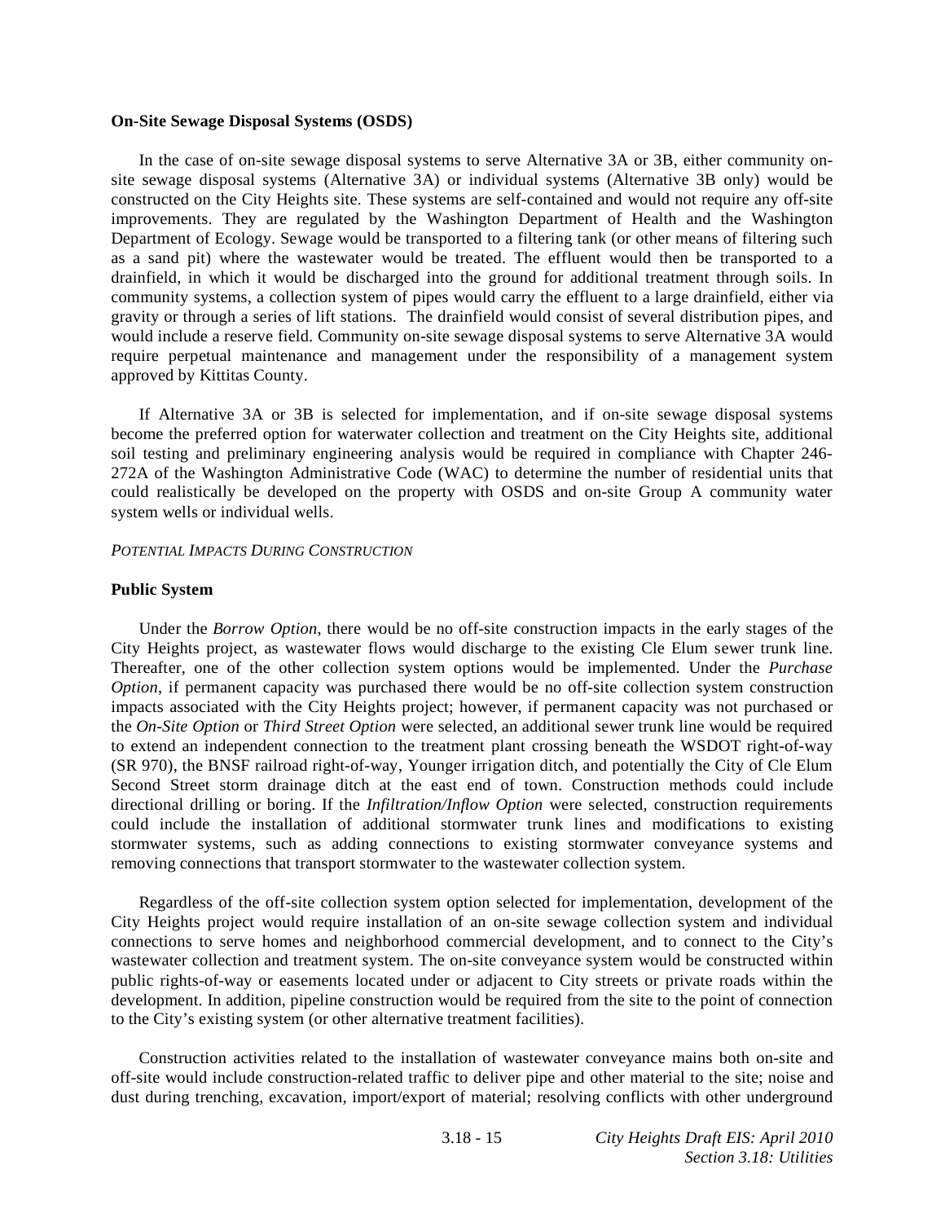**On-Site Sewage Disposal Systems (OSDS)**

In the case of on-site sewage disposal systems to serve Alternative 3A or 3B, either community on-site sewage disposal systems (Alternative 3A) or individual systems (Alternative 3B only) would be constructed on the City Heights site. These systems are self-contained and would not require any off-site improvements. They are regulated by the Washington Department of Health and the Washington Department of Ecology. Sewage would be transported to a filtering tank (or other means of filtering such as a sand pit) where the wastewater would be treated. The effluent would then be transported to a drainfield, in which it would be discharged into the ground for additional treatment through soils. In community systems, a collection system of pipes would carry the effluent to a large drainfield, either via gravity or through a series of lift stations. The drainfield would consist of several distribution pipes, and would include a reserve field. Community on-site sewage disposal systems to serve Alternative 3A would require perpetual maintenance and management under the responsibility of a management system approved by Kittitas County.

If Alternative 3A or 3B is selected for implementation, and if on-site sewage disposal systems become the preferred option for waterwater collection and treatment on the City Heights site, additional soil testing and preliminary engineering analysis would be required in compliance with Chapter 246-272A of the Washington Administrative Code (WAC) to determine the number of residential units that could realistically be developed on the property with OSDS and on-site Group A community water system wells or individual wells.

*POTENTIAL IMPACTS DURING CONSTRUCTION*

**Public System**

Under the *Borrow Option*, there would be no off-site construction impacts in the early stages of the City Heights project, as wastewater flows would discharge to the existing Cle Elum sewer trunk line. Thereafter, one of the other collection system options would be implemented. Under the *Purchase Option*, if permanent capacity was purchased there would be no off-site collection system construction impacts associated with the City Heights project; however, if permanent capacity was not purchased or the *On-Site Option* or *Third Street Option* were selected, an additional sewer trunk line would be required to extend an independent connection to the treatment plant crossing beneath the WSDOT right-of-way (SR 970), the BNSF railroad right-of-way, Younger irrigation ditch, and potentially the City of Cle Elum Second Street storm drainage ditch at the east end of town. Construction methods could include directional drilling or boring. If the *Infiltration/Inflow Option* were selected, construction requirements could include the installation of additional stormwater trunk lines and modifications to existing stormwater systems, such as adding connections to existing stormwater conveyance systems and removing connections that transport stormwater to the wastewater collection system.

Regardless of the off-site collection system option selected for implementation, development of the City Heights project would require installation of an on-site sewage collection system and individual connections to serve homes and neighborhood commercial development, and to connect to the City's wastewater collection and treatment system. The on-site conveyance system would be constructed within public rights-of-way or easements located under or adjacent to City streets or private roads within the development. In addition, pipeline construction would be required from the site to the point of connection to the City's existing system (or other alternative treatment facilities).

Construction activities related to the installation of wastewater conveyance mains both on-site and off-site would include construction-related traffic to deliver pipe and other material to the site; noise and dust during trenching, excavation, import/export of material; resolving conflicts with other underground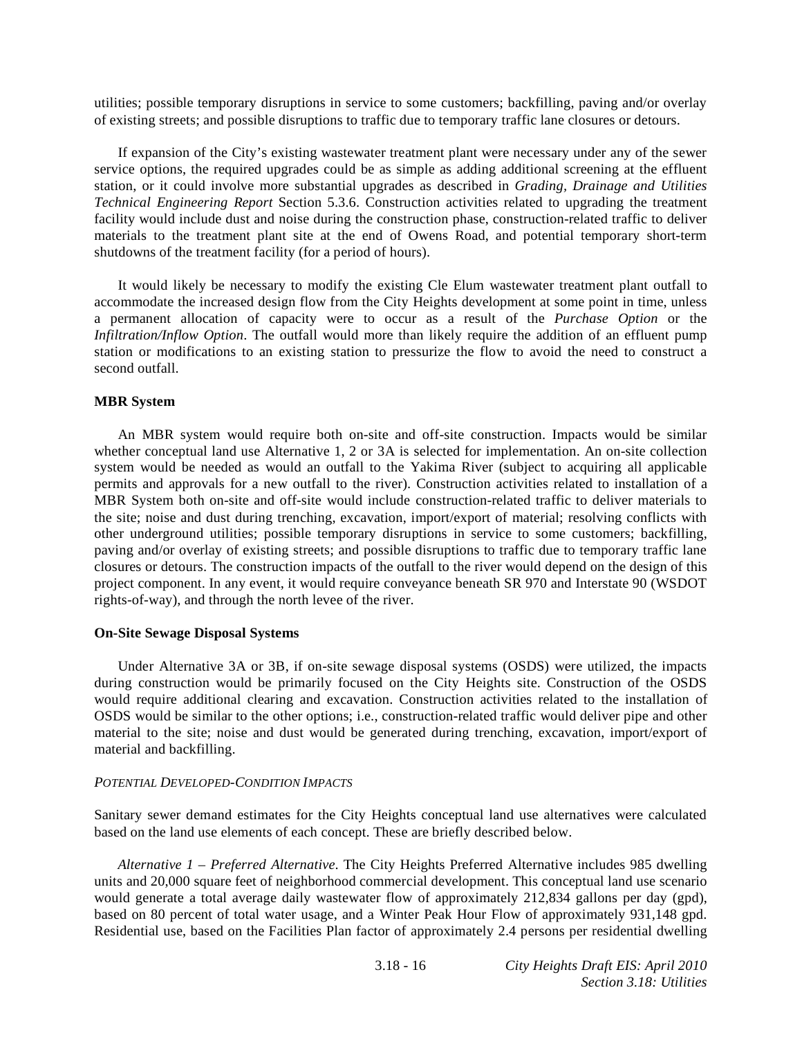utilities; possible temporary disruptions in service to some customers; backfilling, paving and/or overlay of existing streets; and possible disruptions to traffic due to temporary traffic lane closures or detours.

If expansion of the City's existing wastewater treatment plant were necessary under any of the sewer service options, the required upgrades could be as simple as adding additional screening at the effluent station, or it could involve more substantial upgrades as described in *Grading, Drainage and Utilities Technical Engineering Report* Section 5.3.6. Construction activities related to upgrading the treatment facility would include dust and noise during the construction phase, construction-related traffic to deliver materials to the treatment plant site at the end of Owens Road, and potential temporary short-term shutdowns of the treatment facility (for a period of hours).

It would likely be necessary to modify the existing Cle Elum wastewater treatment plant outfall to accommodate the increased design flow from the City Heights development at some point in time, unless a permanent allocation of capacity were to occur as a result of the *Purchase Option* or the *Infiltration/Inflow Option*. The outfall would more than likely require the addition of an effluent pump station or modifications to an existing station to pressurize the flow to avoid the need to construct a second outfall.

**MBR System**

An MBR system would require both on-site and off-site construction. Impacts would be similar whether conceptual land use Alternative 1, 2 or 3A is selected for implementation. An on-site collection system would be needed as would an outfall to the Yakima River (subject to acquiring all applicable permits and approvals for a new outfall to the river). Construction activities related to installation of a MBR System both on-site and off-site would include construction-related traffic to deliver materials to the site; noise and dust during trenching, excavation, import/export of material; resolving conflicts with other underground utilities; possible temporary disruptions in service to some customers; backfilling, paving and/or overlay of existing streets; and possible disruptions to traffic due to temporary traffic lane closures or detours. The construction impacts of the outfall to the river would depend on the design of this project component. In any event, it would require conveyance beneath SR 970 and Interstate 90 (WSDOT rights-of-way), and through the north levee of the river.

**On-Site Sewage Disposal Systems**

Under Alternative 3A or 3B, if on-site sewage disposal systems (OSDS) were utilized, the impacts during construction would be primarily focused on the City Heights site. Construction of the OSDS would require additional clearing and excavation. Construction activities related to the installation of OSDS would be similar to the other options; i.e., construction-related traffic would deliver pipe and other material to the site; noise and dust would be generated during trenching, excavation, import/export of material and backfilling.

*POTENTIAL DEVELOPED-CONDITION IMPACTS*

Sanitary sewer demand estimates for the City Heights conceptual land use alternatives were calculated based on the land use elements of each concept. These are briefly described below.

*Alternative 1 – Preferred Alternative*. The City Heights Preferred Alternative includes 985 dwelling units and 20,000 square feet of neighborhood commercial development. This conceptual land use scenario would generate a total average daily wastewater flow of approximately 212,834 gallons per day (gpd), based on 80 percent of total water usage, and a Winter Peak Hour Flow of approximately 931,148 gpd. Residential use, based on the Facilities Plan factor of approximately 2.4 persons per residential dwelling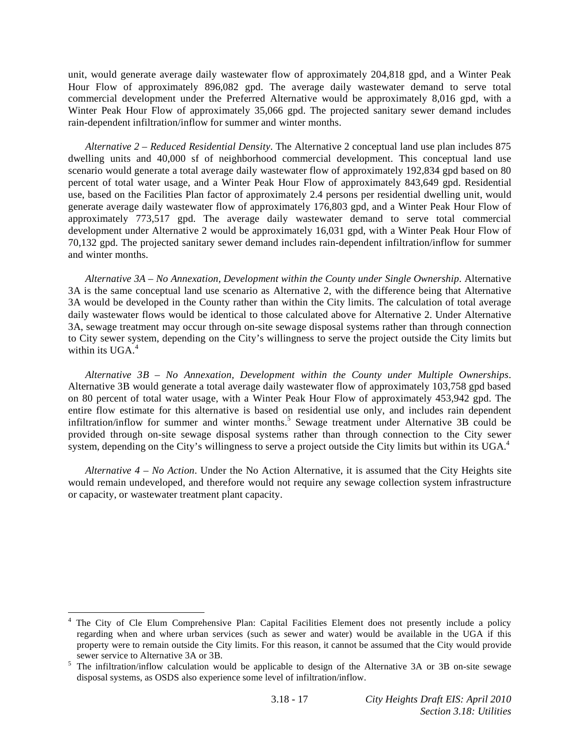unit, would generate average daily wastewater flow of approximately 204,818 gpd, and a Winter Peak Hour Flow of approximately 896,082 gpd. The average daily wastewater demand to serve total commercial development under the Preferred Alternative would be approximately 8,016 gpd, with a Winter Peak Hour Flow of approximately 35,066 gpd. The projected sanitary sewer demand includes rain-dependent infiltration/inflow for summer and winter months.

*Alternative 2 – Reduced Residential Density*. The Alternative 2 conceptual land use plan includes 875 dwelling units and 40,000 sf of neighborhood commercial development. This conceptual land use scenario would generate a total average daily wastewater flow of approximately 192,834 gpd based on 80 percent of total water usage, and a Winter Peak Hour Flow of approximately 843,649 gpd. Residential use, based on the Facilities Plan factor of approximately 2.4 persons per residential dwelling unit, would generate average daily wastewater flow of approximately 176,803 gpd, and a Winter Peak Hour Flow of approximately 773,517 gpd. The average daily wastewater demand to serve total commercial development under Alternative 2 would be approximately 16,031 gpd, with a Winter Peak Hour Flow of 70,132 gpd. The projected sanitary sewer demand includes rain-dependent infiltration/inflow for summer and winter months.

*Alternative 3A – No Annexation, Development within the County under Single Ownership*. Alternative 3A is the same conceptual land use scenario as Alternative 2, with the difference being that Alternative 3A would be developed in the County rather than within the City limits. The calculation of total average daily wastewater flows would be identical to those calculated above for Alternative 2. Under Alternative 3A, sewage treatment may occur through on-site sewage disposal systems rather than through connection to City sewer system, depending on the City's willingness to serve the project outside the City limits but within its UGA.[4]

*Alternative 3B – No Annexation, Development within the County under Multiple Ownerships*. Alternative 3B would generate a total average daily wastewater flow of approximately 103,758 gpd based on 80 percent of total water usage, with a Winter Peak Hour Flow of approximately 453,942 gpd. The entire flow estimate for this alternative is based on residential use only, and includes rain dependent infiltration/inflow for summer and winter months.[5] Sewage treatment under Alternative 3B could be provided through on-site sewage disposal systems rather than through connection to the City sewer system, depending on the City's willingness to serve a project outside the City limits but within its UGA.[4]

*Alternative 4 – No Action*. Under the No Action Alternative, it is assumed that the City Heights site would remain undeveloped, and therefore would not require any sewage collection system infrastructure or capacity, or wastewater treatment plant capacity.

---

[4] The City of Cle Elum Comprehensive Plan: Capital Facilities Element does not presently include a policy regarding when and where urban services (such as sewer and water) would be available in the UGA if this property were to remain outside the City limits. For this reason, it cannot be assumed that the City would provide sewer service to Alternative 3A or 3B.

[5] The infiltration/inflow calculation would be applicable to design of the Alternative 3A or 3B on-site sewage disposal systems, as OSDS also experience some level of infiltration/inflow.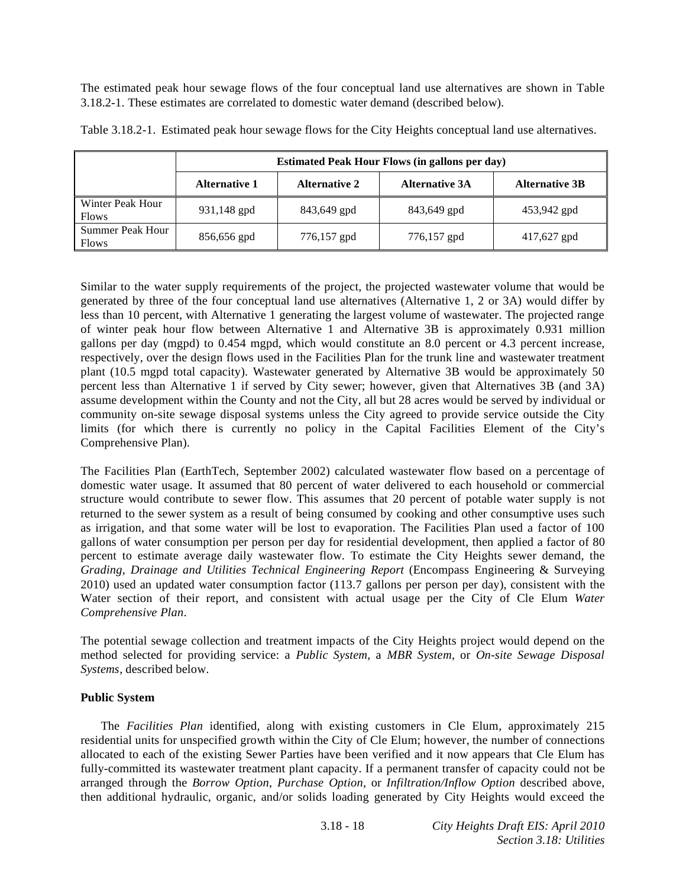The estimated peak hour sewage flows of the four conceptual land use alternatives are shown in Table 3.18.2-1. These estimates are correlated to domestic water demand (described below).

Table 3.18.2-1. Estimated peak hour sewage flows for the City Heights conceptual land use alternatives.

| | Estimated Peak Hour Flows (in gallons per day) | | | |
|---|---|---|---|---|
| | **Alternative 1** | **Alternative 2** | **Alternative 3A** | **Alternative 3B** |
| Winter Peak Hour Flows | 931,148 gpd | 843,649 gpd | 843,649 gpd | 453,942 gpd |
| Summer Peak Hour Flows | 856,656 gpd | 776,157 gpd | 776,157 gpd | 417,627 gpd |

Similar to the water supply requirements of the project, the projected wastewater volume that would be generated by three of the four conceptual land use alternatives (Alternative 1, 2 or 3A) would differ by less than 10 percent, with Alternative 1 generating the largest volume of wastewater. The projected range of winter peak hour flow between Alternative 1 and Alternative 3B is approximately 0.931 million gallons per day (mgpd) to 0.454 mgpd, which would constitute an 8.0 percent or 4.3 percent increase, respectively, over the design flows used in the Facilities Plan for the trunk line and wastewater treatment plant (10.5 mgpd total capacity). Wastewater generated by Alternative 3B would be approximately 50 percent less than Alternative 1 if served by City sewer; however, given that Alternatives 3B (and 3A) assume development within the County and not the City, all but 28 acres would be served by individual or community on-site sewage disposal systems unless the City agreed to provide service outside the City limits (for which there is currently no policy in the Capital Facilities Element of the City's Comprehensive Plan).

The Facilities Plan (EarthTech, September 2002) calculated wastewater flow based on a percentage of domestic water usage. It assumed that 80 percent of water delivered to each household or commercial structure would contribute to sewer flow. This assumes that 20 percent of potable water supply is not returned to the sewer system as a result of being consumed by cooking and other consumptive uses such as irrigation, and that some water will be lost to evaporation. The Facilities Plan used a factor of 100 gallons of water consumption per person per day for residential development, then applied a factor of 80 percent to estimate average daily wastewater flow. To estimate the City Heights sewer demand, the *Grading, Drainage and Utilities Technical Engineering Report* (Encompass Engineering & Surveying 2010) used an updated water consumption factor (113.7 gallons per person per day), consistent with the Water section of their report, and consistent with actual usage per the City of Cle Elum *Water Comprehensive Plan*.

The potential sewage collection and treatment impacts of the City Heights project would depend on the method selected for providing service: a *Public System*, a *MBR System*, or *On-site Sewage Disposal Systems*, described below.

**Public System**

The *Facilities Plan* identified, along with existing customers in Cle Elum, approximately 215 residential units for unspecified growth within the City of Cle Elum; however, the number of connections allocated to each of the existing Sewer Parties have been verified and it now appears that Cle Elum has fully-committed its wastewater treatment plant capacity. If a permanent transfer of capacity could not be arranged through the *Borrow Option*, *Purchase Option*, or *Infiltration/Inflow Option* described above, then additional hydraulic, organic, and/or solids loading generated by City Heights would exceed the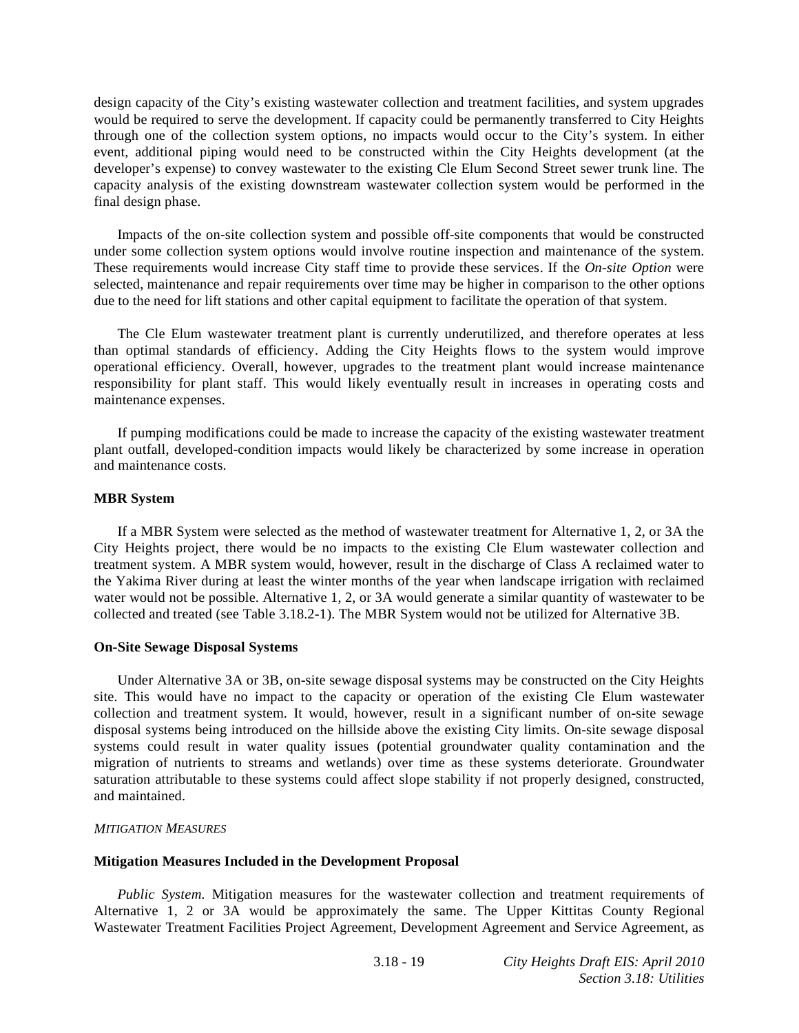design capacity of the City's existing wastewater collection and treatment facilities, and system upgrades would be required to serve the development. If capacity could be permanently transferred to City Heights through one of the collection system options, no impacts would occur to the City's system. In either event, additional piping would need to be constructed within the City Heights development (at the developer's expense) to convey wastewater to the existing Cle Elum Second Street sewer trunk line. The capacity analysis of the existing downstream wastewater collection system would be performed in the final design phase.

Impacts of the on-site collection system and possible off-site components that would be constructed under some collection system options would involve routine inspection and maintenance of the system. These requirements would increase City staff time to provide these services. If the *On-site Option* were selected, maintenance and repair requirements over time may be higher in comparison to the other options due to the need for lift stations and other capital equipment to facilitate the operation of that system.

The Cle Elum wastewater treatment plant is currently underutilized, and therefore operates at less than optimal standards of efficiency. Adding the City Heights flows to the system would improve operational efficiency. Overall, however, upgrades to the treatment plant would increase maintenance responsibility for plant staff. This would likely eventually result in increases in operating costs and maintenance expenses.

If pumping modifications could be made to increase the capacity of the existing wastewater treatment plant outfall, developed-condition impacts would likely be characterized by some increase in operation and maintenance costs.

**MBR System**

If a MBR System were selected as the method of wastewater treatment for Alternative 1, 2, or 3A the City Heights project, there would be no impacts to the existing Cle Elum wastewater collection and treatment system. A MBR system would, however, result in the discharge of Class A reclaimed water to the Yakima River during at least the winter months of the year when landscape irrigation with reclaimed water would not be possible. Alternative 1, 2, or 3A would generate a similar quantity of wastewater to be collected and treated (see Table 3.18.2-1). The MBR System would not be utilized for Alternative 3B.

**On-Site Sewage Disposal Systems**

Under Alternative 3A or 3B, on-site sewage disposal systems may be constructed on the City Heights site. This would have no impact to the capacity or operation of the existing Cle Elum wastewater collection and treatment system. It would, however, result in a significant number of on-site sewage disposal systems being introduced on the hillside above the existing City limits. On-site sewage disposal systems could result in water quality issues (potential groundwater quality contamination and the migration of nutrients to streams and wetlands) over time as these systems deteriorate. Groundwater saturation attributable to these systems could affect slope stability if not properly designed, constructed, and maintained.

*MITIGATION MEASURES*

**Mitigation Measures Included in the Development Proposal**

*Public System.* Mitigation measures for the wastewater collection and treatment requirements of Alternative 1, 2 or 3A would be approximately the same. The Upper Kittitas County Regional Wastewater Treatment Facilities Project Agreement, Development Agreement and Service Agreement, as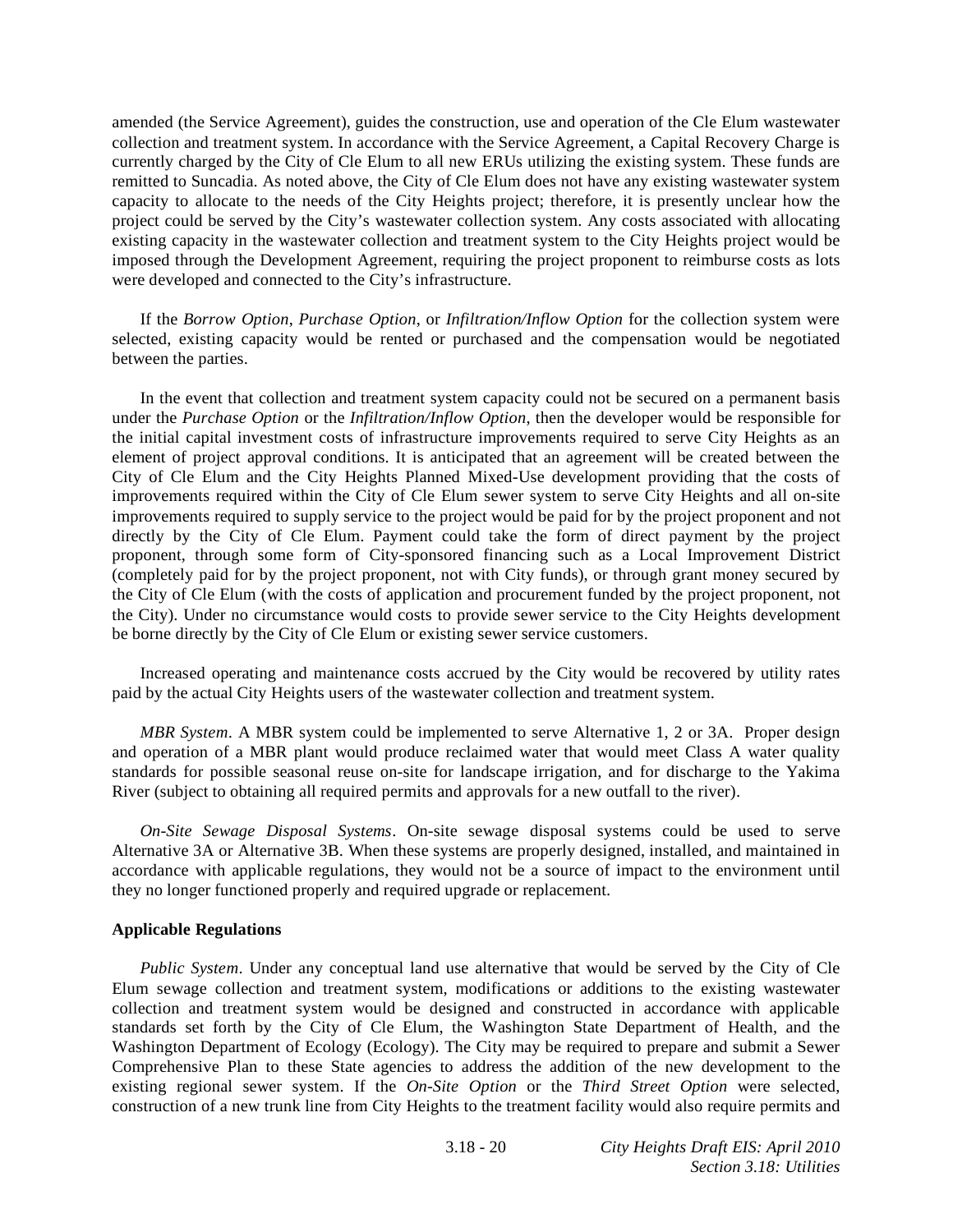amended (the Service Agreement), guides the construction, use and operation of the Cle Elum wastewater collection and treatment system. In accordance with the Service Agreement, a Capital Recovery Charge is currently charged by the City of Cle Elum to all new ERUs utilizing the existing system. These funds are remitted to Suncadia. As noted above, the City of Cle Elum does not have any existing wastewater system capacity to allocate to the needs of the City Heights project; therefore, it is presently unclear how the project could be served by the City's wastewater collection system. Any costs associated with allocating existing capacity in the wastewater collection and treatment system to the City Heights project would be imposed through the Development Agreement, requiring the project proponent to reimburse costs as lots were developed and connected to the City's infrastructure.

If the *Borrow Option*, *Purchase Option*, or *Infiltration/Inflow Option* for the collection system were selected, existing capacity would be rented or purchased and the compensation would be negotiated between the parties.

In the event that collection and treatment system capacity could not be secured on a permanent basis under the *Purchase Option* or the *Infiltration/Inflow Option*, then the developer would be responsible for the initial capital investment costs of infrastructure improvements required to serve City Heights as an element of project approval conditions. It is anticipated that an agreement will be created between the City of Cle Elum and the City Heights Planned Mixed-Use development providing that the costs of improvements required within the City of Cle Elum sewer system to serve City Heights and all on-site improvements required to supply service to the project would be paid for by the project proponent and not directly by the City of Cle Elum. Payment could take the form of direct payment by the project proponent, through some form of City-sponsored financing such as a Local Improvement District (completely paid for by the project proponent, not with City funds), or through grant money secured by the City of Cle Elum (with the costs of application and procurement funded by the project proponent, not the City). Under no circumstance would costs to provide sewer service to the City Heights development be borne directly by the City of Cle Elum or existing sewer service customers.

Increased operating and maintenance costs accrued by the City would be recovered by utility rates paid by the actual City Heights users of the wastewater collection and treatment system.

*MBR System*. A MBR system could be implemented to serve Alternative 1, 2 or 3A. Proper design and operation of a MBR plant would produce reclaimed water that would meet Class A water quality standards for possible seasonal reuse on-site for landscape irrigation, and for discharge to the Yakima River (subject to obtaining all required permits and approvals for a new outfall to the river).

*On-Site Sewage Disposal Systems*. On-site sewage disposal systems could be used to serve Alternative 3A or Alternative 3B. When these systems are properly designed, installed, and maintained in accordance with applicable regulations, they would not be a source of impact to the environment until they no longer functioned properly and required upgrade or replacement.

**Applicable Regulations**

*Public System*. Under any conceptual land use alternative that would be served by the City of Cle Elum sewage collection and treatment system, modifications or additions to the existing wastewater collection and treatment system would be designed and constructed in accordance with applicable standards set forth by the City of Cle Elum, the Washington State Department of Health, and the Washington Department of Ecology (Ecology). The City may be required to prepare and submit a Sewer Comprehensive Plan to these State agencies to address the addition of the new development to the existing regional sewer system. If the *On-Site Option* or the *Third Street Option* were selected, construction of a new trunk line from City Heights to the treatment facility would also require permits and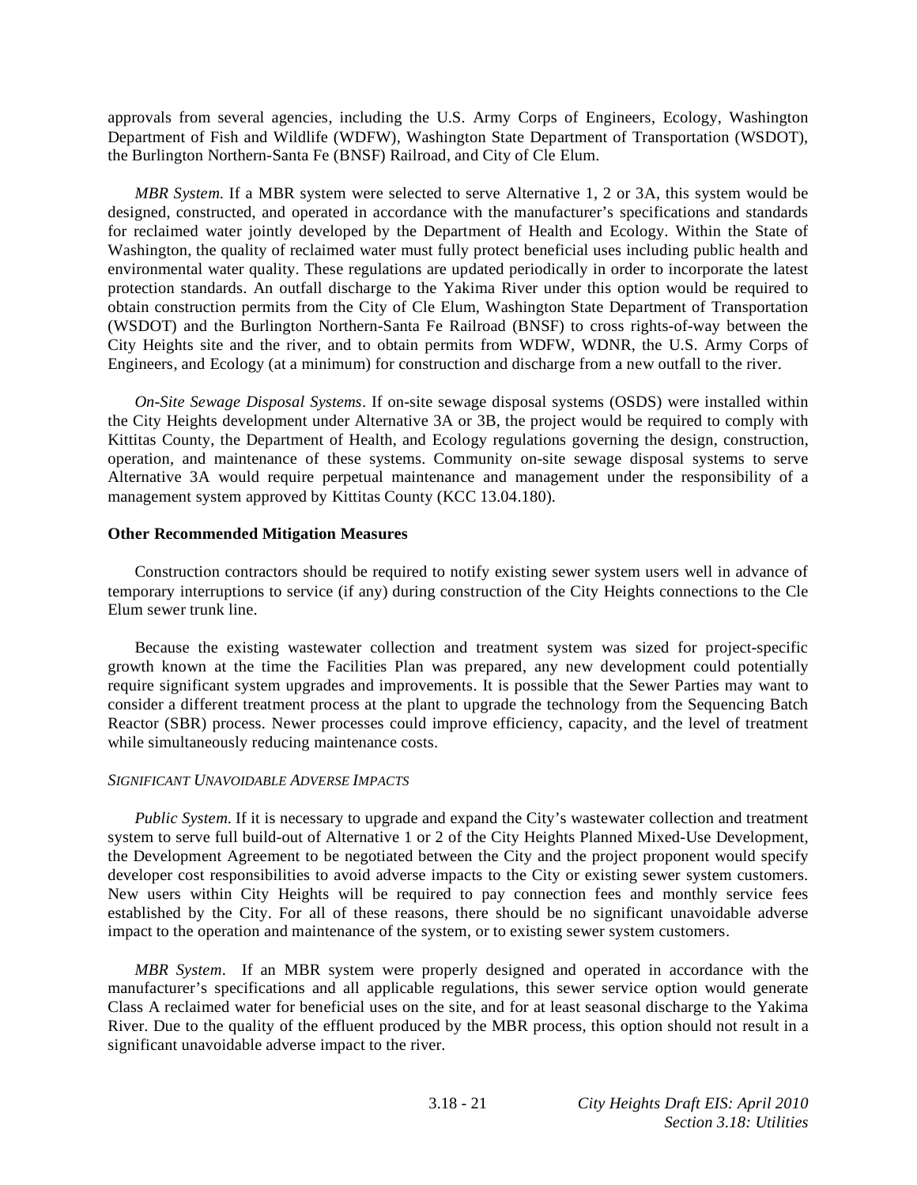approvals from several agencies, including the U.S. Army Corps of Engineers, Ecology, Washington Department of Fish and Wildlife (WDFW), Washington State Department of Transportation (WSDOT), the Burlington Northern-Santa Fe (BNSF) Railroad, and City of Cle Elum.

*MBR System.* If a MBR system were selected to serve Alternative 1, 2 or 3A, this system would be designed, constructed, and operated in accordance with the manufacturer's specifications and standards for reclaimed water jointly developed by the Department of Health and Ecology. Within the State of Washington, the quality of reclaimed water must fully protect beneficial uses including public health and environmental water quality. These regulations are updated periodically in order to incorporate the latest protection standards. An outfall discharge to the Yakima River under this option would be required to obtain construction permits from the City of Cle Elum, Washington State Department of Transportation (WSDOT) and the Burlington Northern-Santa Fe Railroad (BNSF) to cross rights-of-way between the City Heights site and the river, and to obtain permits from WDFW, WDNR, the U.S. Army Corps of Engineers, and Ecology (at a minimum) for construction and discharge from a new outfall to the river.

*On-Site Sewage Disposal Systems*. If on-site sewage disposal systems (OSDS) were installed within the City Heights development under Alternative 3A or 3B, the project would be required to comply with Kittitas County, the Department of Health, and Ecology regulations governing the design, construction, operation, and maintenance of these systems. Community on-site sewage disposal systems to serve Alternative 3A would require perpetual maintenance and management under the responsibility of a management system approved by Kittitas County (KCC 13.04.180).

**Other Recommended Mitigation Measures**

Construction contractors should be required to notify existing sewer system users well in advance of temporary interruptions to service (if any) during construction of the City Heights connections to the Cle Elum sewer trunk line.

Because the existing wastewater collection and treatment system was sized for project-specific growth known at the time the Facilities Plan was prepared, any new development could potentially require significant system upgrades and improvements. It is possible that the Sewer Parties may want to consider a different treatment process at the plant to upgrade the technology from the Sequencing Batch Reactor (SBR) process. Newer processes could improve efficiency, capacity, and the level of treatment while simultaneously reducing maintenance costs.

*SIGNIFICANT UNAVOIDABLE ADVERSE IMPACTS*

*Public System.* If it is necessary to upgrade and expand the City's wastewater collection and treatment system to serve full build-out of Alternative 1 or 2 of the City Heights Planned Mixed-Use Development, the Development Agreement to be negotiated between the City and the project proponent would specify developer cost responsibilities to avoid adverse impacts to the City or existing sewer system customers. New users within City Heights will be required to pay connection fees and monthly service fees established by the City. For all of these reasons, there should be no significant unavoidable adverse impact to the operation and maintenance of the system, or to existing sewer system customers.

*MBR System*. If an MBR system were properly designed and operated in accordance with the manufacturer's specifications and all applicable regulations, this sewer service option would generate Class A reclaimed water for beneficial uses on the site, and for at least seasonal discharge to the Yakima River. Due to the quality of the effluent produced by the MBR process, this option should not result in a significant unavoidable adverse impact to the river.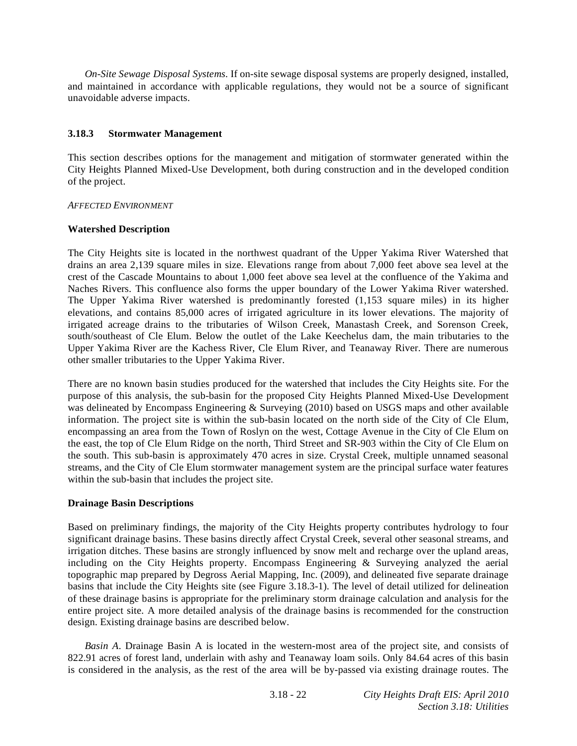*On-Site Sewage Disposal Systems*. If on-site sewage disposal systems are properly designed, installed, and maintained in accordance with applicable regulations, they would not be a source of significant unavoidable adverse impacts.

### 3.18.3 Stormwater Management

This section describes options for the management and mitigation of stormwater generated within the City Heights Planned Mixed-Use Development, both during construction and in the developed condition of the project.

*AFFECTED ENVIRONMENT*

**Watershed Description**

The City Heights site is located in the northwest quadrant of the Upper Yakima River Watershed that drains an area 2,139 square miles in size. Elevations range from about 7,000 feet above sea level at the crest of the Cascade Mountains to about 1,000 feet above sea level at the confluence of the Yakima and Naches Rivers. This confluence also forms the upper boundary of the Lower Yakima River watershed. The Upper Yakima River watershed is predominantly forested (1,153 square miles) in its higher elevations, and contains 85,000 acres of irrigated agriculture in its lower elevations. The majority of irrigated acreage drains to the tributaries of Wilson Creek, Manastash Creek, and Sorenson Creek, south/southeast of Cle Elum. Below the outlet of the Lake Keechelus dam, the main tributaries to the Upper Yakima River are the Kachess River, Cle Elum River, and Teanaway River. There are numerous other smaller tributaries to the Upper Yakima River.

There are no known basin studies produced for the watershed that includes the City Heights site. For the purpose of this analysis, the sub-basin for the proposed City Heights Planned Mixed-Use Development was delineated by Encompass Engineering & Surveying (2010) based on USGS maps and other available information. The project site is within the sub-basin located on the north side of the City of Cle Elum, encompassing an area from the Town of Roslyn on the west, Cottage Avenue in the City of Cle Elum on the east, the top of Cle Elum Ridge on the north, Third Street and SR-903 within the City of Cle Elum on the south. This sub-basin is approximately 470 acres in size. Crystal Creek, multiple unnamed seasonal streams, and the City of Cle Elum stormwater management system are the principal surface water features within the sub-basin that includes the project site.

**Drainage Basin Descriptions**

Based on preliminary findings, the majority of the City Heights property contributes hydrology to four significant drainage basins. These basins directly affect Crystal Creek, several other seasonal streams, and irrigation ditches. These basins are strongly influenced by snow melt and recharge over the upland areas, including on the City Heights property. Encompass Engineering & Surveying analyzed the aerial topographic map prepared by Degross Aerial Mapping, Inc. (2009), and delineated five separate drainage basins that include the City Heights site (see Figure 3.18.3-1). The level of detail utilized for delineation of these drainage basins is appropriate for the preliminary storm drainage calculation and analysis for the entire project site. A more detailed analysis of the drainage basins is recommended for the construction design. Existing drainage basins are described below.

*Basin A*. Drainage Basin A is located in the western-most area of the project site, and consists of 822.91 acres of forest land, underlain with ashy and Teanaway loam soils. Only 84.64 acres of this basin is considered in the analysis, as the rest of the area will be by-passed via existing drainage routes. The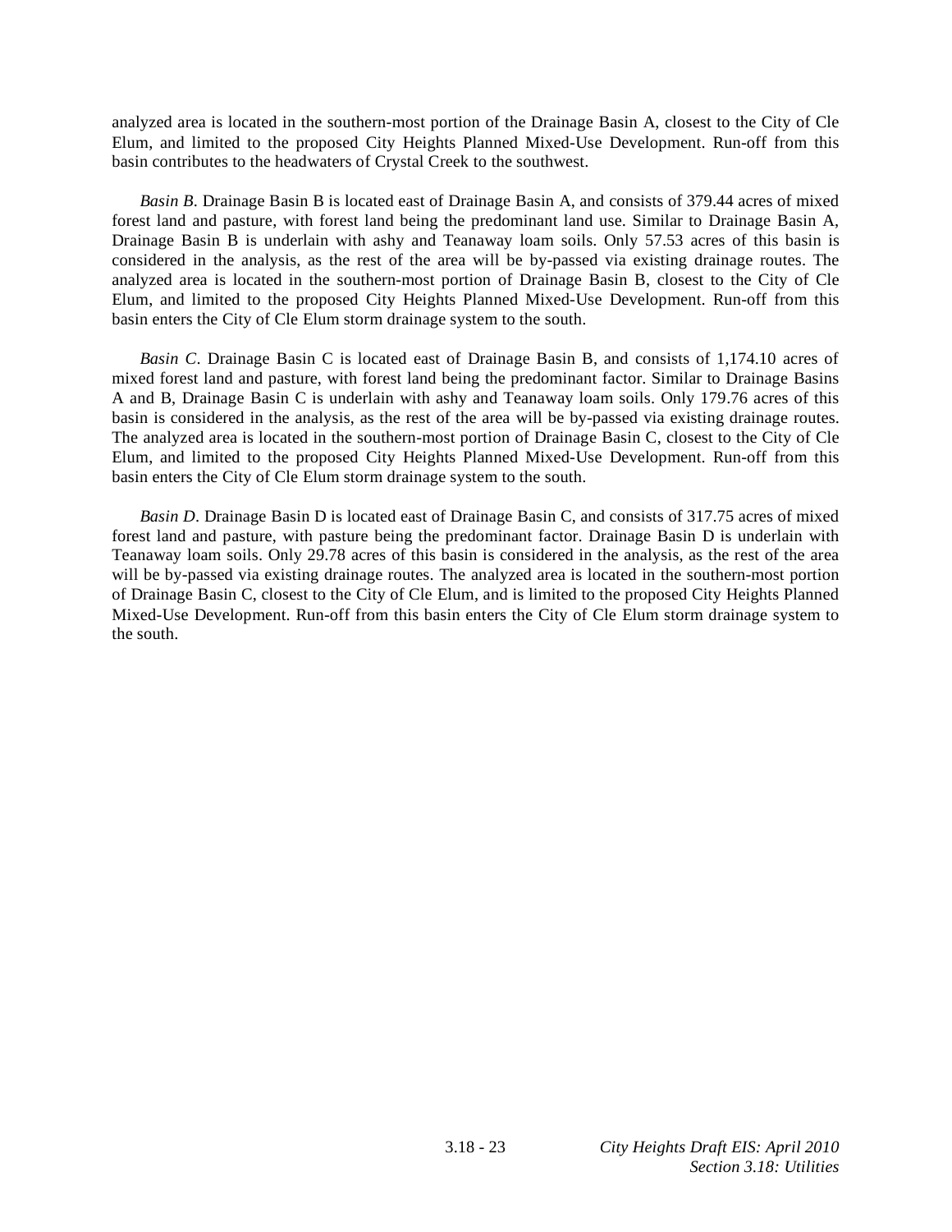analyzed area is located in the southern-most portion of the Drainage Basin A, closest to the City of Cle Elum, and limited to the proposed City Heights Planned Mixed-Use Development. Run-off from this basin contributes to the headwaters of Crystal Creek to the southwest.

*Basin B*. Drainage Basin B is located east of Drainage Basin A, and consists of 379.44 acres of mixed forest land and pasture, with forest land being the predominant land use. Similar to Drainage Basin A, Drainage Basin B is underlain with ashy and Teanaway loam soils. Only 57.53 acres of this basin is considered in the analysis, as the rest of the area will be by-passed via existing drainage routes. The analyzed area is located in the southern-most portion of Drainage Basin B, closest to the City of Cle Elum, and limited to the proposed City Heights Planned Mixed-Use Development. Run-off from this basin enters the City of Cle Elum storm drainage system to the south.

*Basin C*. Drainage Basin C is located east of Drainage Basin B, and consists of 1,174.10 acres of mixed forest land and pasture, with forest land being the predominant factor. Similar to Drainage Basins A and B, Drainage Basin C is underlain with ashy and Teanaway loam soils. Only 179.76 acres of this basin is considered in the analysis, as the rest of the area will be by-passed via existing drainage routes. The analyzed area is located in the southern-most portion of Drainage Basin C, closest to the City of Cle Elum, and limited to the proposed City Heights Planned Mixed-Use Development. Run-off from this basin enters the City of Cle Elum storm drainage system to the south.

*Basin D*. Drainage Basin D is located east of Drainage Basin C, and consists of 317.75 acres of mixed forest land and pasture, with pasture being the predominant factor. Drainage Basin D is underlain with Teanaway loam soils. Only 29.78 acres of this basin is considered in the analysis, as the rest of the area will be by-passed via existing drainage routes. The analyzed area is located in the southern-most portion of Drainage Basin C, closest to the City of Cle Elum, and is limited to the proposed City Heights Planned Mixed-Use Development. Run-off from this basin enters the City of Cle Elum storm drainage system to the south.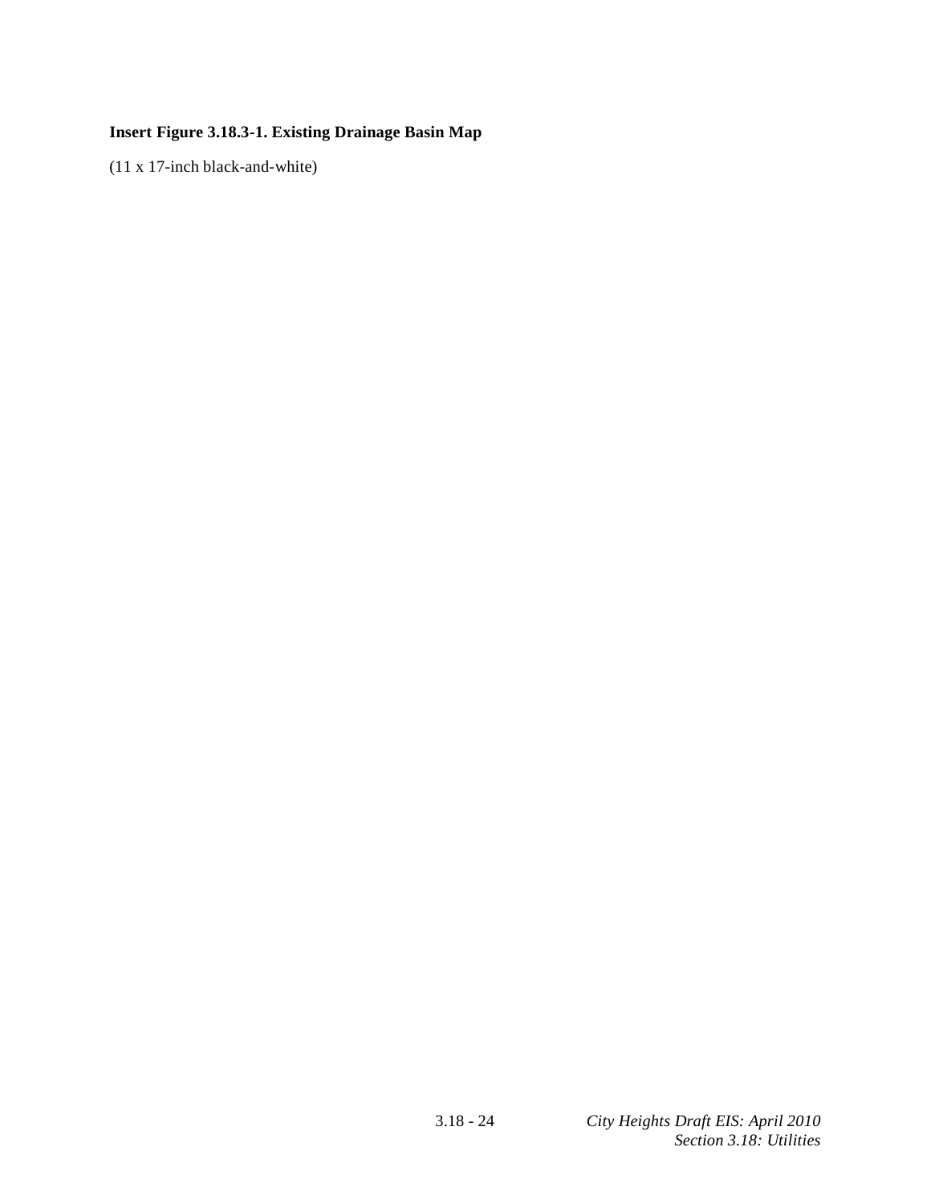**Insert Figure 3.18.3-1. Existing Drainage Basin Map**

(11 x 17-inch black-and-white)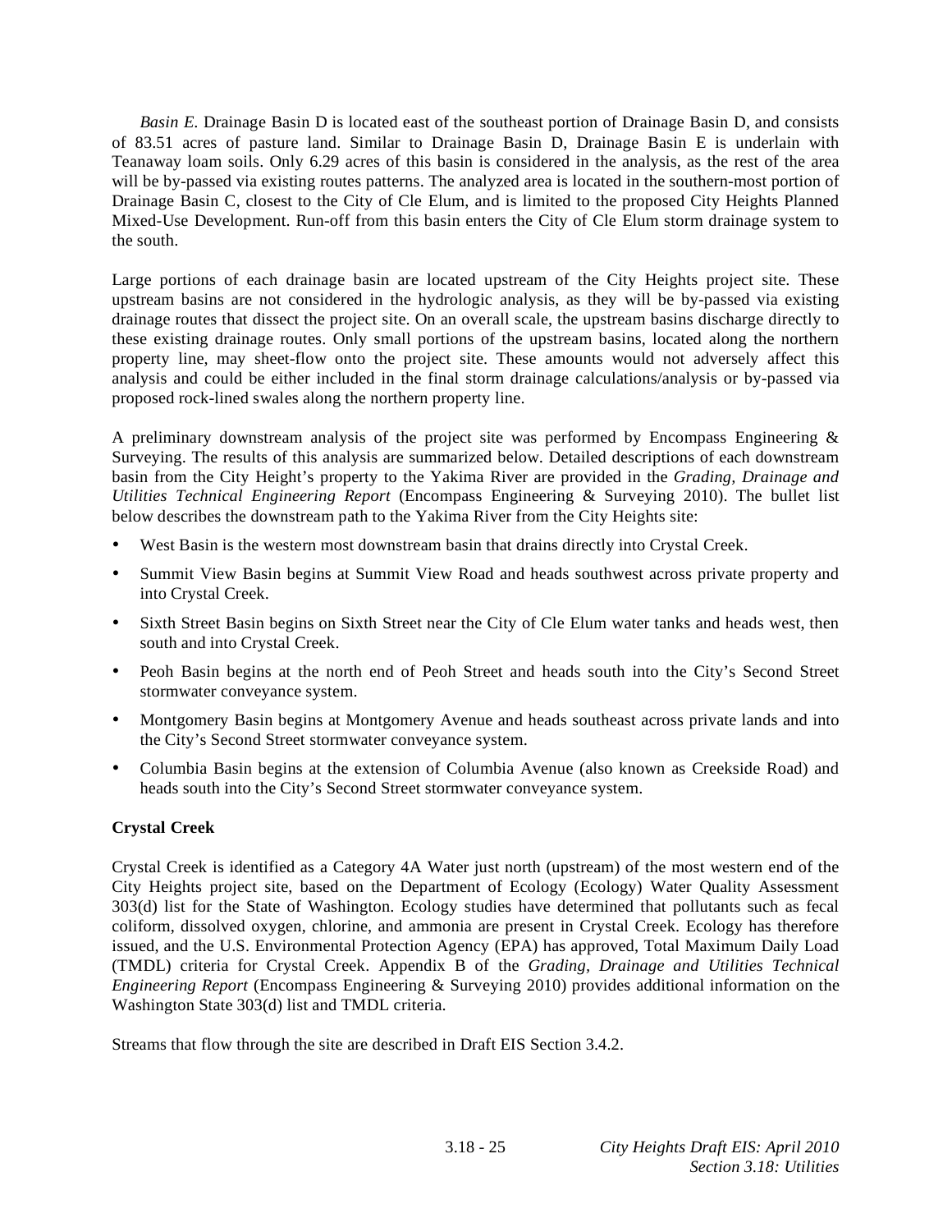*Basin E*. Drainage Basin D is located east of the southeast portion of Drainage Basin D, and consists of 83.51 acres of pasture land. Similar to Drainage Basin D, Drainage Basin E is underlain with Teanaway loam soils. Only 6.29 acres of this basin is considered in the analysis, as the rest of the area will be by-passed via existing routes patterns. The analyzed area is located in the southern-most portion of Drainage Basin C, closest to the City of Cle Elum, and is limited to the proposed City Heights Planned Mixed-Use Development. Run-off from this basin enters the City of Cle Elum storm drainage system to the south.

Large portions of each drainage basin are located upstream of the City Heights project site. These upstream basins are not considered in the hydrologic analysis, as they will be by-passed via existing drainage routes that dissect the project site. On an overall scale, the upstream basins discharge directly to these existing drainage routes. Only small portions of the upstream basins, located along the northern property line, may sheet-flow onto the project site. These amounts would not adversely affect this analysis and could be either included in the final storm drainage calculations/analysis or by-passed via proposed rock-lined swales along the northern property line.

A preliminary downstream analysis of the project site was performed by Encompass Engineering & Surveying. The results of this analysis are summarized below. Detailed descriptions of each downstream basin from the City Height's property to the Yakima River are provided in the *Grading, Drainage and Utilities Technical Engineering Report* (Encompass Engineering & Surveying 2010). The bullet list below describes the downstream path to the Yakima River from the City Heights site:

- West Basin is the western most downstream basin that drains directly into Crystal Creek.
- Summit View Basin begins at Summit View Road and heads southwest across private property and into Crystal Creek.
- Sixth Street Basin begins on Sixth Street near the City of Cle Elum water tanks and heads west, then south and into Crystal Creek.
- Peoh Basin begins at the north end of Peoh Street and heads south into the City's Second Street stormwater conveyance system.
- Montgomery Basin begins at Montgomery Avenue and heads southeast across private lands and into the City's Second Street stormwater conveyance system.
- Columbia Basin begins at the extension of Columbia Avenue (also known as Creekside Road) and heads south into the City's Second Street stormwater conveyance system.

**Crystal Creek**

Crystal Creek is identified as a Category 4A Water just north (upstream) of the most western end of the City Heights project site, based on the Department of Ecology (Ecology) Water Quality Assessment 303(d) list for the State of Washington. Ecology studies have determined that pollutants such as fecal coliform, dissolved oxygen, chlorine, and ammonia are present in Crystal Creek. Ecology has therefore issued, and the U.S. Environmental Protection Agency (EPA) has approved, Total Maximum Daily Load (TMDL) criteria for Crystal Creek. Appendix B of the *Grading, Drainage and Utilities Technical Engineering Report* (Encompass Engineering & Surveying 2010) provides additional information on the Washington State 303(d) list and TMDL criteria.

Streams that flow through the site are described in Draft EIS Section 3.4.2.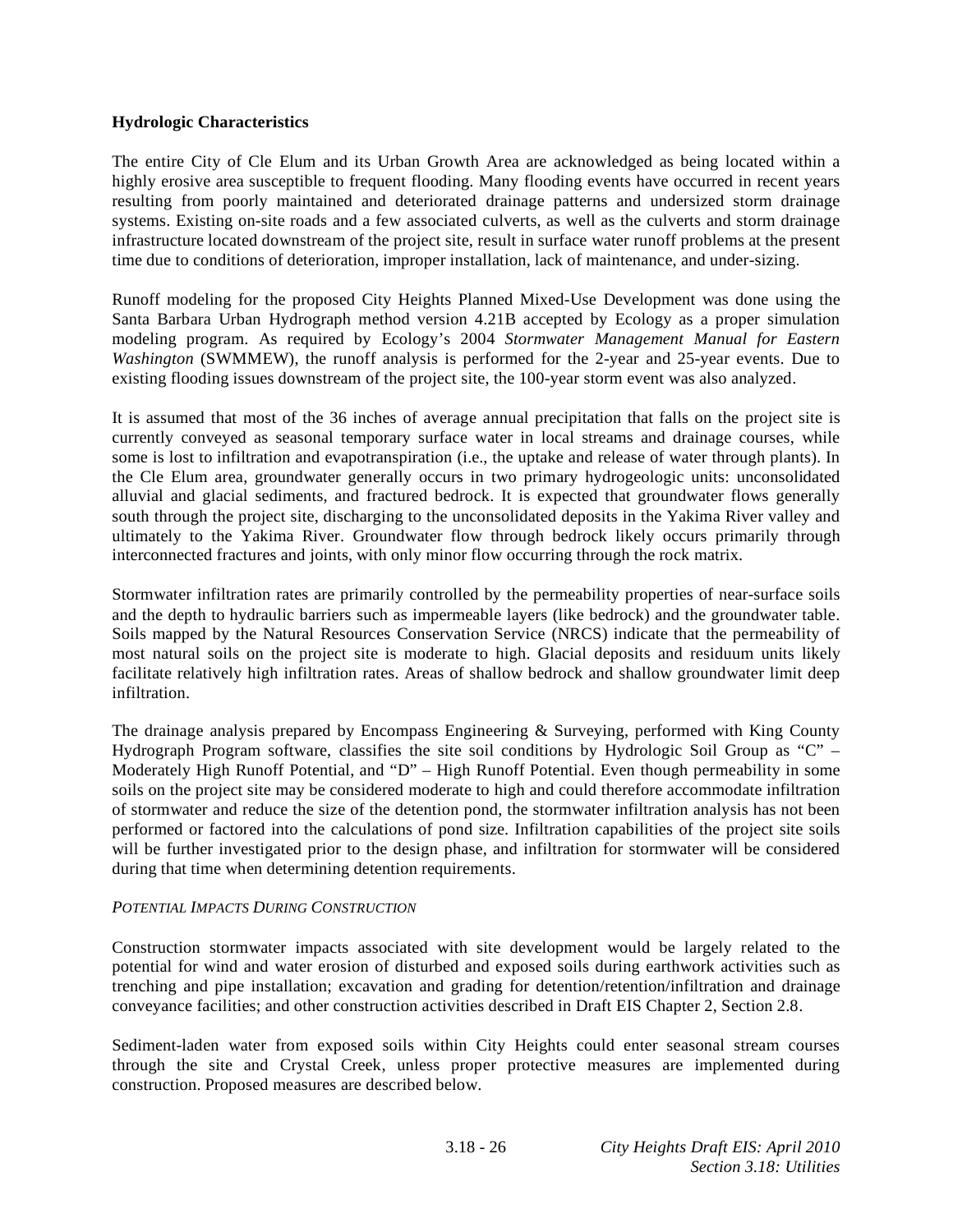**Hydrologic Characteristics**

The entire City of Cle Elum and its Urban Growth Area are acknowledged as being located within a highly erosive area susceptible to frequent flooding. Many flooding events have occurred in recent years resulting from poorly maintained and deteriorated drainage patterns and undersized storm drainage systems. Existing on-site roads and a few associated culverts, as well as the culverts and storm drainage infrastructure located downstream of the project site, result in surface water runoff problems at the present time due to conditions of deterioration, improper installation, lack of maintenance, and under-sizing.

Runoff modeling for the proposed City Heights Planned Mixed-Use Development was done using the Santa Barbara Urban Hydrograph method version 4.21B accepted by Ecology as a proper simulation modeling program. As required by Ecology's 2004 *Stormwater Management Manual for Eastern Washington* (SWMMEW), the runoff analysis is performed for the 2-year and 25-year events. Due to existing flooding issues downstream of the project site, the 100-year storm event was also analyzed.

It is assumed that most of the 36 inches of average annual precipitation that falls on the project site is currently conveyed as seasonal temporary surface water in local streams and drainage courses, while some is lost to infiltration and evapotranspiration (i.e., the uptake and release of water through plants). In the Cle Elum area, groundwater generally occurs in two primary hydrogeologic units: unconsolidated alluvial and glacial sediments, and fractured bedrock. It is expected that groundwater flows generally south through the project site, discharging to the unconsolidated deposits in the Yakima River valley and ultimately to the Yakima River. Groundwater flow through bedrock likely occurs primarily through interconnected fractures and joints, with only minor flow occurring through the rock matrix.

Stormwater infiltration rates are primarily controlled by the permeability properties of near-surface soils and the depth to hydraulic barriers such as impermeable layers (like bedrock) and the groundwater table. Soils mapped by the Natural Resources Conservation Service (NRCS) indicate that the permeability of most natural soils on the project site is moderate to high. Glacial deposits and residuum units likely facilitate relatively high infiltration rates. Areas of shallow bedrock and shallow groundwater limit deep infiltration.

The drainage analysis prepared by Encompass Engineering & Surveying, performed with King County Hydrograph Program software, classifies the site soil conditions by Hydrologic Soil Group as "C" – Moderately High Runoff Potential, and "D" – High Runoff Potential. Even though permeability in some soils on the project site may be considered moderate to high and could therefore accommodate infiltration of stormwater and reduce the size of the detention pond, the stormwater infiltration analysis has not been performed or factored into the calculations of pond size. Infiltration capabilities of the project site soils will be further investigated prior to the design phase, and infiltration for stormwater will be considered during that time when determining detention requirements.

*POTENTIAL IMPACTS DURING CONSTRUCTION*

Construction stormwater impacts associated with site development would be largely related to the potential for wind and water erosion of disturbed and exposed soils during earthwork activities such as trenching and pipe installation; excavation and grading for detention/retention/infiltration and drainage conveyance facilities; and other construction activities described in Draft EIS Chapter 2, Section 2.8.

Sediment-laden water from exposed soils within City Heights could enter seasonal stream courses through the site and Crystal Creek, unless proper protective measures are implemented during construction. Proposed measures are described below.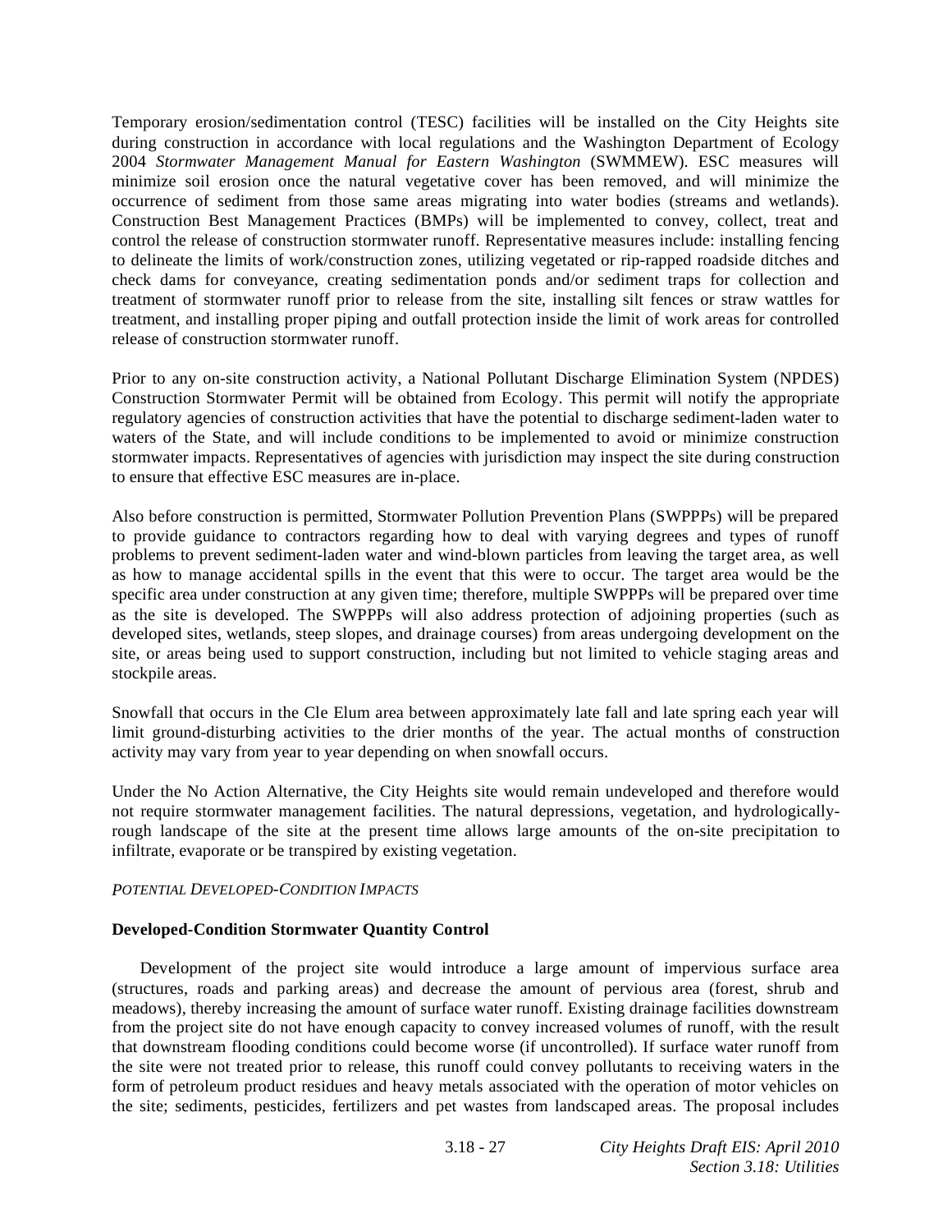Temporary erosion/sedimentation control (TESC) facilities will be installed on the City Heights site during construction in accordance with local regulations and the Washington Department of Ecology 2004 *Stormwater Management Manual for Eastern Washington* (SWMMEW). ESC measures will minimize soil erosion once the natural vegetative cover has been removed, and will minimize the occurrence of sediment from those same areas migrating into water bodies (streams and wetlands). Construction Best Management Practices (BMPs) will be implemented to convey, collect, treat and control the release of construction stormwater runoff. Representative measures include: installing fencing to delineate the limits of work/construction zones, utilizing vegetated or rip-rapped roadside ditches and check dams for conveyance, creating sedimentation ponds and/or sediment traps for collection and treatment of stormwater runoff prior to release from the site, installing silt fences or straw wattles for treatment, and installing proper piping and outfall protection inside the limit of work areas for controlled release of construction stormwater runoff.

Prior to any on-site construction activity, a National Pollutant Discharge Elimination System (NPDES) Construction Stormwater Permit will be obtained from Ecology. This permit will notify the appropriate regulatory agencies of construction activities that have the potential to discharge sediment-laden water to waters of the State, and will include conditions to be implemented to avoid or minimize construction stormwater impacts. Representatives of agencies with jurisdiction may inspect the site during construction to ensure that effective ESC measures are in-place.

Also before construction is permitted, Stormwater Pollution Prevention Plans (SWPPPs) will be prepared to provide guidance to contractors regarding how to deal with varying degrees and types of runoff problems to prevent sediment-laden water and wind-blown particles from leaving the target area, as well as how to manage accidental spills in the event that this were to occur. The target area would be the specific area under construction at any given time; therefore, multiple SWPPPs will be prepared over time as the site is developed. The SWPPPs will also address protection of adjoining properties (such as developed sites, wetlands, steep slopes, and drainage courses) from areas undergoing development on the site, or areas being used to support construction, including but not limited to vehicle staging areas and stockpile areas.

Snowfall that occurs in the Cle Elum area between approximately late fall and late spring each year will limit ground-disturbing activities to the drier months of the year. The actual months of construction activity may vary from year to year depending on when snowfall occurs.

Under the No Action Alternative, the City Heights site would remain undeveloped and therefore would not require stormwater management facilities. The natural depressions, vegetation, and hydrologically-rough landscape of the site at the present time allows large amounts of the on-site precipitation to infiltrate, evaporate or be transpired by existing vegetation.

*POTENTIAL DEVELOPED-CONDITION IMPACTS*

**Developed-Condition Stormwater Quantity Control**

Development of the project site would introduce a large amount of impervious surface area (structures, roads and parking areas) and decrease the amount of pervious area (forest, shrub and meadows), thereby increasing the amount of surface water runoff. Existing drainage facilities downstream from the project site do not have enough capacity to convey increased volumes of runoff, with the result that downstream flooding conditions could become worse (if uncontrolled). If surface water runoff from the site were not treated prior to release, this runoff could convey pollutants to receiving waters in the form of petroleum product residues and heavy metals associated with the operation of motor vehicles on the site; sediments, pesticides, fertilizers and pet wastes from landscaped areas. The proposal includes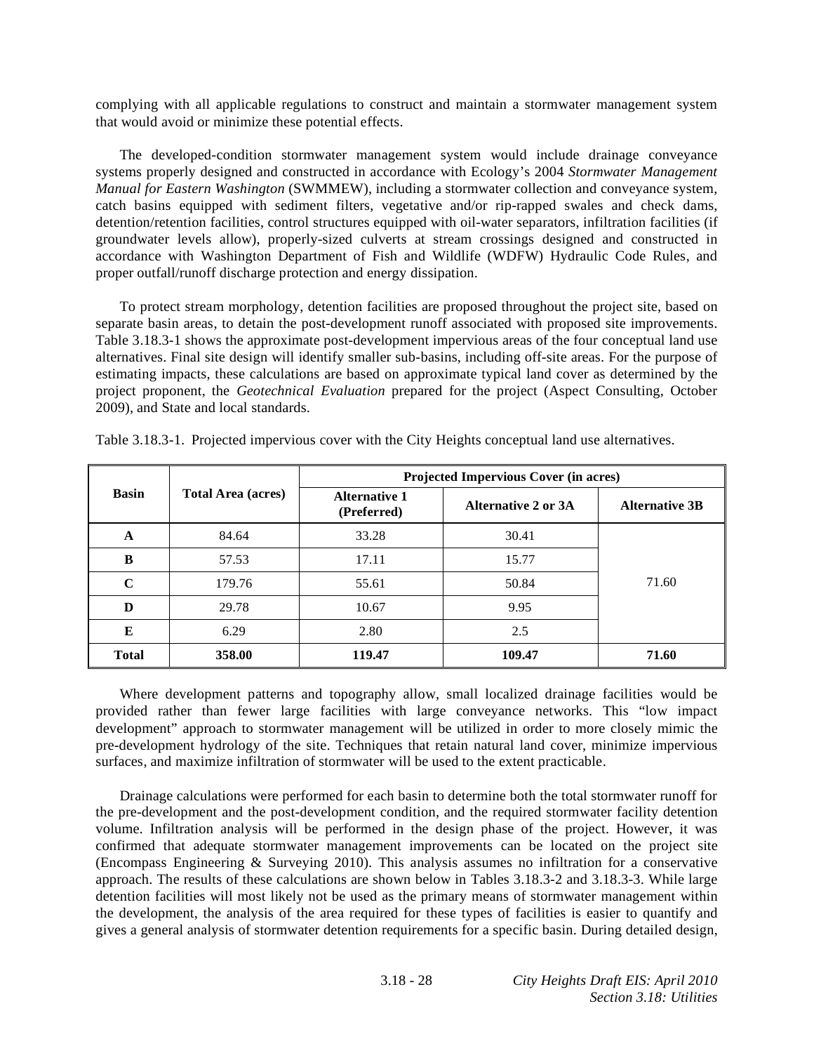complying with all applicable regulations to construct and maintain a stormwater management system that would avoid or minimize these potential effects.

The developed-condition stormwater management system would include drainage conveyance systems properly designed and constructed in accordance with Ecology's 2004 *Stormwater Management Manual for Eastern Washington* (SWMMEW), including a stormwater collection and conveyance system, catch basins equipped with sediment filters, vegetative and/or rip-rapped swales and check dams, detention/retention facilities, control structures equipped with oil-water separators, infiltration facilities (if groundwater levels allow), properly-sized culverts at stream crossings designed and constructed in accordance with Washington Department of Fish and Wildlife (WDFW) Hydraulic Code Rules, and proper outfall/runoff discharge protection and energy dissipation.

To protect stream morphology, detention facilities are proposed throughout the project site, based on separate basin areas, to detain the post-development runoff associated with proposed site improvements. Table 3.18.3-1 shows the approximate post-development impervious areas of the four conceptual land use alternatives. Final site design will identify smaller sub-basins, including off-site areas. For the purpose of estimating impacts, these calculations are based on approximate typical land cover as determined by the project proponent, the *Geotechnical Evaluation* prepared for the project (Aspect Consulting, October 2009), and State and local standards.

Table 3.18.3-1. Projected impervious cover with the City Heights conceptual land use alternatives.

| Basin | Total Area (acres) | Projected Impervious Cover (in acres) | | |
|---|---|---|---|---|
| | | Alternative 1 (Preferred) | Alternative 2 or 3A | Alternative 3B |
| A | 84.64 | 33.28 | 30.41 | 71.60 |
| B | 57.53 | 17.11 | 15.77 | |
| C | 179.76 | 55.61 | 50.84 | |
| D | 29.78 | 10.67 | 9.95 | |
| E | 6.29 | 2.80 | 2.5 | |
| **Total** | **358.00** | **119.47** | **109.47** | **71.60** |

Where development patterns and topography allow, small localized drainage facilities would be provided rather than fewer large facilities with large conveyance networks. This "low impact development" approach to stormwater management will be utilized in order to more closely mimic the pre-development hydrology of the site. Techniques that retain natural land cover, minimize impervious surfaces, and maximize infiltration of stormwater will be used to the extent practicable.

Drainage calculations were performed for each basin to determine both the total stormwater runoff for the pre-development and the post-development condition, and the required stormwater facility detention volume. Infiltration analysis will be performed in the design phase of the project. However, it was confirmed that adequate stormwater management improvements can be located on the project site (Encompass Engineering & Surveying 2010). This analysis assumes no infiltration for a conservative approach. The results of these calculations are shown below in Tables 3.18.3-2 and 3.18.3-3. While large detention facilities will most likely not be used as the primary means of stormwater management within the development, the analysis of the area required for these types of facilities is easier to quantify and gives a general analysis of stormwater detention requirements for a specific basin. During detailed design,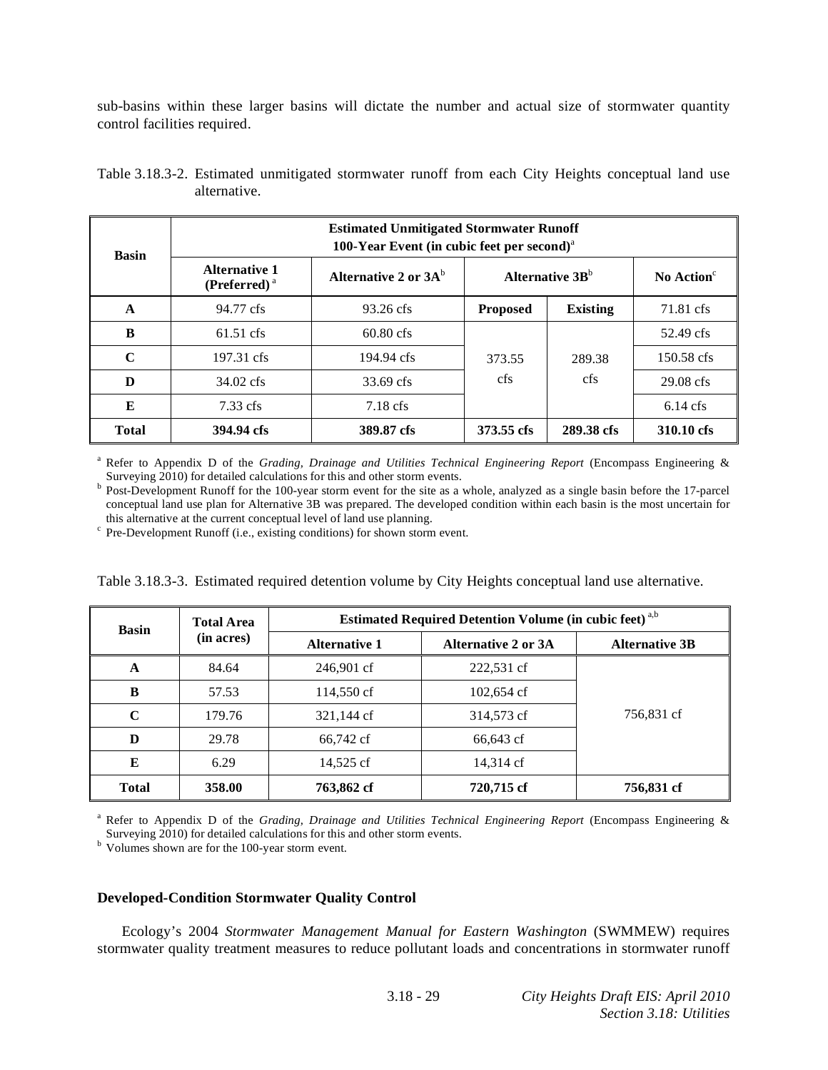sub-basins within these larger basins will dictate the number and actual size of stormwater quantity control facilities required.

Table 3.18.3-2. Estimated unmitigated stormwater runoff from each City Heights conceptual land use alternative.

| Basin | Estimated Unmitigated Stormwater Runoff 100-Year Event (in cubic feet per second)[a] | | | | |
|---|---|---|---|---|---|
| | **Alternative 1 (Preferred)**[a] | **Alternative 2 or 3A**[b] | **Alternative 3B**[b] | | **No Action**[c] |
| | | | **Proposed** | **Existing** | |
| **A** | 94.77 cfs | 93.26 cfs | | | 71.81 cfs |
| **B** | 61.51 cfs | 60.80 cfs | 373.55 cfs | 289.38 cfs | 52.49 cfs |
| **C** | 197.31 cfs | 194.94 cfs | | | 150.58 cfs |
| **D** | 34.02 cfs | 33.69 cfs | | | 29.08 cfs |
| **E** | 7.33 cfs | 7.18 cfs | | | 6.14 cfs |
| **Total** | **394.94 cfs** | **389.87 cfs** | **373.55 cfs** | **289.38 cfs** | **310.10 cfs** |

[a] Refer to Appendix D of the *Grading, Drainage and Utilities Technical Engineering Report* (Encompass Engineering & Surveying 2010) for detailed calculations for this and other storm events.
[b] Post-Development Runoff for the 100-year storm event for the site as a whole, analyzed as a single basin before the 17-parcel conceptual land use plan for Alternative 3B was prepared. The developed condition within each basin is the most uncertain for this alternative at the current conceptual level of land use planning.
[c] Pre-Development Runoff (i.e., existing conditions) for shown storm event.

Table 3.18.3-3. Estimated required detention volume by City Heights conceptual land use alternative.

| Basin | Total Area (in acres) | Estimated Required Detention Volume (in cubic feet)[a,b] | | |
|---|---|---|---|---|
| | | **Alternative 1** | **Alternative 2 or 3A** | **Alternative 3B** |
| **A** | 84.64 | 246,901 cf | 222,531 cf | |
| **B** | 57.53 | 114,550 cf | 102,654 cf | |
| **C** | 179.76 | 321,144 cf | 314,573 cf | 756,831 cf |
| **D** | 29.78 | 66,742 cf | 66,643 cf | |
| **E** | 6.29 | 14,525 cf | 14,314 cf | |
| **Total** | **358.00** | **763,862 cf** | **720,715 cf** | **756,831 cf** |

[a] Refer to Appendix D of the *Grading, Drainage and Utilities Technical Engineering Report* (Encompass Engineering & Surveying 2010) for detailed calculations for this and other storm events.
[b] Volumes shown are for the 100-year storm event.

### Developed-Condition Stormwater Quality Control

Ecology's 2004 *Stormwater Management Manual for Eastern Washington* (SWMMEW) requires stormwater quality treatment measures to reduce pollutant loads and concentrations in stormwater runoff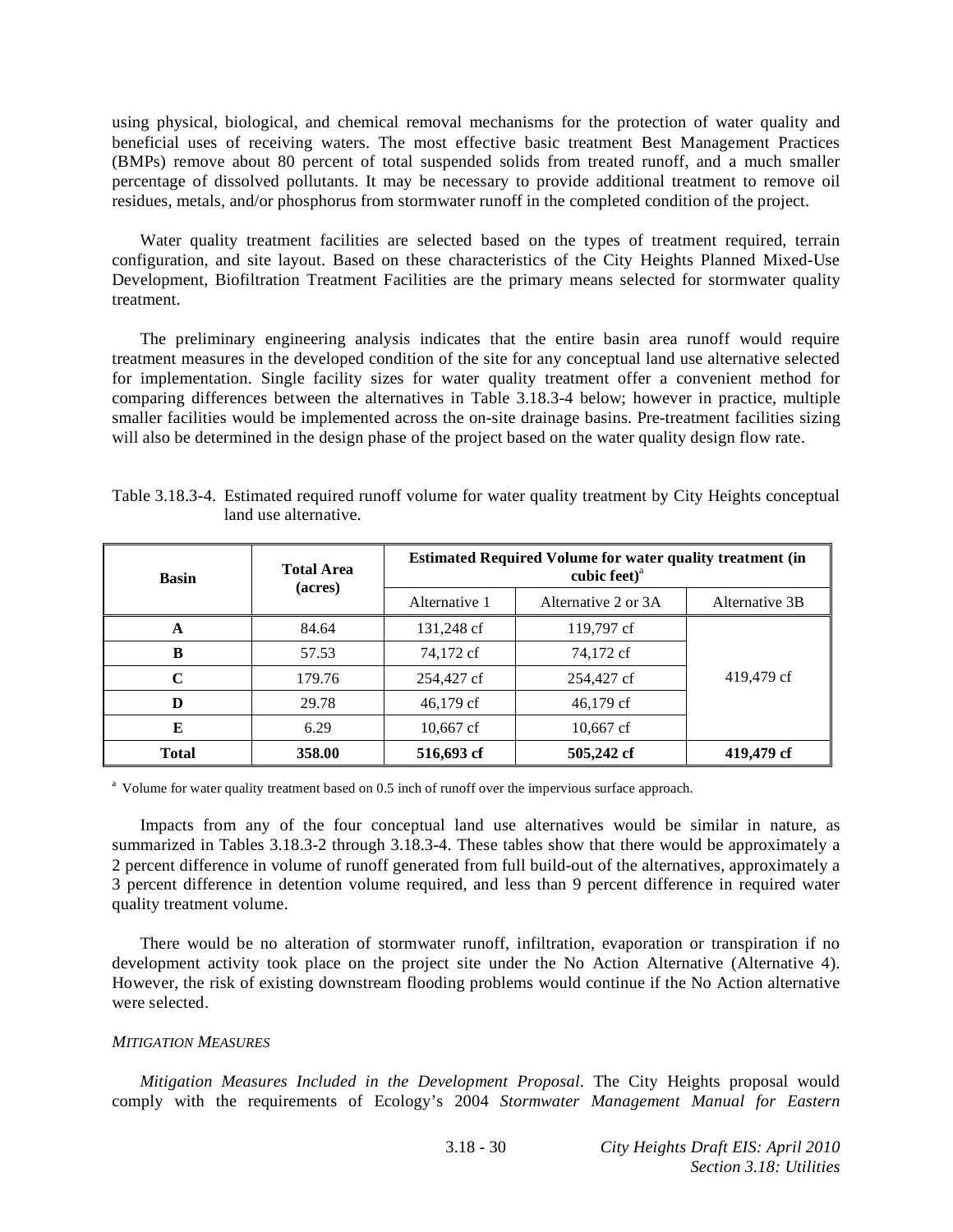using physical, biological, and chemical removal mechanisms for the protection of water quality and beneficial uses of receiving waters. The most effective basic treatment Best Management Practices (BMPs) remove about 80 percent of total suspended solids from treated runoff, and a much smaller percentage of dissolved pollutants. It may be necessary to provide additional treatment to remove oil residues, metals, and/or phosphorus from stormwater runoff in the completed condition of the project.

Water quality treatment facilities are selected based on the types of treatment required, terrain configuration, and site layout. Based on these characteristics of the City Heights Planned Mixed-Use Development, Biofiltration Treatment Facilities are the primary means selected for stormwater quality treatment.

The preliminary engineering analysis indicates that the entire basin area runoff would require treatment measures in the developed condition of the site for any conceptual land use alternative selected for implementation. Single facility sizes for water quality treatment offer a convenient method for comparing differences between the alternatives in Table 3.18.3-4 below; however in practice, multiple smaller facilities would be implemented across the on-site drainage basins. Pre-treatment facilities sizing will also be determined in the design phase of the project based on the water quality design flow rate.

Table 3.18.3-4. Estimated required runoff volume for water quality treatment by City Heights conceptual land use alternative.

| Basin | Total Area (acres) | Estimated Required Volume for water quality treatment (in cubic feet)[a] | | |
|---|---|---|---|---|
| | | Alternative 1 | Alternative 2 or 3A | Alternative 3B |
| **A** | 84.64 | 131,248 cf | 119,797 cf | 419,479 cf |
| **B** | 57.53 | 74,172 cf | 74,172 cf | |
| **C** | 179.76 | 254,427 cf | 254,427 cf | |
| **D** | 29.78 | 46,179 cf | 46,179 cf | |
| **E** | 6.29 | 10,667 cf | 10,667 cf | |
| **Total** | **358.00** | **516,693 cf** | **505,242 cf** | **419,479 cf** |

[a] Volume for water quality treatment based on 0.5 inch of runoff over the impervious surface approach.

Impacts from any of the four conceptual land use alternatives would be similar in nature, as summarized in Tables 3.18.3-2 through 3.18.3-4. These tables show that there would be approximately a 2 percent difference in volume of runoff generated from full build-out of the alternatives, approximately a 3 percent difference in detention volume required, and less than 9 percent difference in required water quality treatment volume.

There would be no alteration of stormwater runoff, infiltration, evaporation or transpiration if no development activity took place on the project site under the No Action Alternative (Alternative 4). However, the risk of existing downstream flooding problems would continue if the No Action alternative were selected.

*MITIGATION MEASURES*

*Mitigation Measures Included in the Development Proposal*. The City Heights proposal would comply with the requirements of Ecology's 2004 *Stormwater Management Manual for Eastern*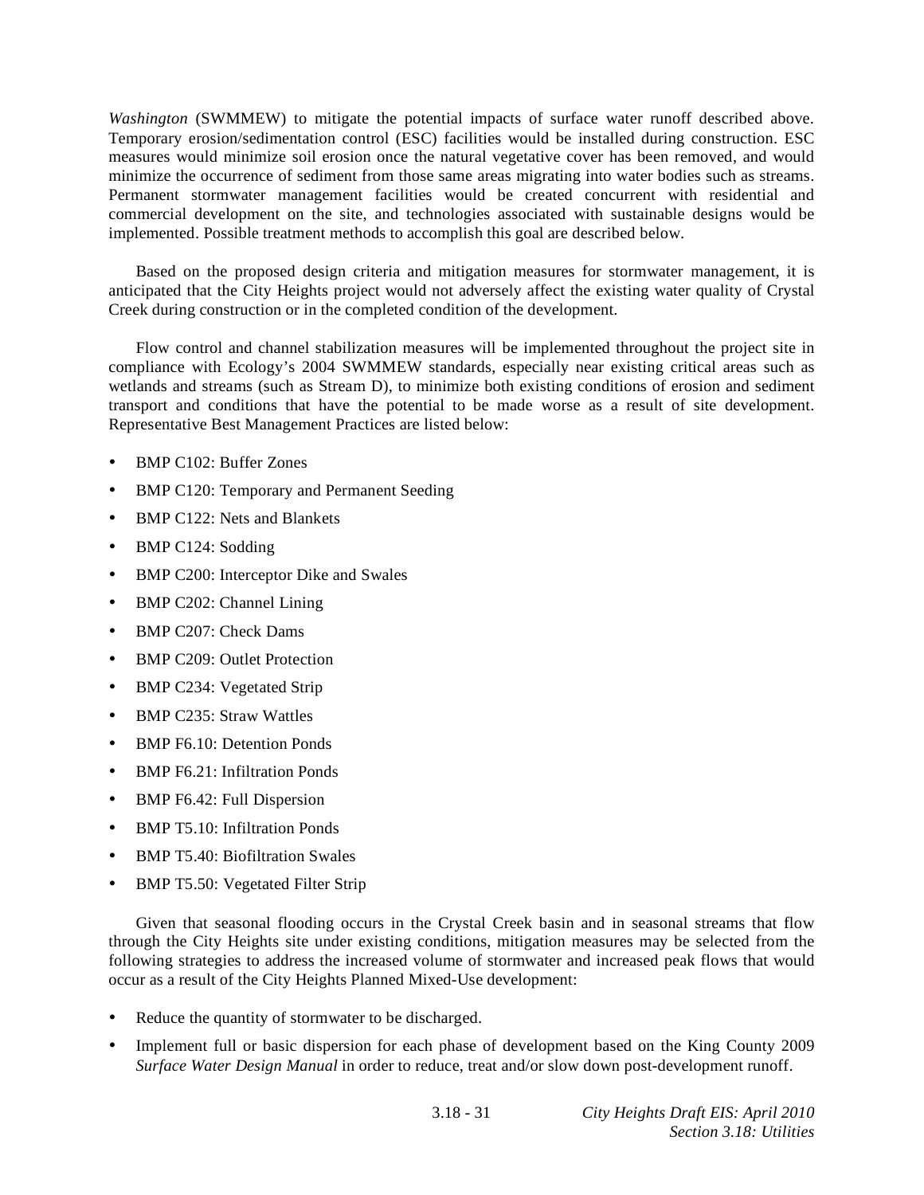*Washington* (SWMMEW) to mitigate the potential impacts of surface water runoff described above. Temporary erosion/sedimentation control (ESC) facilities would be installed during construction. ESC measures would minimize soil erosion once the natural vegetative cover has been removed, and would minimize the occurrence of sediment from those same areas migrating into water bodies such as streams. Permanent stormwater management facilities would be created concurrent with residential and commercial development on the site, and technologies associated with sustainable designs would be implemented. Possible treatment methods to accomplish this goal are described below.

Based on the proposed design criteria and mitigation measures for stormwater management, it is anticipated that the City Heights project would not adversely affect the existing water quality of Crystal Creek during construction or in the completed condition of the development.

Flow control and channel stabilization measures will be implemented throughout the project site in compliance with Ecology's 2004 SWMMEW standards, especially near existing critical areas such as wetlands and streams (such as Stream D), to minimize both existing conditions of erosion and sediment transport and conditions that have the potential to be made worse as a result of site development. Representative Best Management Practices are listed below:

- BMP C102: Buffer Zones
- BMP C120: Temporary and Permanent Seeding
- BMP C122: Nets and Blankets
- BMP C124: Sodding
- BMP C200: Interceptor Dike and Swales
- BMP C202: Channel Lining
- BMP C207: Check Dams
- BMP C209: Outlet Protection
- BMP C234: Vegetated Strip
- BMP C235: Straw Wattles
- BMP F6.10: Detention Ponds
- BMP F6.21: Infiltration Ponds
- BMP F6.42: Full Dispersion
- BMP T5.10: Infiltration Ponds
- BMP T5.40: Biofiltration Swales
- BMP T5.50: Vegetated Filter Strip

Given that seasonal flooding occurs in the Crystal Creek basin and in seasonal streams that flow through the City Heights site under existing conditions, mitigation measures may be selected from the following strategies to address the increased volume of stormwater and increased peak flows that would occur as a result of the City Heights Planned Mixed-Use development:

- Reduce the quantity of stormwater to be discharged.
- Implement full or basic dispersion for each phase of development based on the King County 2009 *Surface Water Design Manual* in order to reduce, treat and/or slow down post-development runoff.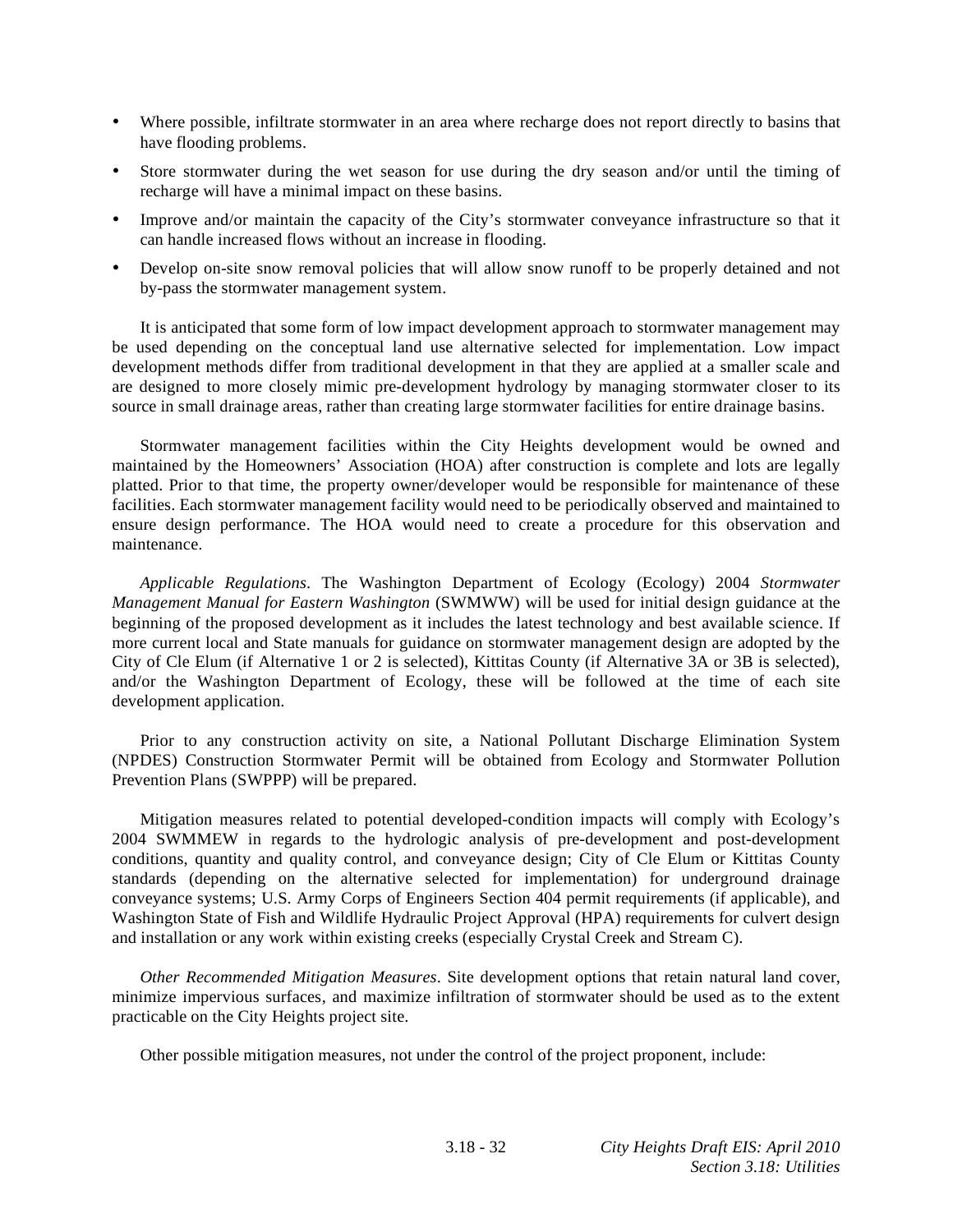- Where possible, infiltrate stormwater in an area where recharge does not report directly to basins that have flooding problems.
- Store stormwater during the wet season for use during the dry season and/or until the timing of recharge will have a minimal impact on these basins.
- Improve and/or maintain the capacity of the City's stormwater conveyance infrastructure so that it can handle increased flows without an increase in flooding.
- Develop on-site snow removal policies that will allow snow runoff to be properly detained and not by-pass the stormwater management system.

It is anticipated that some form of low impact development approach to stormwater management may be used depending on the conceptual land use alternative selected for implementation. Low impact development methods differ from traditional development in that they are applied at a smaller scale and are designed to more closely mimic pre-development hydrology by managing stormwater closer to its source in small drainage areas, rather than creating large stormwater facilities for entire drainage basins.

Stormwater management facilities within the City Heights development would be owned and maintained by the Homeowners' Association (HOA) after construction is complete and lots are legally platted. Prior to that time, the property owner/developer would be responsible for maintenance of these facilities. Each stormwater management facility would need to be periodically observed and maintained to ensure design performance. The HOA would need to create a procedure for this observation and maintenance.

*Applicable Regulations*. The Washington Department of Ecology (Ecology) 2004 *Stormwater Management Manual for Eastern Washington* (SWMWW) will be used for initial design guidance at the beginning of the proposed development as it includes the latest technology and best available science. If more current local and State manuals for guidance on stormwater management design are adopted by the City of Cle Elum (if Alternative 1 or 2 is selected), Kittitas County (if Alternative 3A or 3B is selected), and/or the Washington Department of Ecology, these will be followed at the time of each site development application.

Prior to any construction activity on site, a National Pollutant Discharge Elimination System (NPDES) Construction Stormwater Permit will be obtained from Ecology and Stormwater Pollution Prevention Plans (SWPPP) will be prepared.

Mitigation measures related to potential developed-condition impacts will comply with Ecology's 2004 SWMMEW in regards to the hydrologic analysis of pre-development and post-development conditions, quantity and quality control, and conveyance design; City of Cle Elum or Kittitas County standards (depending on the alternative selected for implementation) for underground drainage conveyance systems; U.S. Army Corps of Engineers Section 404 permit requirements (if applicable), and Washington State of Fish and Wildlife Hydraulic Project Approval (HPA) requirements for culvert design and installation or any work within existing creeks (especially Crystal Creek and Stream C).

*Other Recommended Mitigation Measures*. Site development options that retain natural land cover, minimize impervious surfaces, and maximize infiltration of stormwater should be used as to the extent practicable on the City Heights project site.

Other possible mitigation measures, not under the control of the project proponent, include: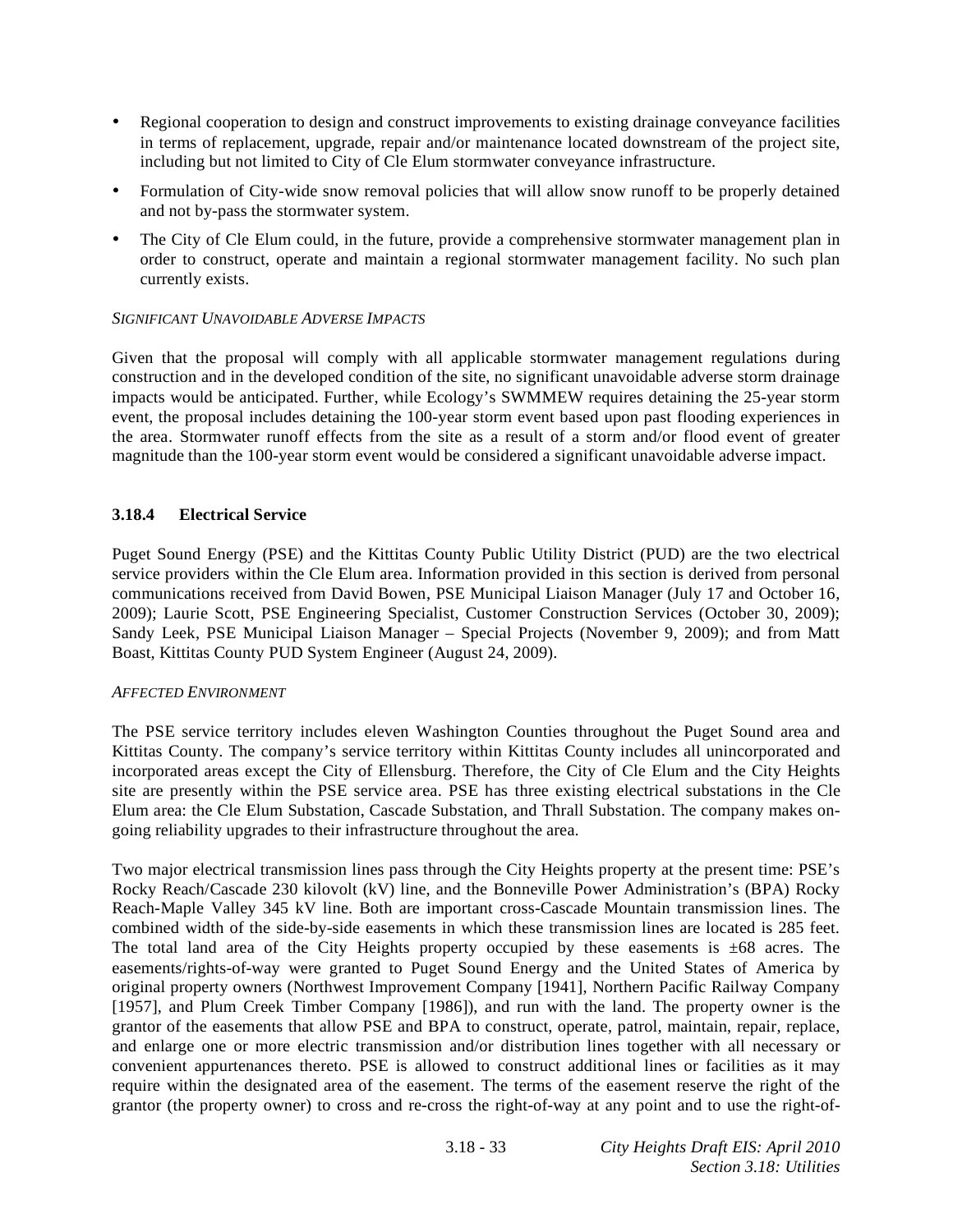- Regional cooperation to design and construct improvements to existing drainage conveyance facilities in terms of replacement, upgrade, repair and/or maintenance located downstream of the project site, including but not limited to City of Cle Elum stormwater conveyance infrastructure.
- Formulation of City-wide snow removal policies that will allow snow runoff to be properly detained and not by-pass the stormwater system.
- The City of Cle Elum could, in the future, provide a comprehensive stormwater management plan in order to construct, operate and maintain a regional stormwater management facility. No such plan currently exists.

*SIGNIFICANT UNAVOIDABLE ADVERSE IMPACTS*

Given that the proposal will comply with all applicable stormwater management regulations during construction and in the developed condition of the site, no significant unavoidable adverse storm drainage impacts would be anticipated. Further, while Ecology's SWMMEW requires detaining the 25-year storm event, the proposal includes detaining the 100-year storm event based upon past flooding experiences in the area. Stormwater runoff effects from the site as a result of a storm and/or flood event of greater magnitude than the 100-year storm event would be considered a significant unavoidable adverse impact.

### 3.18.4 Electrical Service

Puget Sound Energy (PSE) and the Kittitas County Public Utility District (PUD) are the two electrical service providers within the Cle Elum area. Information provided in this section is derived from personal communications received from David Bowen, PSE Municipal Liaison Manager (July 17 and October 16, 2009); Laurie Scott, PSE Engineering Specialist, Customer Construction Services (October 30, 2009); Sandy Leek, PSE Municipal Liaison Manager – Special Projects (November 9, 2009); and from Matt Boast, Kittitas County PUD System Engineer (August 24, 2009).

*AFFECTED ENVIRONMENT*

The PSE service territory includes eleven Washington Counties throughout the Puget Sound area and Kittitas County. The company's service territory within Kittitas County includes all unincorporated and incorporated areas except the City of Ellensburg. Therefore, the City of Cle Elum and the City Heights site are presently within the PSE service area. PSE has three existing electrical substations in the Cle Elum area: the Cle Elum Substation, Cascade Substation, and Thrall Substation. The company makes on-going reliability upgrades to their infrastructure throughout the area.

Two major electrical transmission lines pass through the City Heights property at the present time: PSE's Rocky Reach/Cascade 230 kilovolt (kV) line, and the Bonneville Power Administration's (BPA) Rocky Reach-Maple Valley 345 kV line. Both are important cross-Cascade Mountain transmission lines. The combined width of the side-by-side easements in which these transmission lines are located is 285 feet. The total land area of the City Heights property occupied by these easements is ±68 acres. The easements/rights-of-way were granted to Puget Sound Energy and the United States of America by original property owners (Northwest Improvement Company [1941], Northern Pacific Railway Company [1957], and Plum Creek Timber Company [1986]), and run with the land. The property owner is the grantor of the easements that allow PSE and BPA to construct, operate, patrol, maintain, repair, replace, and enlarge one or more electric transmission and/or distribution lines together with all necessary or convenient appurtenances thereto. PSE is allowed to construct additional lines or facilities as it may require within the designated area of the easement. The terms of the easement reserve the right of the grantor (the property owner) to cross and re-cross the right-of-way at any point and to use the right-of-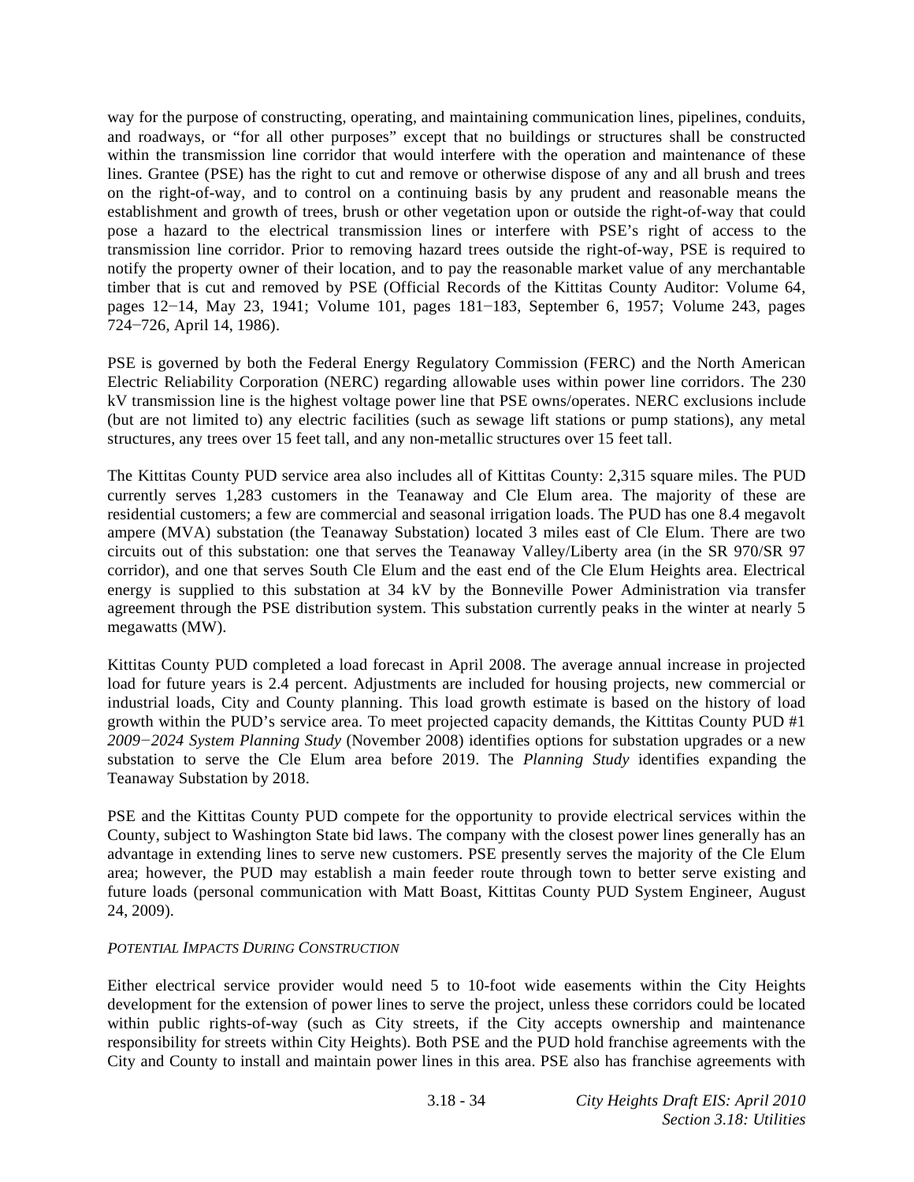way for the purpose of constructing, operating, and maintaining communication lines, pipelines, conduits, and roadways, or "for all other purposes" except that no buildings or structures shall be constructed within the transmission line corridor that would interfere with the operation and maintenance of these lines. Grantee (PSE) has the right to cut and remove or otherwise dispose of any and all brush and trees on the right-of-way, and to control on a continuing basis by any prudent and reasonable means the establishment and growth of trees, brush or other vegetation upon or outside the right-of-way that could pose a hazard to the electrical transmission lines or interfere with PSE's right of access to the transmission line corridor. Prior to removing hazard trees outside the right-of-way, PSE is required to notify the property owner of their location, and to pay the reasonable market value of any merchantable timber that is cut and removed by PSE (Official Records of the Kittitas County Auditor: Volume 64, pages 12−14, May 23, 1941; Volume 101, pages 181−183, September 6, 1957; Volume 243, pages 724−726, April 14, 1986).

PSE is governed by both the Federal Energy Regulatory Commission (FERC) and the North American Electric Reliability Corporation (NERC) regarding allowable uses within power line corridors. The 230 kV transmission line is the highest voltage power line that PSE owns/operates. NERC exclusions include (but are not limited to) any electric facilities (such as sewage lift stations or pump stations), any metal structures, any trees over 15 feet tall, and any non-metallic structures over 15 feet tall.

The Kittitas County PUD service area also includes all of Kittitas County: 2,315 square miles. The PUD currently serves 1,283 customers in the Teanaway and Cle Elum area. The majority of these are residential customers; a few are commercial and seasonal irrigation loads. The PUD has one 8.4 megavolt ampere (MVA) substation (the Teanaway Substation) located 3 miles east of Cle Elum. There are two circuits out of this substation: one that serves the Teanaway Valley/Liberty area (in the SR 970/SR 97 corridor), and one that serves South Cle Elum and the east end of the Cle Elum Heights area. Electrical energy is supplied to this substation at 34 kV by the Bonneville Power Administration via transfer agreement through the PSE distribution system. This substation currently peaks in the winter at nearly 5 megawatts (MW).

Kittitas County PUD completed a load forecast in April 2008. The average annual increase in projected load for future years is 2.4 percent. Adjustments are included for housing projects, new commercial or industrial loads, City and County planning. This load growth estimate is based on the history of load growth within the PUD's service area. To meet projected capacity demands, the Kittitas County PUD #1 *2009−2024 System Planning Study* (November 2008) identifies options for substation upgrades or a new substation to serve the Cle Elum area before 2019. The *Planning Study* identifies expanding the Teanaway Substation by 2018.

PSE and the Kittitas County PUD compete for the opportunity to provide electrical services within the County, subject to Washington State bid laws. The company with the closest power lines generally has an advantage in extending lines to serve new customers. PSE presently serves the majority of the Cle Elum area; however, the PUD may establish a main feeder route through town to better serve existing and future loads (personal communication with Matt Boast, Kittitas County PUD System Engineer, August 24, 2009).

*POTENTIAL IMPACTS DURING CONSTRUCTION*

Either electrical service provider would need 5 to 10-foot wide easements within the City Heights development for the extension of power lines to serve the project, unless these corridors could be located within public rights-of-way (such as City streets, if the City accepts ownership and maintenance responsibility for streets within City Heights). Both PSE and the PUD hold franchise agreements with the City and County to install and maintain power lines in this area. PSE also has franchise agreements with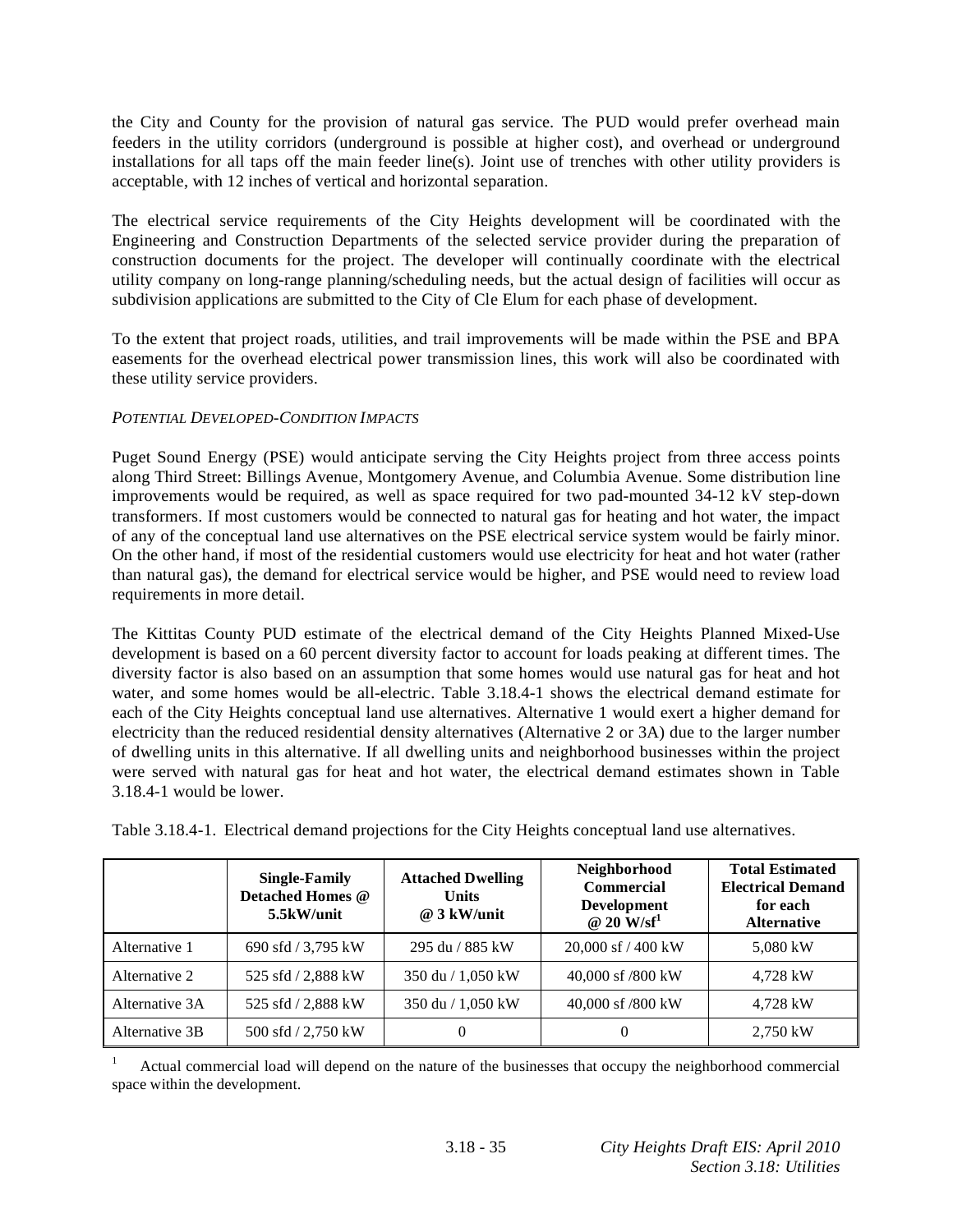the City and County for the provision of natural gas service. The PUD would prefer overhead main feeders in the utility corridors (underground is possible at higher cost), and overhead or underground installations for all taps off the main feeder line(s). Joint use of trenches with other utility providers is acceptable, with 12 inches of vertical and horizontal separation.

The electrical service requirements of the City Heights development will be coordinated with the Engineering and Construction Departments of the selected service provider during the preparation of construction documents for the project. The developer will continually coordinate with the electrical utility company on long-range planning/scheduling needs, but the actual design of facilities will occur as subdivision applications are submitted to the City of Cle Elum for each phase of development.

To the extent that project roads, utilities, and trail improvements will be made within the PSE and BPA easements for the overhead electrical power transmission lines, this work will also be coordinated with these utility service providers.

*POTENTIAL DEVELOPED-CONDITION IMPACTS*

Puget Sound Energy (PSE) would anticipate serving the City Heights project from three access points along Third Street: Billings Avenue, Montgomery Avenue, and Columbia Avenue. Some distribution line improvements would be required, as well as space required for two pad-mounted 34-12 kV step-down transformers. If most customers would be connected to natural gas for heating and hot water, the impact of any of the conceptual land use alternatives on the PSE electrical service system would be fairly minor. On the other hand, if most of the residential customers would use electricity for heat and hot water (rather than natural gas), the demand for electrical service would be higher, and PSE would need to review load requirements in more detail.

The Kittitas County PUD estimate of the electrical demand of the City Heights Planned Mixed-Use development is based on a 60 percent diversity factor to account for loads peaking at different times. The diversity factor is also based on an assumption that some homes would use natural gas for heat and hot water, and some homes would be all-electric. Table 3.18.4-1 shows the electrical demand estimate for each of the City Heights conceptual land use alternatives. Alternative 1 would exert a higher demand for electricity than the reduced residential density alternatives (Alternative 2 or 3A) due to the larger number of dwelling units in this alternative. If all dwelling units and neighborhood businesses within the project were served with natural gas for heat and hot water, the electrical demand estimates shown in Table 3.18.4-1 would be lower.

Table 3.18.4-1. Electrical demand projections for the City Heights conceptual land use alternatives.

| | Single-Family Detached Homes @ 5.5kW/unit | Attached Dwelling Units @ 3 kW/unit | Neighborhood Commercial Development @ 20 W/sf[1] | Total Estimated Electrical Demand for each Alternative |
|---|---|---|---|---|
| Alternative 1 | 690 sfd / 3,795 kW | 295 du / 885 kW | 20,000 sf / 400 kW | 5,080 kW |
| Alternative 2 | 525 sfd / 2,888 kW | 350 du / 1,050 kW | 40,000 sf /800 kW | 4,728 kW |
| Alternative 3A | 525 sfd / 2,888 kW | 350 du / 1,050 kW | 40,000 sf /800 kW | 4,728 kW |
| Alternative 3B | 500 sfd / 2,750 kW | 0 | 0 | 2,750 kW |

[1] Actual commercial load will depend on the nature of the businesses that occupy the neighborhood commercial space within the development.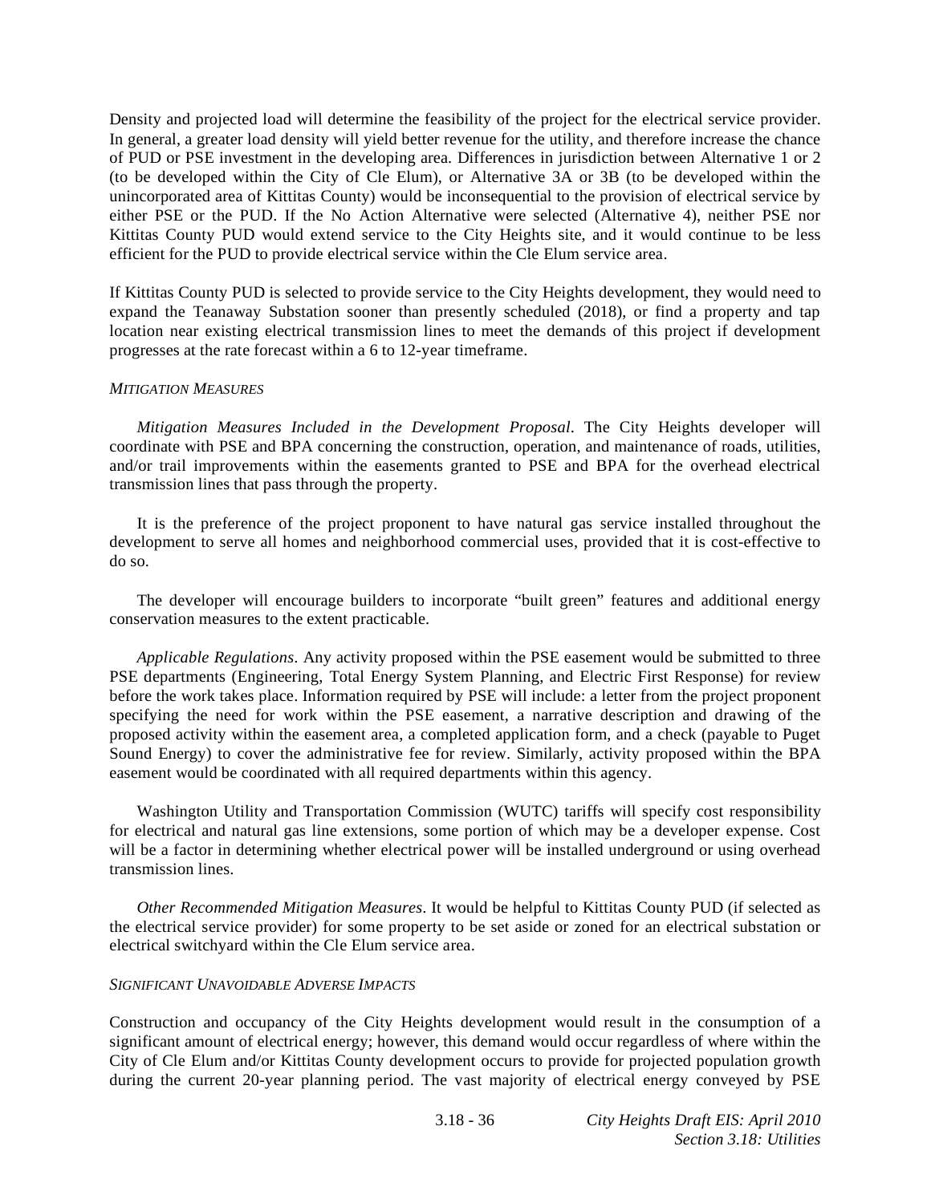Density and projected load will determine the feasibility of the project for the electrical service provider. In general, a greater load density will yield better revenue for the utility, and therefore increase the chance of PUD or PSE investment in the developing area. Differences in jurisdiction between Alternative 1 or 2 (to be developed within the City of Cle Elum), or Alternative 3A or 3B (to be developed within the unincorporated area of Kittitas County) would be inconsequential to the provision of electrical service by either PSE or the PUD. If the No Action Alternative were selected (Alternative 4), neither PSE nor Kittitas County PUD would extend service to the City Heights site, and it would continue to be less efficient for the PUD to provide electrical service within the Cle Elum service area.

If Kittitas County PUD is selected to provide service to the City Heights development, they would need to expand the Teanaway Substation sooner than presently scheduled (2018), or find a property and tap location near existing electrical transmission lines to meet the demands of this project if development progresses at the rate forecast within a 6 to 12-year timeframe.

*MITIGATION MEASURES*

*Mitigation Measures Included in the Development Proposal*. The City Heights developer will coordinate with PSE and BPA concerning the construction, operation, and maintenance of roads, utilities, and/or trail improvements within the easements granted to PSE and BPA for the overhead electrical transmission lines that pass through the property.

It is the preference of the project proponent to have natural gas service installed throughout the development to serve all homes and neighborhood commercial uses, provided that it is cost-effective to do so.

The developer will encourage builders to incorporate "built green" features and additional energy conservation measures to the extent practicable.

*Applicable Regulations*. Any activity proposed within the PSE easement would be submitted to three PSE departments (Engineering, Total Energy System Planning, and Electric First Response) for review before the work takes place. Information required by PSE will include: a letter from the project proponent specifying the need for work within the PSE easement, a narrative description and drawing of the proposed activity within the easement area, a completed application form, and a check (payable to Puget Sound Energy) to cover the administrative fee for review. Similarly, activity proposed within the BPA easement would be coordinated with all required departments within this agency.

Washington Utility and Transportation Commission (WUTC) tariffs will specify cost responsibility for electrical and natural gas line extensions, some portion of which may be a developer expense. Cost will be a factor in determining whether electrical power will be installed underground or using overhead transmission lines.

*Other Recommended Mitigation Measures*. It would be helpful to Kittitas County PUD (if selected as the electrical service provider) for some property to be set aside or zoned for an electrical substation or electrical switchyard within the Cle Elum service area.

*SIGNIFICANT UNAVOIDABLE ADVERSE IMPACTS*

Construction and occupancy of the City Heights development would result in the consumption of a significant amount of electrical energy; however, this demand would occur regardless of where within the City of Cle Elum and/or Kittitas County development occurs to provide for projected population growth during the current 20-year planning period. The vast majority of electrical energy conveyed by PSE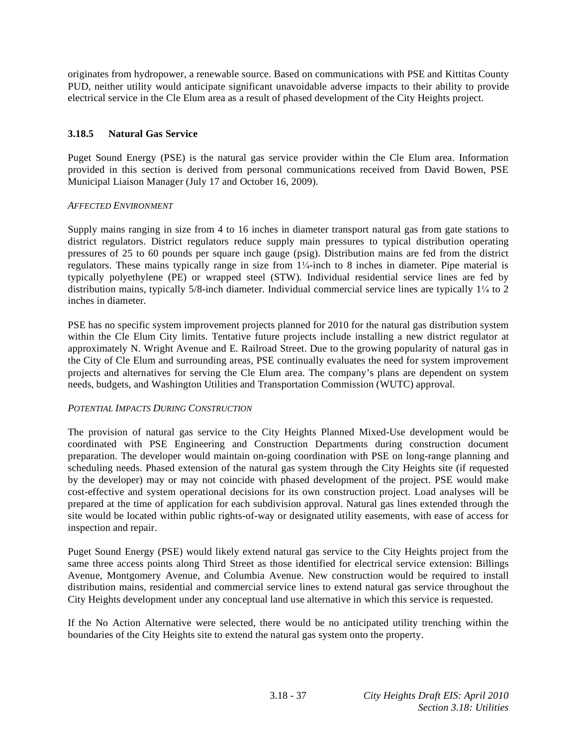originates from hydropower, a renewable source. Based on communications with PSE and Kittitas County PUD, neither utility would anticipate significant unavoidable adverse impacts to their ability to provide electrical service in the Cle Elum area as a result of phased development of the City Heights project.

### 3.18.5 Natural Gas Service

Puget Sound Energy (PSE) is the natural gas service provider within the Cle Elum area. Information provided in this section is derived from personal communications received from David Bowen, PSE Municipal Liaison Manager (July 17 and October 16, 2009).

*AFFECTED ENVIRONMENT*

Supply mains ranging in size from 4 to 16 inches in diameter transport natural gas from gate stations to district regulators. District regulators reduce supply main pressures to typical distribution operating pressures of 25 to 60 pounds per square inch gauge (psig). Distribution mains are fed from the district regulators. These mains typically range in size from 1¼-inch to 8 inches in diameter. Pipe material is typically polyethylene (PE) or wrapped steel (STW). Individual residential service lines are fed by distribution mains, typically 5/8-inch diameter. Individual commercial service lines are typically 1¼ to 2 inches in diameter.

PSE has no specific system improvement projects planned for 2010 for the natural gas distribution system within the Cle Elum City limits. Tentative future projects include installing a new district regulator at approximately N. Wright Avenue and E. Railroad Street. Due to the growing popularity of natural gas in the City of Cle Elum and surrounding areas, PSE continually evaluates the need for system improvement projects and alternatives for serving the Cle Elum area. The company's plans are dependent on system needs, budgets, and Washington Utilities and Transportation Commission (WUTC) approval.

*POTENTIAL IMPACTS DURING CONSTRUCTION*

The provision of natural gas service to the City Heights Planned Mixed-Use development would be coordinated with PSE Engineering and Construction Departments during construction document preparation. The developer would maintain on-going coordination with PSE on long-range planning and scheduling needs. Phased extension of the natural gas system through the City Heights site (if requested by the developer) may or may not coincide with phased development of the project. PSE would make cost-effective and system operational decisions for its own construction project. Load analyses will be prepared at the time of application for each subdivision approval. Natural gas lines extended through the site would be located within public rights-of-way or designated utility easements, with ease of access for inspection and repair.

Puget Sound Energy (PSE) would likely extend natural gas service to the City Heights project from the same three access points along Third Street as those identified for electrical service extension: Billings Avenue, Montgomery Avenue, and Columbia Avenue. New construction would be required to install distribution mains, residential and commercial service lines to extend natural gas service throughout the City Heights development under any conceptual land use alternative in which this service is requested.

If the No Action Alternative were selected, there would be no anticipated utility trenching within the boundaries of the City Heights site to extend the natural gas system onto the property.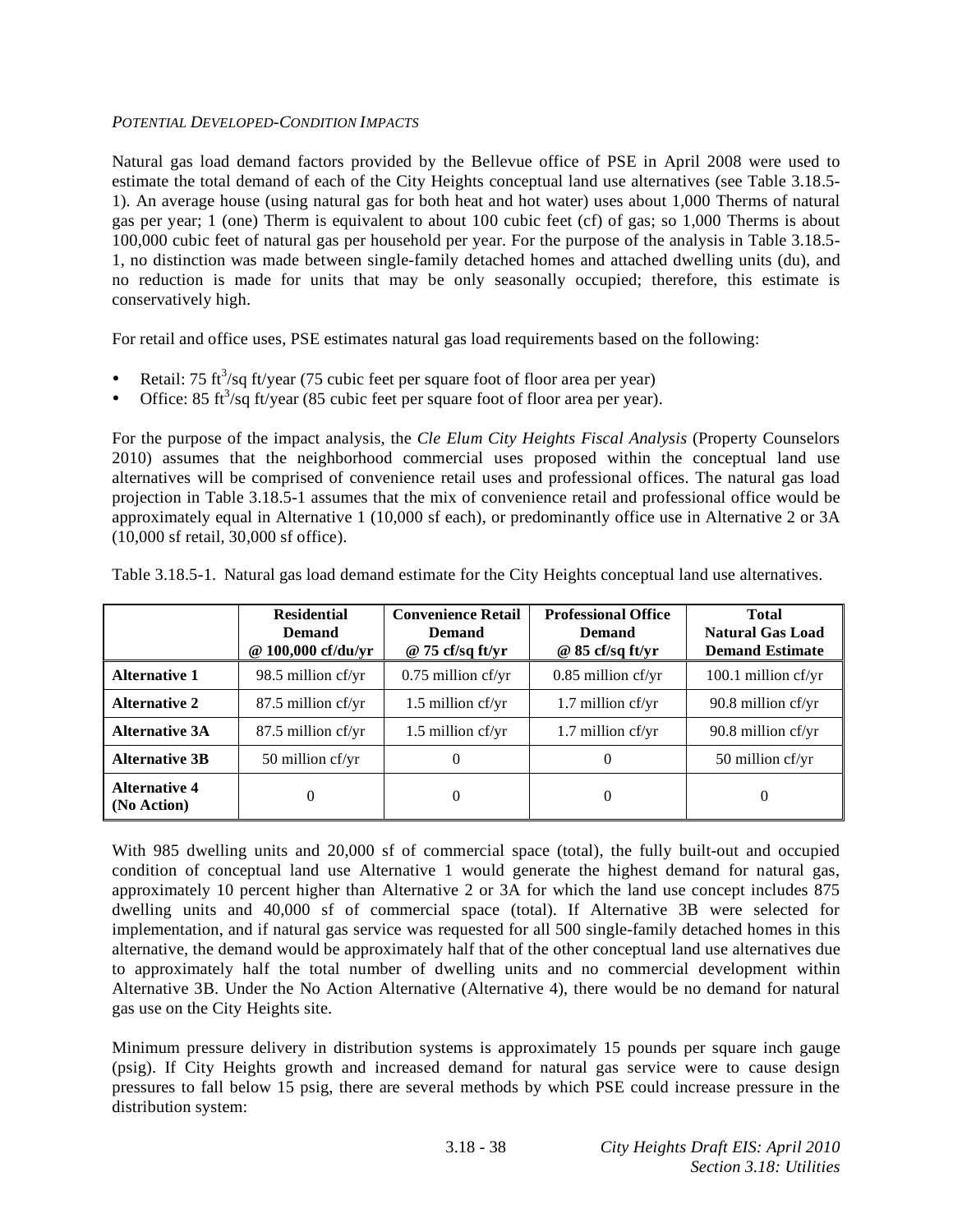*POTENTIAL DEVELOPED-CONDITION IMPACTS*

Natural gas load demand factors provided by the Bellevue office of PSE in April 2008 were used to estimate the total demand of each of the City Heights conceptual land use alternatives (see Table 3.18.5-1). An average house (using natural gas for both heat and hot water) uses about 1,000 Therms of natural gas per year; 1 (one) Therm is equivalent to about 100 cubic feet (cf) of gas; so 1,000 Therms is about 100,000 cubic feet of natural gas per household per year. For the purpose of the analysis in Table 3.18.5-1, no distinction was made between single-family detached homes and attached dwelling units (du), and no reduction is made for units that may be only seasonally occupied; therefore, this estimate is conservatively high.

For retail and office uses, PSE estimates natural gas load requirements based on the following:

- Retail: 75 $ft^3$/sq ft/year (75 cubic feet per square foot of floor area per year)
- Office: 85 $ft^3$/sq ft/year (85 cubic feet per square foot of floor area per year).

For the purpose of the impact analysis, the *Cle Elum City Heights Fiscal Analysis* (Property Counselors 2010) assumes that the neighborhood commercial uses proposed within the conceptual land use alternatives will be comprised of convenience retail uses and professional offices. The natural gas load projection in Table 3.18.5-1 assumes that the mix of convenience retail and professional office would be approximately equal in Alternative 1 (10,000 sf each), or predominantly office use in Alternative 2 or 3A (10,000 sf retail, 30,000 sf office).

Table 3.18.5-1. Natural gas load demand estimate for the City Heights conceptual land use alternatives.

| | Residential Demand @ 100,000 cf/du/yr | Convenience Retail Demand @ 75 cf/sq ft/yr | Professional Office Demand @ 85 cf/sq ft/yr | Total Natural Gas Load Demand Estimate |
|---|---|---|---|---|
| **Alternative 1** | 98.5 million cf/yr | 0.75 million cf/yr | 0.85 million cf/yr | 100.1 million cf/yr |
| **Alternative 2** | 87.5 million cf/yr | 1.5 million cf/yr | 1.7 million cf/yr | 90.8 million cf/yr |
| **Alternative 3A** | 87.5 million cf/yr | 1.5 million cf/yr | 1.7 million cf/yr | 90.8 million cf/yr |
| **Alternative 3B** | 50 million cf/yr | 0 | 0 | 50 million cf/yr |
| **Alternative 4 (No Action)** | 0 | 0 | 0 | 0 |

With 985 dwelling units and 20,000 sf of commercial space (total), the fully built-out and occupied condition of conceptual land use Alternative 1 would generate the highest demand for natural gas, approximately 10 percent higher than Alternative 2 or 3A for which the land use concept includes 875 dwelling units and 40,000 sf of commercial space (total). If Alternative 3B were selected for implementation, and if natural gas service was requested for all 500 single-family detached homes in this alternative, the demand would be approximately half that of the other conceptual land use alternatives due to approximately half the total number of dwelling units and no commercial development within Alternative 3B. Under the No Action Alternative (Alternative 4), there would be no demand for natural gas use on the City Heights site.

Minimum pressure delivery in distribution systems is approximately 15 pounds per square inch gauge (psig). If City Heights growth and increased demand for natural gas service were to cause design pressures to fall below 15 psig, there are several methods by which PSE could increase pressure in the distribution system: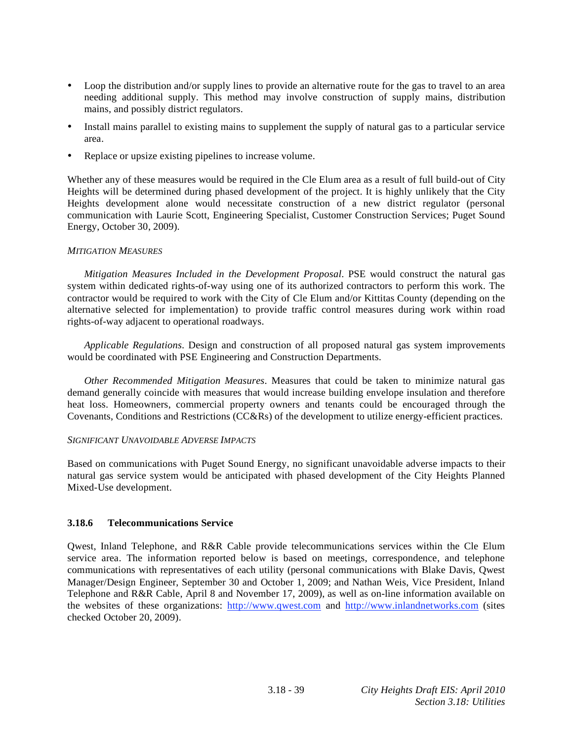- Loop the distribution and/or supply lines to provide an alternative route for the gas to travel to an area needing additional supply. This method may involve construction of supply mains, distribution mains, and possibly district regulators.
- Install mains parallel to existing mains to supplement the supply of natural gas to a particular service area.
- Replace or upsize existing pipelines to increase volume.

Whether any of these measures would be required in the Cle Elum area as a result of full build-out of City Heights will be determined during phased development of the project. It is highly unlikely that the City Heights development alone would necessitate construction of a new district regulator (personal communication with Laurie Scott, Engineering Specialist, Customer Construction Services; Puget Sound Energy, October 30, 2009).

*MITIGATION MEASURES*

*Mitigation Measures Included in the Development Proposal*. PSE would construct the natural gas system within dedicated rights-of-way using one of its authorized contractors to perform this work. The contractor would be required to work with the City of Cle Elum and/or Kittitas County (depending on the alternative selected for implementation) to provide traffic control measures during work within road rights-of-way adjacent to operational roadways.

*Applicable Regulations*. Design and construction of all proposed natural gas system improvements would be coordinated with PSE Engineering and Construction Departments.

*Other Recommended Mitigation Measures*. Measures that could be taken to minimize natural gas demand generally coincide with measures that would increase building envelope insulation and therefore heat loss. Homeowners, commercial property owners and tenants could be encouraged through the Covenants, Conditions and Restrictions (CC&Rs) of the development to utilize energy-efficient practices.

*SIGNIFICANT UNAVOIDABLE ADVERSE IMPACTS*

Based on communications with Puget Sound Energy, no significant unavoidable adverse impacts to their natural gas service system would be anticipated with phased development of the City Heights Planned Mixed-Use development.

### 3.18.6 Telecommunications Service

Qwest, Inland Telephone, and R&R Cable provide telecommunications services within the Cle Elum service area. The information reported below is based on meetings, correspondence, and telephone communications with representatives of each utility (personal communications with Blake Davis, Qwest Manager/Design Engineer, September 30 and October 1, 2009; and Nathan Weis, Vice President, Inland Telephone and R&R Cable, April 8 and November 17, 2009), as well as on-line information available on the websites of these organizations: http://www.qwest.com and http://www.inlandnetworks.com (sites checked October 20, 2009).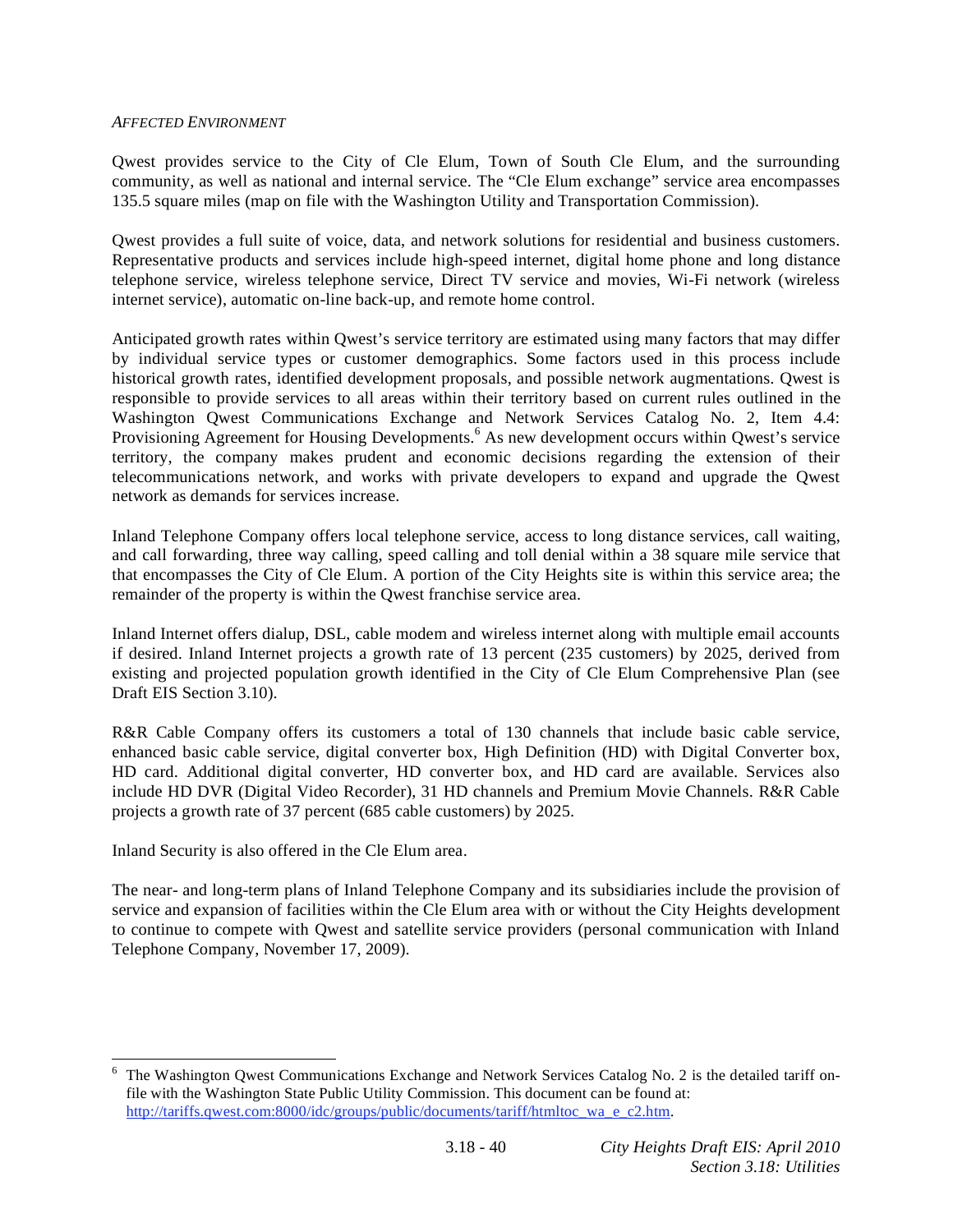*AFFECTED ENVIRONMENT*

Qwest provides service to the City of Cle Elum, Town of South Cle Elum, and the surrounding community, as well as national and internal service. The "Cle Elum exchange" service area encompasses 135.5 square miles (map on file with the Washington Utility and Transportation Commission).

Qwest provides a full suite of voice, data, and network solutions for residential and business customers. Representative products and services include high-speed internet, digital home phone and long distance telephone service, wireless telephone service, Direct TV service and movies, Wi-Fi network (wireless internet service), automatic on-line back-up, and remote home control.

Anticipated growth rates within Qwest's service territory are estimated using many factors that may differ by individual service types or customer demographics. Some factors used in this process include historical growth rates, identified development proposals, and possible network augmentations. Qwest is responsible to provide services to all areas within their territory based on current rules outlined in the Washington Qwest Communications Exchange and Network Services Catalog No. 2, Item 4.4: Provisioning Agreement for Housing Developments.[6] As new development occurs within Qwest's service territory, the company makes prudent and economic decisions regarding the extension of their telecommunications network, and works with private developers to expand and upgrade the Qwest network as demands for services increase.

Inland Telephone Company offers local telephone service, access to long distance services, call waiting, and call forwarding, three way calling, speed calling and toll denial within a 38 square mile service that that encompasses the City of Cle Elum. A portion of the City Heights site is within this service area; the remainder of the property is within the Qwest franchise service area.

Inland Internet offers dialup, DSL, cable modem and wireless internet along with multiple email accounts if desired. Inland Internet projects a growth rate of 13 percent (235 customers) by 2025, derived from existing and projected population growth identified in the City of Cle Elum Comprehensive Plan (see Draft EIS Section 3.10).

R&R Cable Company offers its customers a total of 130 channels that include basic cable service, enhanced basic cable service, digital converter box, High Definition (HD) with Digital Converter box, HD card. Additional digital converter, HD converter box, and HD card are available. Services also include HD DVR (Digital Video Recorder), 31 HD channels and Premium Movie Channels. R&R Cable projects a growth rate of 37 percent (685 cable customers) by 2025.

Inland Security is also offered in the Cle Elum area.

The near- and long-term plans of Inland Telephone Company and its subsidiaries include the provision of service and expansion of facilities within the Cle Elum area with or without the City Heights development to continue to compete with Qwest and satellite service providers (personal communication with Inland Telephone Company, November 17, 2009).

---

[6] The Washington Qwest Communications Exchange and Network Services Catalog No. 2 is the detailed tariff on-file with the Washington State Public Utility Commission. This document can be found at: http://tariffs.qwest.com:8000/idc/groups/public/documents/tariff/htmltoc_wa_e_c2.htm.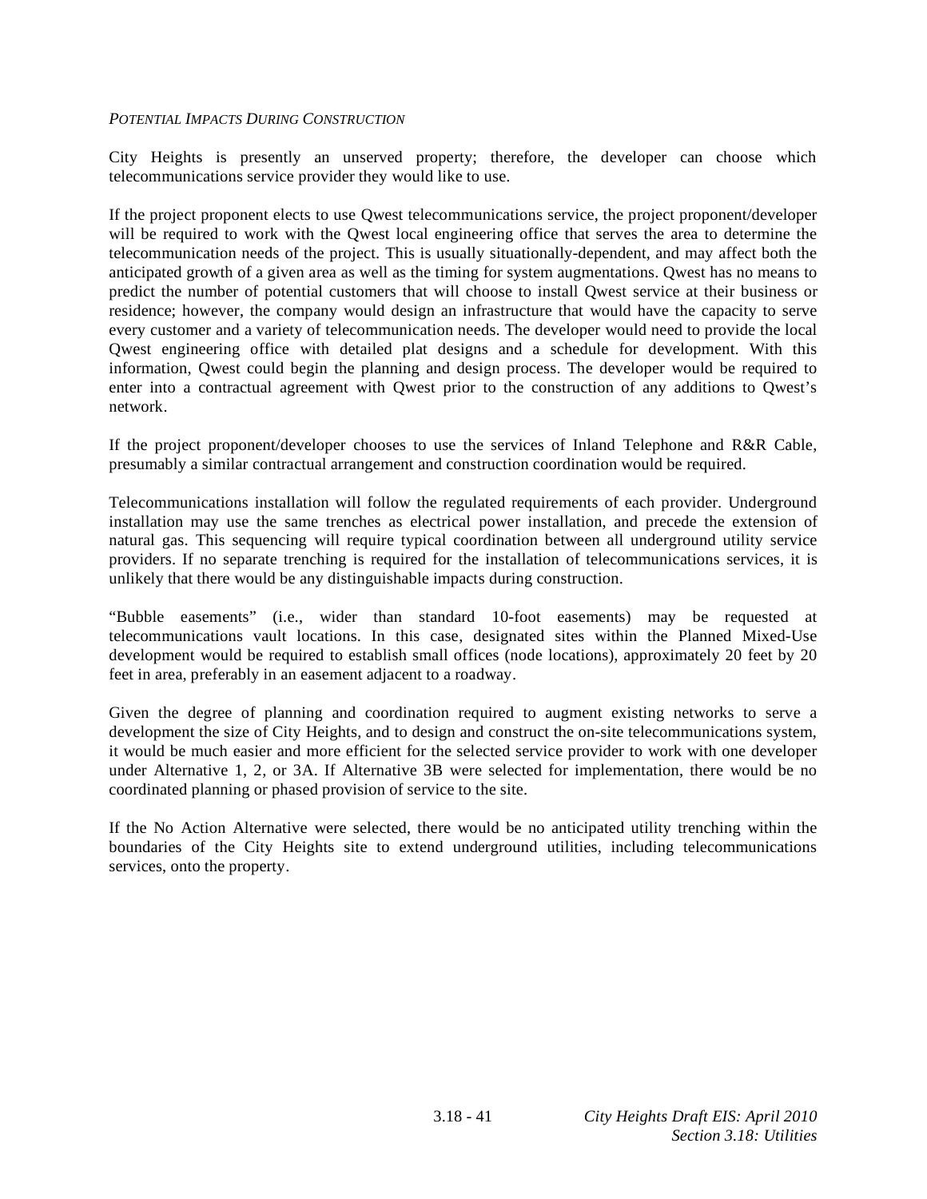*POTENTIAL IMPACTS DURING CONSTRUCTION*

City Heights is presently an unserved property; therefore, the developer can choose which telecommunications service provider they would like to use.

If the project proponent elects to use Qwest telecommunications service, the project proponent/developer will be required to work with the Qwest local engineering office that serves the area to determine the telecommunication needs of the project. This is usually situationally-dependent, and may affect both the anticipated growth of a given area as well as the timing for system augmentations. Qwest has no means to predict the number of potential customers that will choose to install Qwest service at their business or residence; however, the company would design an infrastructure that would have the capacity to serve every customer and a variety of telecommunication needs. The developer would need to provide the local Qwest engineering office with detailed plat designs and a schedule for development. With this information, Qwest could begin the planning and design process. The developer would be required to enter into a contractual agreement with Qwest prior to the construction of any additions to Qwest's network.

If the project proponent/developer chooses to use the services of Inland Telephone and R&R Cable, presumably a similar contractual arrangement and construction coordination would be required.

Telecommunications installation will follow the regulated requirements of each provider. Underground installation may use the same trenches as electrical power installation, and precede the extension of natural gas. This sequencing will require typical coordination between all underground utility service providers. If no separate trenching is required for the installation of telecommunications services, it is unlikely that there would be any distinguishable impacts during construction.

"Bubble easements" (i.e., wider than standard 10-foot easements) may be requested at telecommunications vault locations. In this case, designated sites within the Planned Mixed-Use development would be required to establish small offices (node locations), approximately 20 feet by 20 feet in area, preferably in an easement adjacent to a roadway.

Given the degree of planning and coordination required to augment existing networks to serve a development the size of City Heights, and to design and construct the on-site telecommunications system, it would be much easier and more efficient for the selected service provider to work with one developer under Alternative 1, 2, or 3A. If Alternative 3B were selected for implementation, there would be no coordinated planning or phased provision of service to the site.

If the No Action Alternative were selected, there would be no anticipated utility trenching within the boundaries of the City Heights site to extend underground utilities, including telecommunications services, onto the property.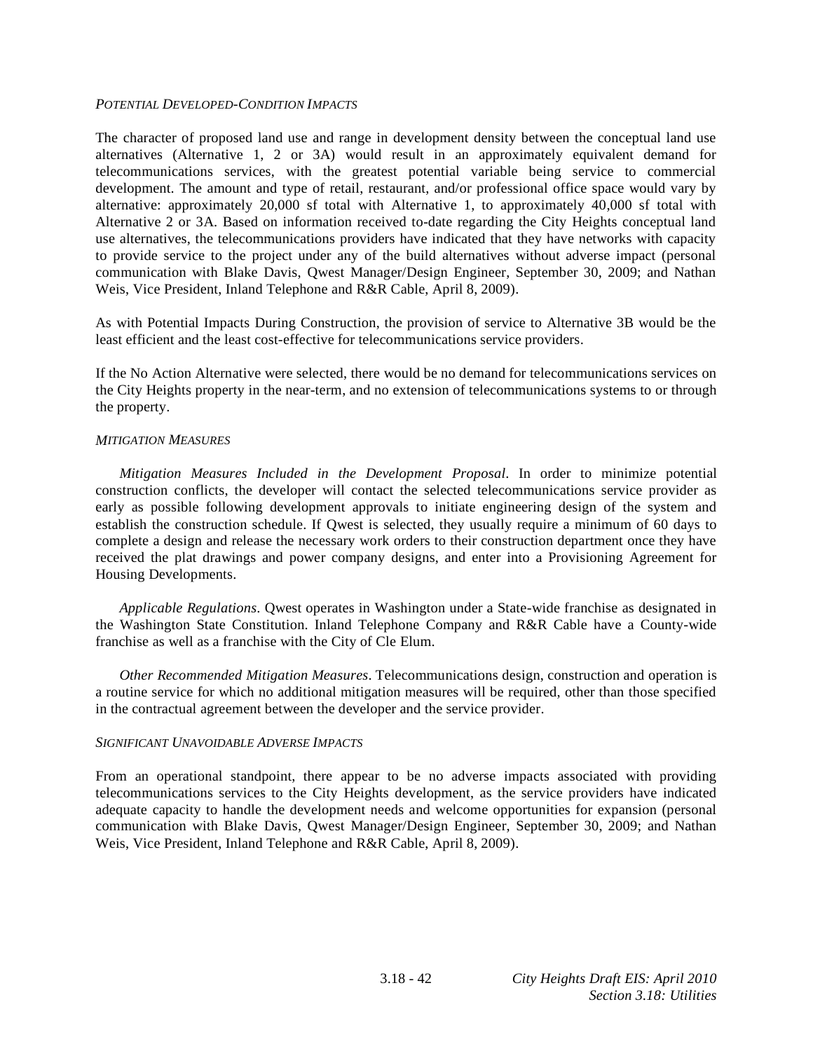*POTENTIAL DEVELOPED-CONDITION IMPACTS*

The character of proposed land use and range in development density between the conceptual land use alternatives (Alternative 1, 2 or 3A) would result in an approximately equivalent demand for telecommunications services, with the greatest potential variable being service to commercial development. The amount and type of retail, restaurant, and/or professional office space would vary by alternative: approximately 20,000 sf total with Alternative 1, to approximately 40,000 sf total with Alternative 2 or 3A. Based on information received to-date regarding the City Heights conceptual land use alternatives, the telecommunications providers have indicated that they have networks with capacity to provide service to the project under any of the build alternatives without adverse impact (personal communication with Blake Davis, Qwest Manager/Design Engineer, September 30, 2009; and Nathan Weis, Vice President, Inland Telephone and R&R Cable, April 8, 2009).

As with Potential Impacts During Construction, the provision of service to Alternative 3B would be the least efficient and the least cost-effective for telecommunications service providers.

If the No Action Alternative were selected, there would be no demand for telecommunications services on the City Heights property in the near-term, and no extension of telecommunications systems to or through the property.

*MITIGATION MEASURES*

*Mitigation Measures Included in the Development Proposal*. In order to minimize potential construction conflicts, the developer will contact the selected telecommunications service provider as early as possible following development approvals to initiate engineering design of the system and establish the construction schedule. If Qwest is selected, they usually require a minimum of 60 days to complete a design and release the necessary work orders to their construction department once they have received the plat drawings and power company designs, and enter into a Provisioning Agreement for Housing Developments.

*Applicable Regulations*. Qwest operates in Washington under a State-wide franchise as designated in the Washington State Constitution. Inland Telephone Company and R&R Cable have a County-wide franchise as well as a franchise with the City of Cle Elum.

*Other Recommended Mitigation Measures*. Telecommunications design, construction and operation is a routine service for which no additional mitigation measures will be required, other than those specified in the contractual agreement between the developer and the service provider.

*SIGNIFICANT UNAVOIDABLE ADVERSE IMPACTS*

From an operational standpoint, there appear to be no adverse impacts associated with providing telecommunications services to the City Heights development, as the service providers have indicated adequate capacity to handle the development needs and welcome opportunities for expansion (personal communication with Blake Davis, Qwest Manager/Design Engineer, September 30, 2009; and Nathan Weis, Vice President, Inland Telephone and R&R Cable, April 8, 2009).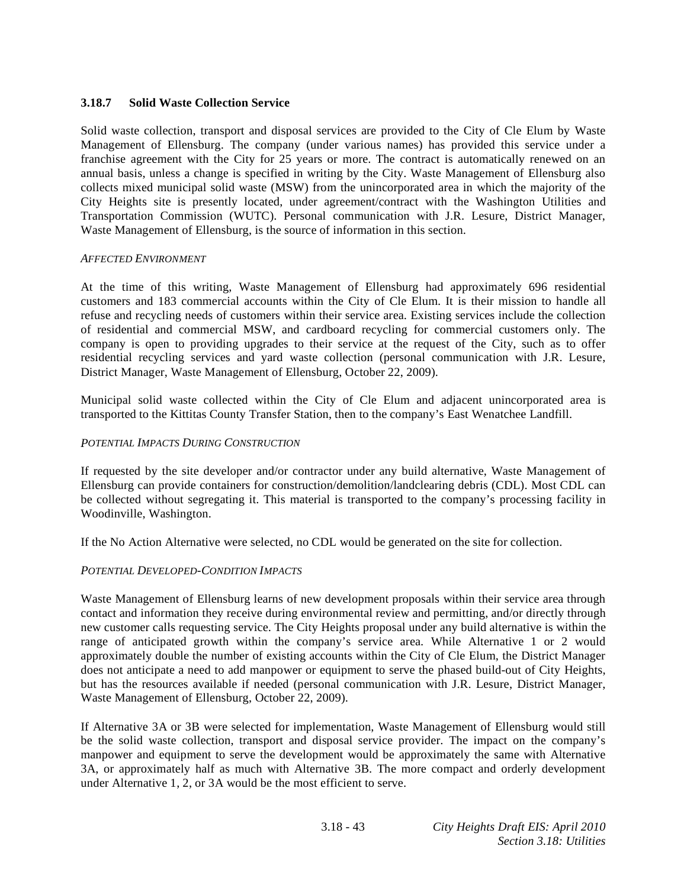### 3.18.7 Solid Waste Collection Service

Solid waste collection, transport and disposal services are provided to the City of Cle Elum by Waste Management of Ellensburg. The company (under various names) has provided this service under a franchise agreement with the City for 25 years or more. The contract is automatically renewed on an annual basis, unless a change is specified in writing by the City. Waste Management of Ellensburg also collects mixed municipal solid waste (MSW) from the unincorporated area in which the majority of the City Heights site is presently located, under agreement/contract with the Washington Utilities and Transportation Commission (WUTC). Personal communication with J.R. Lesure, District Manager, Waste Management of Ellensburg, is the source of information in this section.

*AFFECTED ENVIRONMENT*

At the time of this writing, Waste Management of Ellensburg had approximately 696 residential customers and 183 commercial accounts within the City of Cle Elum. It is their mission to handle all refuse and recycling needs of customers within their service area. Existing services include the collection of residential and commercial MSW, and cardboard recycling for commercial customers only. The company is open to providing upgrades to their service at the request of the City, such as to offer residential recycling services and yard waste collection (personal communication with J.R. Lesure, District Manager, Waste Management of Ellensburg, October 22, 2009).

Municipal solid waste collected within the City of Cle Elum and adjacent unincorporated area is transported to the Kittitas County Transfer Station, then to the company's East Wenatchee Landfill.

*POTENTIAL IMPACTS DURING CONSTRUCTION*

If requested by the site developer and/or contractor under any build alternative, Waste Management of Ellensburg can provide containers for construction/demolition/landclearing debris (CDL). Most CDL can be collected without segregating it. This material is transported to the company's processing facility in Woodinville, Washington.

If the No Action Alternative were selected, no CDL would be generated on the site for collection.

*POTENTIAL DEVELOPED-CONDITION IMPACTS*

Waste Management of Ellensburg learns of new development proposals within their service area through contact and information they receive during environmental review and permitting, and/or directly through new customer calls requesting service. The City Heights proposal under any build alternative is within the range of anticipated growth within the company's service area. While Alternative 1 or 2 would approximately double the number of existing accounts within the City of Cle Elum, the District Manager does not anticipate a need to add manpower or equipment to serve the phased build-out of City Heights, but has the resources available if needed (personal communication with J.R. Lesure, District Manager, Waste Management of Ellensburg, October 22, 2009).

If Alternative 3A or 3B were selected for implementation, Waste Management of Ellensburg would still be the solid waste collection, transport and disposal service provider. The impact on the company's manpower and equipment to serve the development would be approximately the same with Alternative 3A, or approximately half as much with Alternative 3B. The more compact and orderly development under Alternative 1, 2, or 3A would be the most efficient to serve.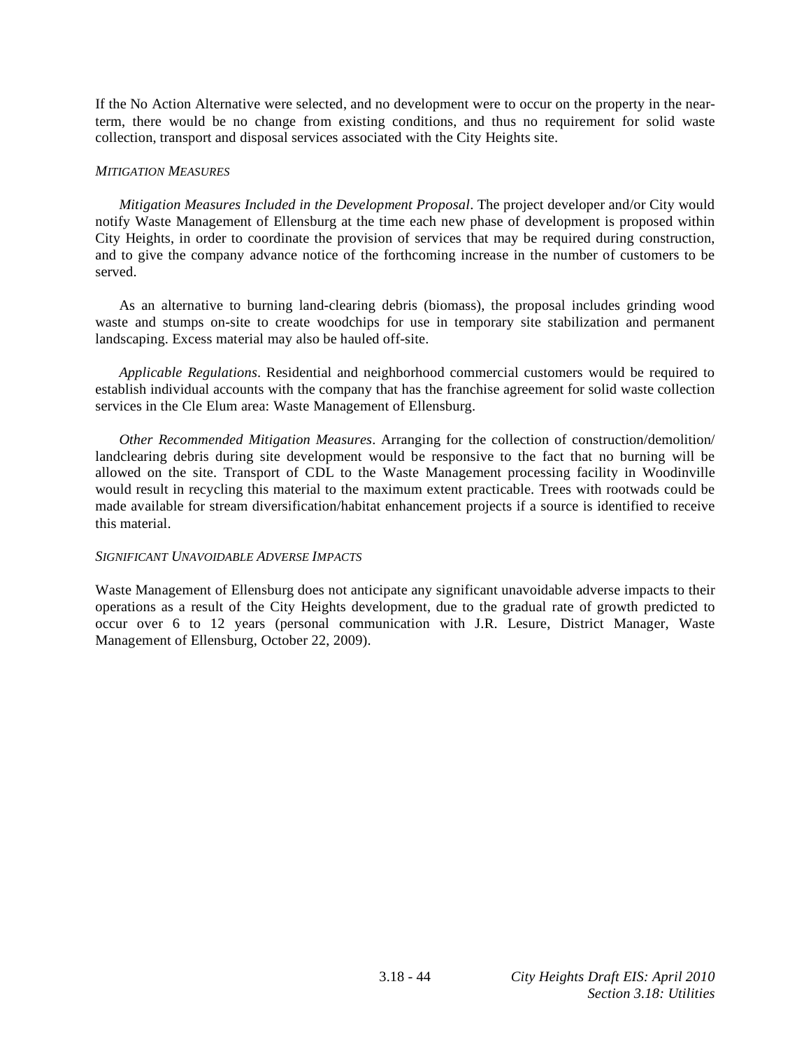If the No Action Alternative were selected, and no development were to occur on the property in the near-term, there would be no change from existing conditions, and thus no requirement for solid waste collection, transport and disposal services associated with the City Heights site.

*MITIGATION MEASURES*

*Mitigation Measures Included in the Development Proposal*. The project developer and/or City would notify Waste Management of Ellensburg at the time each new phase of development is proposed within City Heights, in order to coordinate the provision of services that may be required during construction, and to give the company advance notice of the forthcoming increase in the number of customers to be served.

As an alternative to burning land-clearing debris (biomass), the proposal includes grinding wood waste and stumps on-site to create woodchips for use in temporary site stabilization and permanent landscaping. Excess material may also be hauled off-site.

*Applicable Regulations*. Residential and neighborhood commercial customers would be required to establish individual accounts with the company that has the franchise agreement for solid waste collection services in the Cle Elum area: Waste Management of Ellensburg.

*Other Recommended Mitigation Measures*. Arranging for the collection of construction/demolition/landclearing debris during site development would be responsive to the fact that no burning will be allowed on the site. Transport of CDL to the Waste Management processing facility in Woodinville would result in recycling this material to the maximum extent practicable. Trees with rootwads could be made available for stream diversification/habitat enhancement projects if a source is identified to receive this material.

*SIGNIFICANT UNAVOIDABLE ADVERSE IMPACTS*

Waste Management of Ellensburg does not anticipate any significant unavoidable adverse impacts to their operations as a result of the City Heights development, due to the gradual rate of growth predicted to occur over 6 to 12 years (personal communication with J.R. Lesure, District Manager, Waste Management of Ellensburg, October 22, 2009).